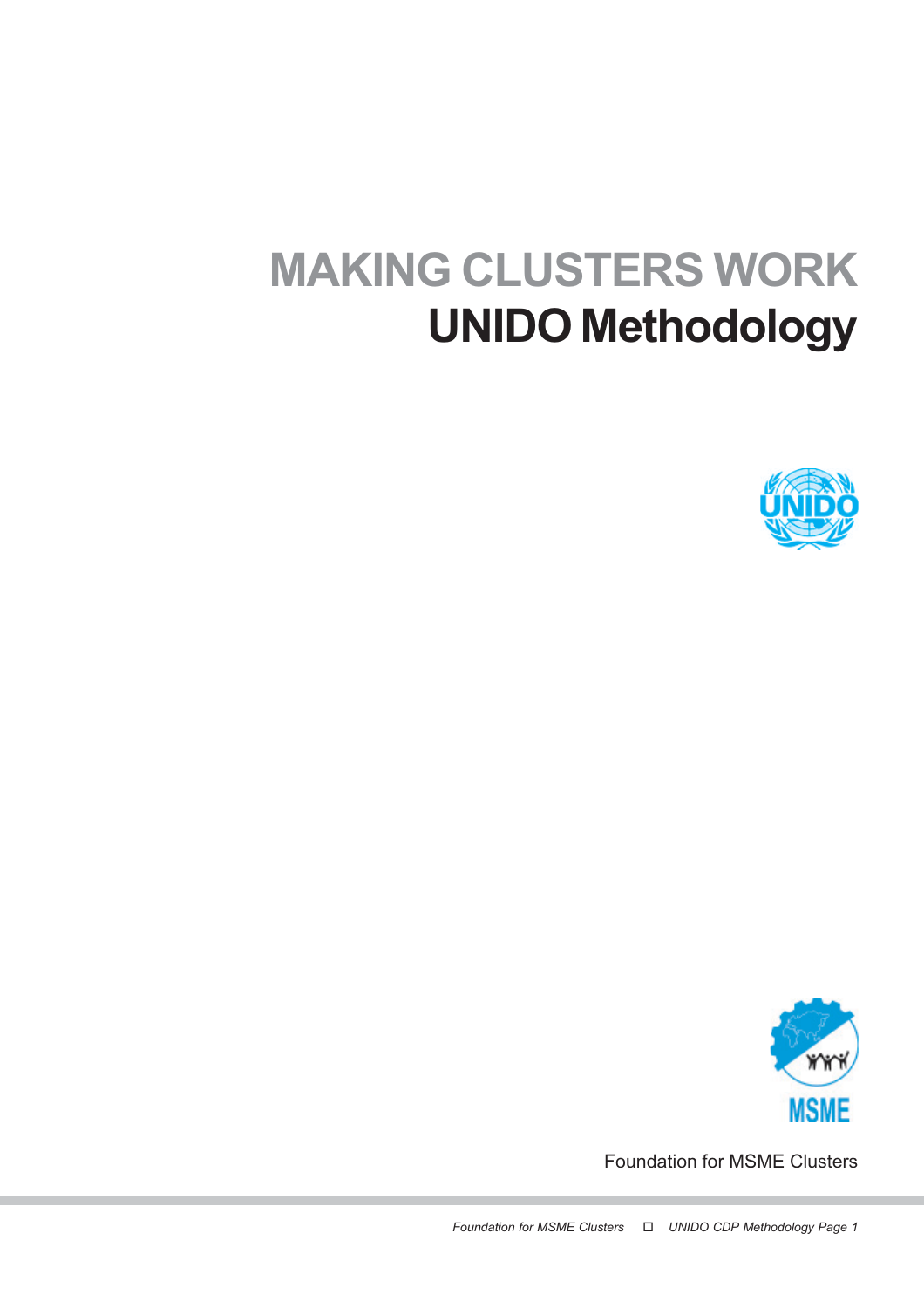# MAKING CLUSTERS WORK
## UNIDO Methodology

Foundation for MSME Clusters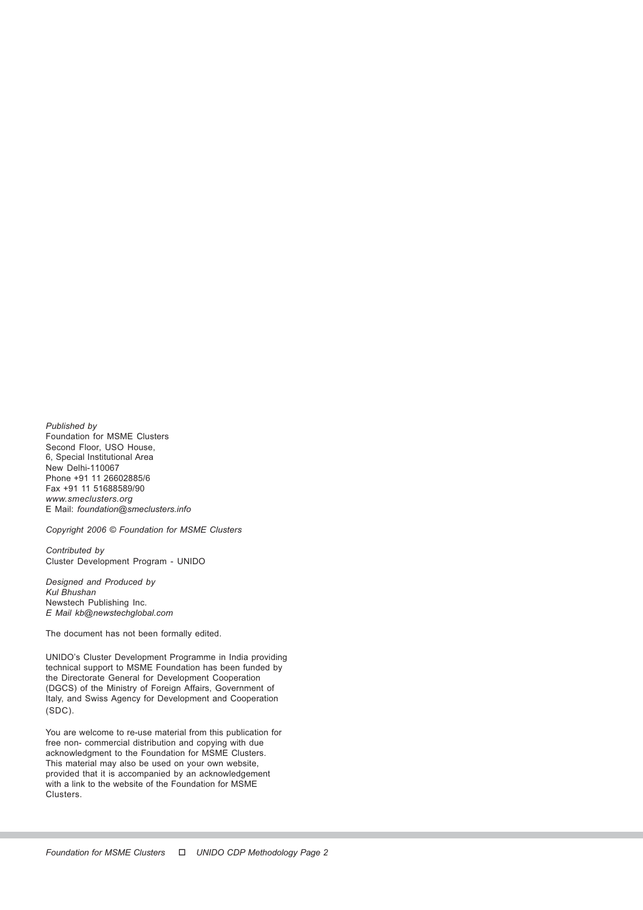*Published by*
Foundation for MSME Clusters
Second Floor, USO House,
6, Special Institutional Area
New Delhi-110067
Phone +91 11 26602885/6
Fax +91 11 51688589/90
*www.smeclusters.org*
E Mail: *foundation@smeclusters.info*

*Copyright 2006 © Foundation for MSME Clusters*

*Contributed by*
Cluster Development Program - UNIDO

*Designed and Produced by*
*Kul Bhushan*
Newstech Publishing Inc.
*E Mail kb@newstechglobal.com*

The document has not been formally edited.

UNIDO's Cluster Development Programme in India providing technical support to MSME Foundation has been funded by the Directorate General for Development Cooperation (DGCS) of the Ministry of Foreign Affairs, Government of Italy, and Swiss Agency for Development and Cooperation (SDC).

You are welcome to re-use material from this publication for free non- commercial distribution and copying with due acknowledgment to the Foundation for MSME Clusters. This material may also be used on your own website, provided that it is accompanied by an acknowledgement with a link to the website of the Foundation for MSME Clusters.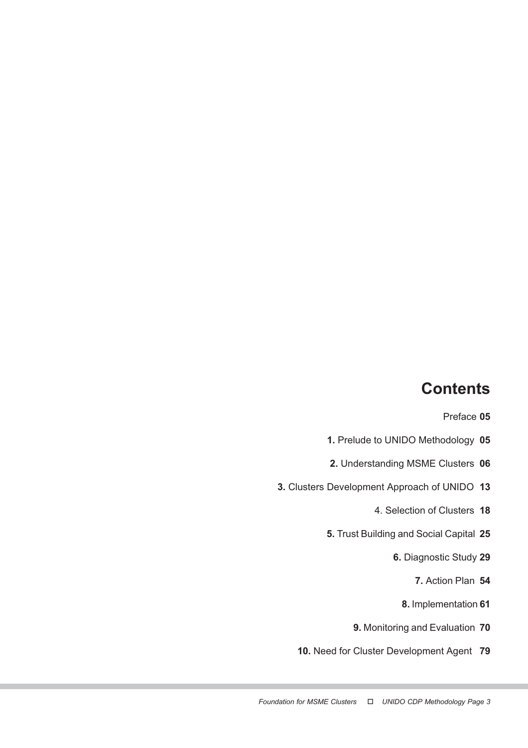# Contents

Preface **05**

**1.** Prelude to UNIDO Methodology **05**

**2.** Understanding MSME Clusters **06**

**3.** Clusters Development Approach of UNIDO **13**

4. Selection of Clusters **18**

**5.** Trust Building and Social Capital **25**

**6.** Diagnostic Study **29**

**7.** Action Plan **54**

**8.** Implementation **61**

**9.** Monitoring and Evaluation **70**

**10.** Need for Cluster Development Agent **79**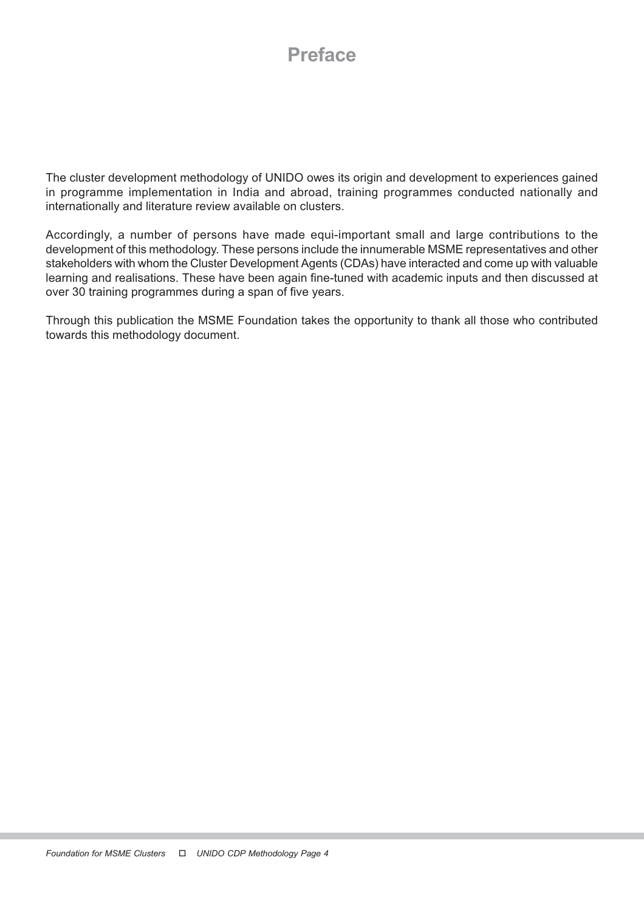# Preface

The cluster development methodology of UNIDO owes its origin and development to experiences gained in programme implementation in India and abroad, training programmes conducted nationally and internationally and literature review available on clusters.

Accordingly, a number of persons have made equi-important small and large contributions to the development of this methodology. These persons include the innumerable MSME representatives and other stakeholders with whom the Cluster Development Agents (CDAs) have interacted and come up with valuable learning and realisations. These have been again fine-tuned with academic inputs and then discussed at over 30 training programmes during a span of five years.

Through this publication the MSME Foundation takes the opportunity to thank all those who contributed towards this methodology document.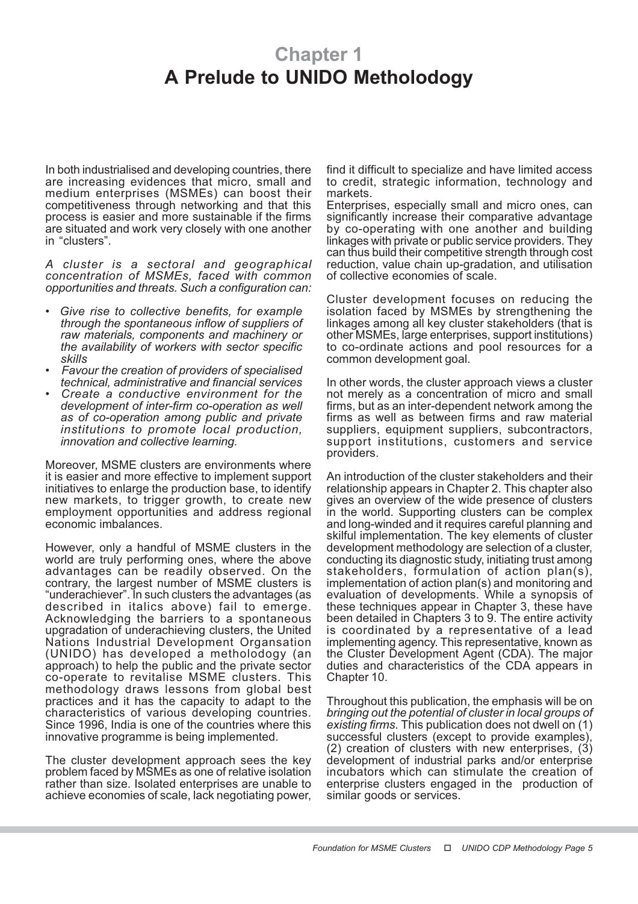# Chapter 1
# A Prelude to UNIDO Metholodogy

In both industrialised and developing countries, there are increasing evidences that micro, small and medium enterprises (MSMEs) can boost their competitiveness through networking and that this process is easier and more sustainable if the firms are situated and work very closely with one another in "clusters".

*A cluster is a sectoral and geographical concentration of MSMEs, faced with common opportunities and threats. Such a configuration can:*

- *Give rise to collective benefits, for example through the spontaneous inflow of suppliers of raw materials, components and machinery or the availability of workers with sector specific skills*
- *Favour the creation of providers of specialised technical, administrative and financial services*
- *Create a conductive environment for the development of inter-firm co-operation as well as of co-operation among public and private institutions to promote local production, innovation and collective learning.*

Moreover, MSME clusters are environments where it is easier and more effective to implement support initiatives to enlarge the production base, to identify new markets, to trigger growth, to create new employment opportunities and address regional economic imbalances.

However, only a handful of MSME clusters in the world are truly performing ones, where the above advantages can be readily observed. On the contrary, the largest number of MSME clusters is "underachiever". In such clusters the advantages (as described in italics above) fail to emerge. Acknowledging the barriers to a spontaneous upgradation of underachieving clusters, the United Nations Industrial Development Organsation (UNIDO) has developed a metholodogy (an approach) to help the public and the private sector co-operate to revitalise MSME clusters. This methodology draws lessons from global best practices and it has the capacity to adapt to the characteristics of various developing countries. Since 1996, India is one of the countries where this innovative programme is being implemented.

The cluster development approach sees the key problem faced by MSMEs as one of relative isolation rather than size. Isolated enterprises are unable to achieve economies of scale, lack negotiating power, find it difficult to specialize and have limited access to credit, strategic information, technology and markets.

Enterprises, especially small and micro ones, can significantly increase their comparative advantage by co-operating with one another and building linkages with private or public service providers. They can thus build their competitive strength through cost reduction, value chain up-gradation, and utilisation of collective economies of scale.

Cluster development focuses on reducing the isolation faced by MSMEs by strengthening the linkages among all key cluster stakeholders (that is other MSMEs, large enterprises, support institutions) to co-ordinate actions and pool resources for a common development goal.

In other words, the cluster approach views a cluster not merely as a concentration of micro and small firms, but as an inter-dependent network among the firms as well as between firms and raw material suppliers, equipment suppliers, subcontractors, support institutions, customers and service providers.

An introduction of the cluster stakeholders and their relationship appears in Chapter 2. This chapter also gives an overview of the wide presence of clusters in the world. Supporting clusters can be complex and long-winded and it requires careful planning and skilful implementation. The key elements of cluster development methodology are selection of a cluster, conducting its diagnostic study, initiating trust among stakeholders, formulation of action plan(s), implementation of action plan(s) and monitoring and evaluation of developments. While a synopsis of these techniques appear in Chapter 3, these have been detailed in Chapters 3 to 9. The entire activity is coordinated by a representative of a lead implementing agency. This representative, known as the Cluster Development Agent (CDA). The major duties and characteristics of the CDA appears in Chapter 10.

Throughout this publication, the emphasis will be on *bringing out the potential of cluster in local groups of existing firms*. This publication does not dwell on (1) successful clusters (except to provide examples), (2) creation of clusters with new enterprises, (3) development of industrial parks and/or enterprise incubators which can stimulate the creation of enterprise clusters engaged in the production of similar goods or services.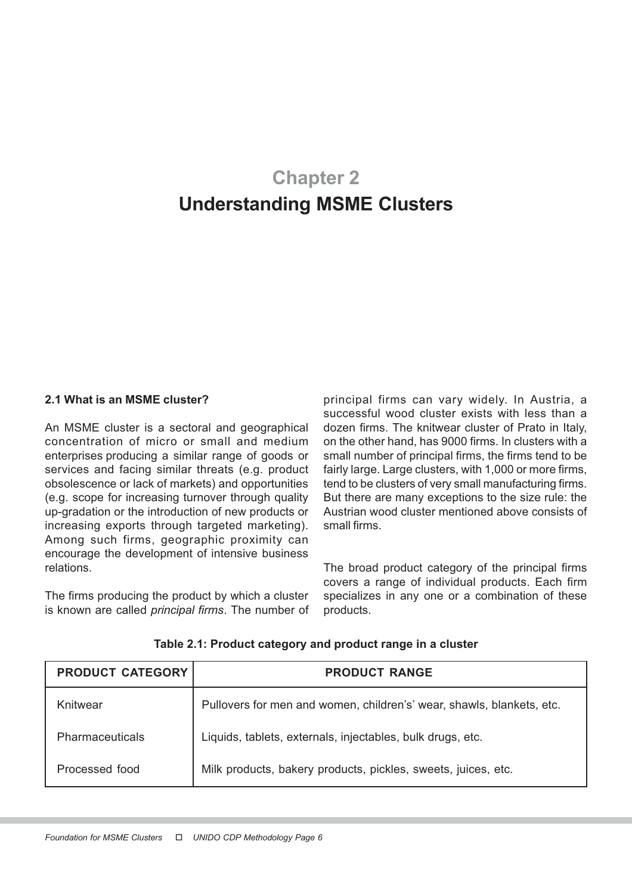# Chapter 2
# Understanding MSME Clusters

### 2.1 What is an MSME cluster?

An MSME cluster is a sectoral and geographical concentration of micro or small and medium enterprises producing a similar range of goods or services and facing similar threats (e.g. product obsolescence or lack of markets) and opportunities (e.g. scope for increasing turnover through quality up-gradation or the introduction of new products or increasing exports through targeted marketing). Among such firms, geographic proximity can encourage the development of intensive business relations.

The firms producing the product by which a cluster is known are called *principal firms*. The number of principal firms can vary widely. In Austria, a successful wood cluster exists with less than a dozen firms. The knitwear cluster of Prato in Italy, on the other hand, has 9000 firms. In clusters with a small number of principal firms, the firms tend to be fairly large. Large clusters, with 1,000 or more firms, tend to be clusters of very small manufacturing firms. But there are many exceptions to the size rule: the Austrian wood cluster mentioned above consists of small firms.

The broad product category of the principal firms covers a range of individual products. Each firm specializes in any one or a combination of these products.

**Table 2.1: Product category and product range in a cluster**

| PRODUCT CATEGORY | PRODUCT RANGE |
|---|---|
| Knitwear | Pullovers for men and women, children's wear, shawls, blankets, etc. |
| Pharmaceuticals | Liquids, tablets, externals, injectables, bulk drugs, etc. |
| Processed food | Milk products, bakery products, pickles, sweets, juices, etc. |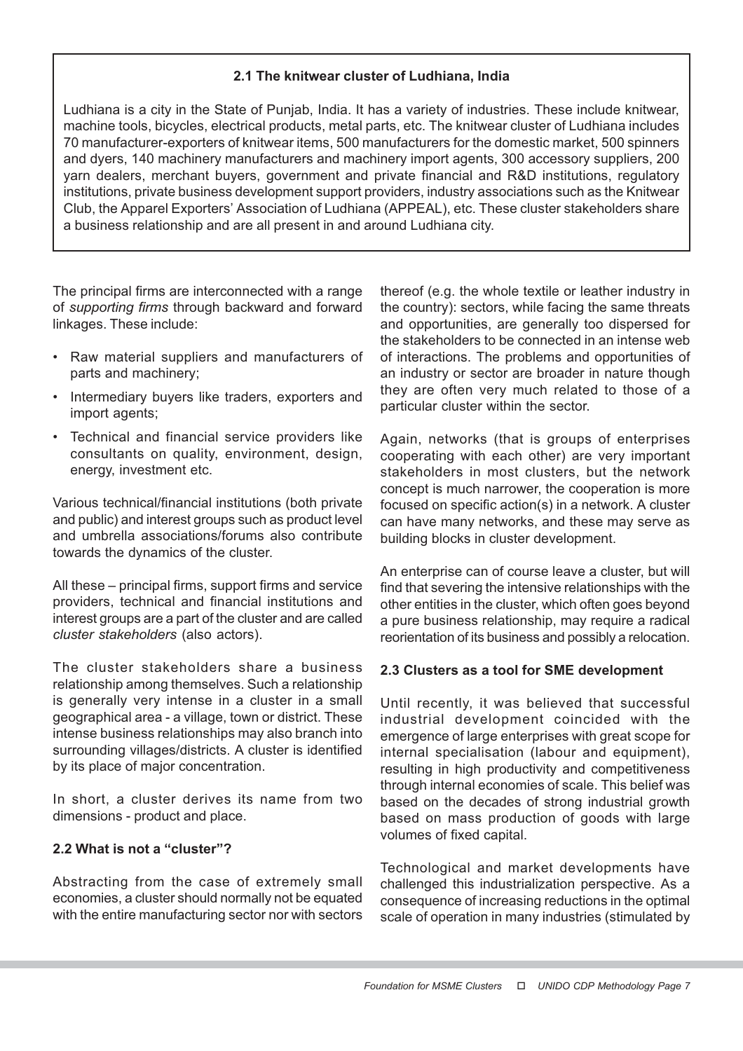**2.1 The knitwear cluster of Ludhiana, India**

Ludhiana is a city in the State of Punjab, India. It has a variety of industries. These include knitwear, machine tools, bicycles, electrical products, metal parts, etc. The knitwear cluster of Ludhiana includes 70 manufacturer-exporters of knitwear items, 500 manufacturers for the domestic market, 500 spinners and dyers, 140 machinery manufacturers and machinery import agents, 300 accessory suppliers, 200 yarn dealers, merchant buyers, government and private financial and R&D institutions, regulatory institutions, private business development support providers, industry associations such as the Knitwear Club, the Apparel Exporters' Association of Ludhiana (APPEAL), etc. These cluster stakeholders share a business relationship and are all present in and around Ludhiana city.

The principal firms are interconnected with a range of *supporting firms* through backward and forward linkages. These include:

- Raw material suppliers and manufacturers of parts and machinery;
- Intermediary buyers like traders, exporters and import agents;
- Technical and financial service providers like consultants on quality, environment, design, energy, investment etc.

Various technical/financial institutions (both private and public) and interest groups such as product level and umbrella associations/forums also contribute towards the dynamics of the cluster.

All these – principal firms, support firms and service providers, technical and financial institutions and interest groups are a part of the cluster and are called *cluster stakeholders* (also actors).

The cluster stakeholders share a business relationship among themselves. Such a relationship is generally very intense in a cluster in a small geographical area - a village, town or district. These intense business relationships may also branch into surrounding villages/districts. A cluster is identified by its place of major concentration.

In short, a cluster derives its name from two dimensions - product and place.

### 2.2 What is not a "cluster"?

Abstracting from the case of extremely small economies, a cluster should normally not be equated with the entire manufacturing sector nor with sectors thereof (e.g. the whole textile or leather industry in the country): sectors, while facing the same threats and opportunities, are generally too dispersed for the stakeholders to be connected in an intense web of interactions. The problems and opportunities of an industry or sector are broader in nature though they are often very much related to those of a particular cluster within the sector.

Again, networks (that is groups of enterprises cooperating with each other) are very important stakeholders in most clusters, but the network concept is much narrower, the cooperation is more focused on specific action(s) in a network. A cluster can have many networks, and these may serve as building blocks in cluster development.

An enterprise can of course leave a cluster, but will find that severing the intensive relationships with the other entities in the cluster, which often goes beyond a pure business relationship, may require a radical reorientation of its business and possibly a relocation.

### 2.3 Clusters as a tool for SME development

Until recently, it was believed that successful industrial development coincided with the emergence of large enterprises with great scope for internal specialisation (labour and equipment), resulting in high productivity and competitiveness through internal economies of scale. This belief was based on the decades of strong industrial growth based on mass production of goods with large volumes of fixed capital.

Technological and market developments have challenged this industrialization perspective. As a consequence of increasing reductions in the optimal scale of operation in many industries (stimulated by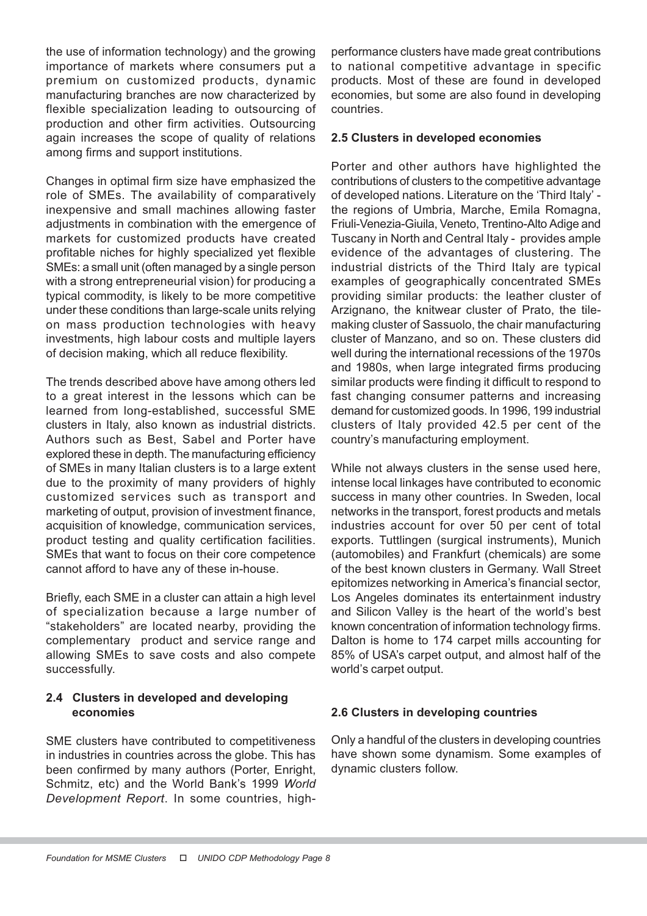the use of information technology) and the growing importance of markets where consumers put a premium on customized products, dynamic manufacturing branches are now characterized by flexible specialization leading to outsourcing of production and other firm activities. Outsourcing again increases the scope of quality of relations among firms and support institutions.

Changes in optimal firm size have emphasized the role of SMEs. The availability of comparatively inexpensive and small machines allowing faster adjustments in combination with the emergence of markets for customized products have created profitable niches for highly specialized yet flexible SMEs: a small unit (often managed by a single person with a strong entrepreneurial vision) for producing a typical commodity, is likely to be more competitive under these conditions than large-scale units relying on mass production technologies with heavy investments, high labour costs and multiple layers of decision making, which all reduce flexibility.

The trends described above have among others led to a great interest in the lessons which can be learned from long-established, successful SME clusters in Italy, also known as industrial districts. Authors such as Best, Sabel and Porter have explored these in depth. The manufacturing efficiency of SMEs in many Italian clusters is to a large extent due to the proximity of many providers of highly customized services such as transport and marketing of output, provision of investment finance, acquisition of knowledge, communication services, product testing and quality certification facilities. SMEs that want to focus on their core competence cannot afford to have any of these in-house.

Briefly, each SME in a cluster can attain a high level of specialization because a large number of "stakeholders" are located nearby, providing the complementary product and service range and allowing SMEs to save costs and also compete successfully.

## 2.4 Clusters in developed and developing economies

SME clusters have contributed to competitiveness in industries in countries across the globe. This has been confirmed by many authors (Porter, Enright, Schmitz, etc) and the World Bank's 1999 *World Development Report*. In some countries, high-performance clusters have made great contributions to national competitive advantage in specific products. Most of these are found in developed economies, but some are also found in developing countries.

## 2.5 Clusters in developed economies

Porter and other authors have highlighted the contributions of clusters to the competitive advantage of developed nations. Literature on the 'Third Italy' - the regions of Umbria, Marche, Emila Romagna, Friuli-Venezia-Giuila, Veneto, Trentino-Alto Adige and Tuscany in North and Central Italy - provides ample evidence of the advantages of clustering. The industrial districts of the Third Italy are typical examples of geographically concentrated SMEs providing similar products: the leather cluster of Arzignano, the knitwear cluster of Prato, the tile-making cluster of Sassuolo, the chair manufacturing cluster of Manzano, and so on. These clusters did well during the international recessions of the 1970s and 1980s, when large integrated firms producing similar products were finding it difficult to respond to fast changing consumer patterns and increasing demand for customized goods. In 1996, 199 industrial clusters of Italy provided 42.5 per cent of the country's manufacturing employment.

While not always clusters in the sense used here, intense local linkages have contributed to economic success in many other countries. In Sweden, local networks in the transport, forest products and metals industries account for over 50 per cent of total exports. Tuttlingen (surgical instruments), Munich (automobiles) and Frankfurt (chemicals) are some of the best known clusters in Germany. Wall Street epitomizes networking in America's financial sector, Los Angeles dominates its entertainment industry and Silicon Valley is the heart of the world's best known concentration of information technology firms. Dalton is home to 174 carpet mills accounting for 85% of USA's carpet output, and almost half of the world's carpet output.

## 2.6 Clusters in developing countries

Only a handful of the clusters in developing countries have shown some dynamism. Some examples of dynamic clusters follow.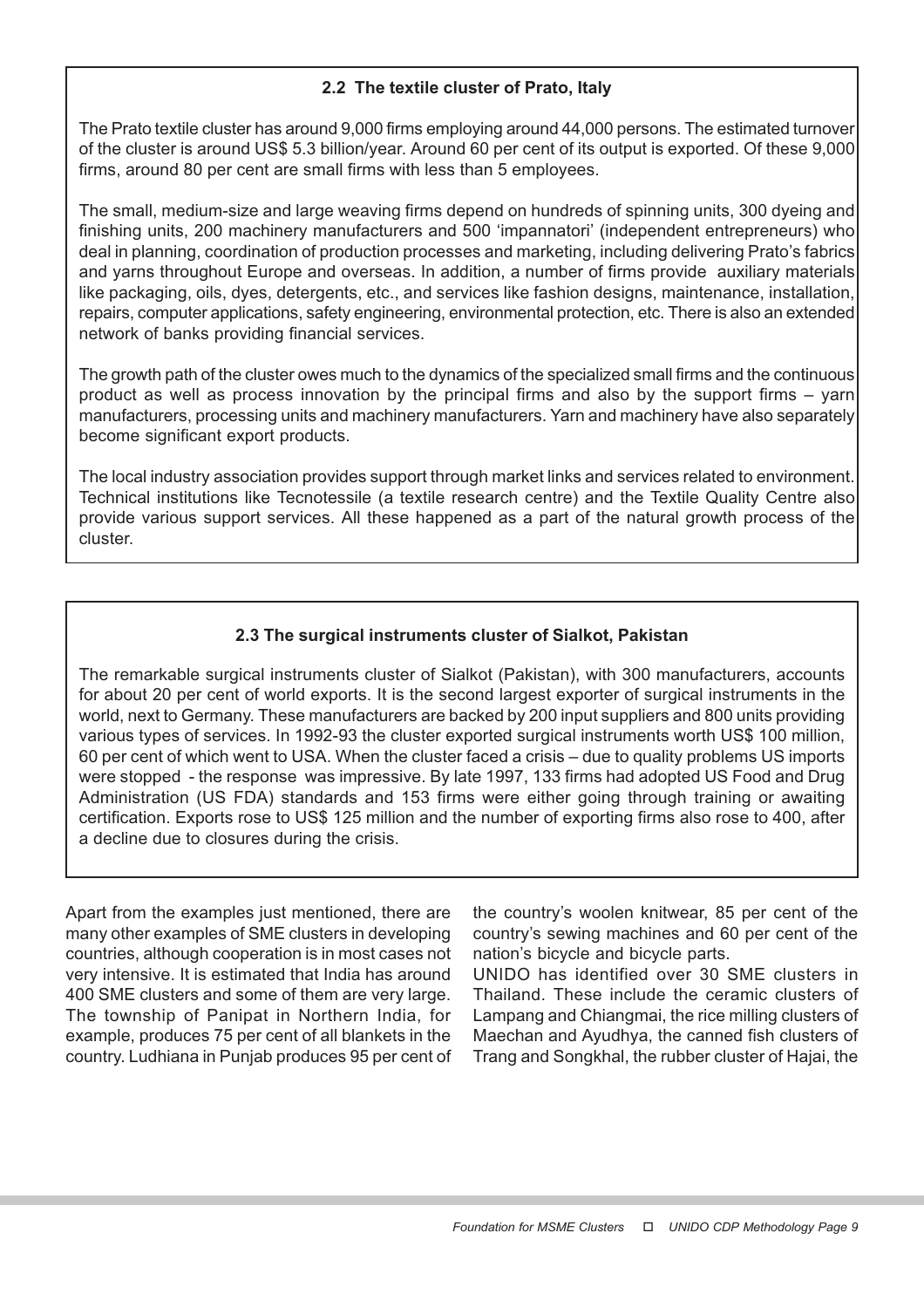### 2.2 The textile cluster of Prato, Italy

The Prato textile cluster has around 9,000 firms employing around 44,000 persons. The estimated turnover of the cluster is around US$ 5.3 billion/year. Around 60 per cent of its output is exported. Of these 9,000 firms, around 80 per cent are small firms with less than 5 employees.

The small, medium-size and large weaving firms depend on hundreds of spinning units, 300 dyeing and finishing units, 200 machinery manufacturers and 500 'impannatori' (independent entrepreneurs) who deal in planning, coordination of production processes and marketing, including delivering Prato's fabrics and yarns throughout Europe and overseas. In addition, a number of firms provide auxiliary materials like packaging, oils, dyes, detergents, etc., and services like fashion designs, maintenance, installation, repairs, computer applications, safety engineering, environmental protection, etc. There is also an extended network of banks providing financial services.

The growth path of the cluster owes much to the dynamics of the specialized small firms and the continuous product as well as process innovation by the principal firms and also by the support firms – yarn manufacturers, processing units and machinery manufacturers. Yarn and machinery have also separately become significant export products.

The local industry association provides support through market links and services related to environment. Technical institutions like Tecnotessile (a textile research centre) and the Textile Quality Centre also provide various support services. All these happened as a part of the natural growth process of the cluster.

### 2.3 The surgical instruments cluster of Sialkot, Pakistan

The remarkable surgical instruments cluster of Sialkot (Pakistan), with 300 manufacturers, accounts for about 20 per cent of world exports. It is the second largest exporter of surgical instruments in the world, next to Germany. These manufacturers are backed by 200 input suppliers and 800 units providing various types of services. In 1992-93 the cluster exported surgical instruments worth US$ 100 million, 60 per cent of which went to USA. When the cluster faced a crisis – due to quality problems US imports were stopped - the response was impressive. By late 1997, 133 firms had adopted US Food and Drug Administration (US FDA) standards and 153 firms were either going through training or awaiting certification. Exports rose to US$ 125 million and the number of exporting firms also rose to 400, after a decline due to closures during the crisis.

Apart from the examples just mentioned, there are many other examples of SME clusters in developing countries, although cooperation is in most cases not very intensive. It is estimated that India has around 400 SME clusters and some of them are very large. The township of Panipat in Northern India, for example, produces 75 per cent of all blankets in the country. Ludhiana in Punjab produces 95 per cent of the country's woolen knitwear, 85 per cent of the country's sewing machines and 60 per cent of the nation's bicycle and bicycle parts.

UNIDO has identified over 30 SME clusters in Thailand. These include the ceramic clusters of Lampang and Chiangmai, the rice milling clusters of Maechan and Ayudhya, the canned fish clusters of Trang and Songkhal, the rubber cluster of Hajai, the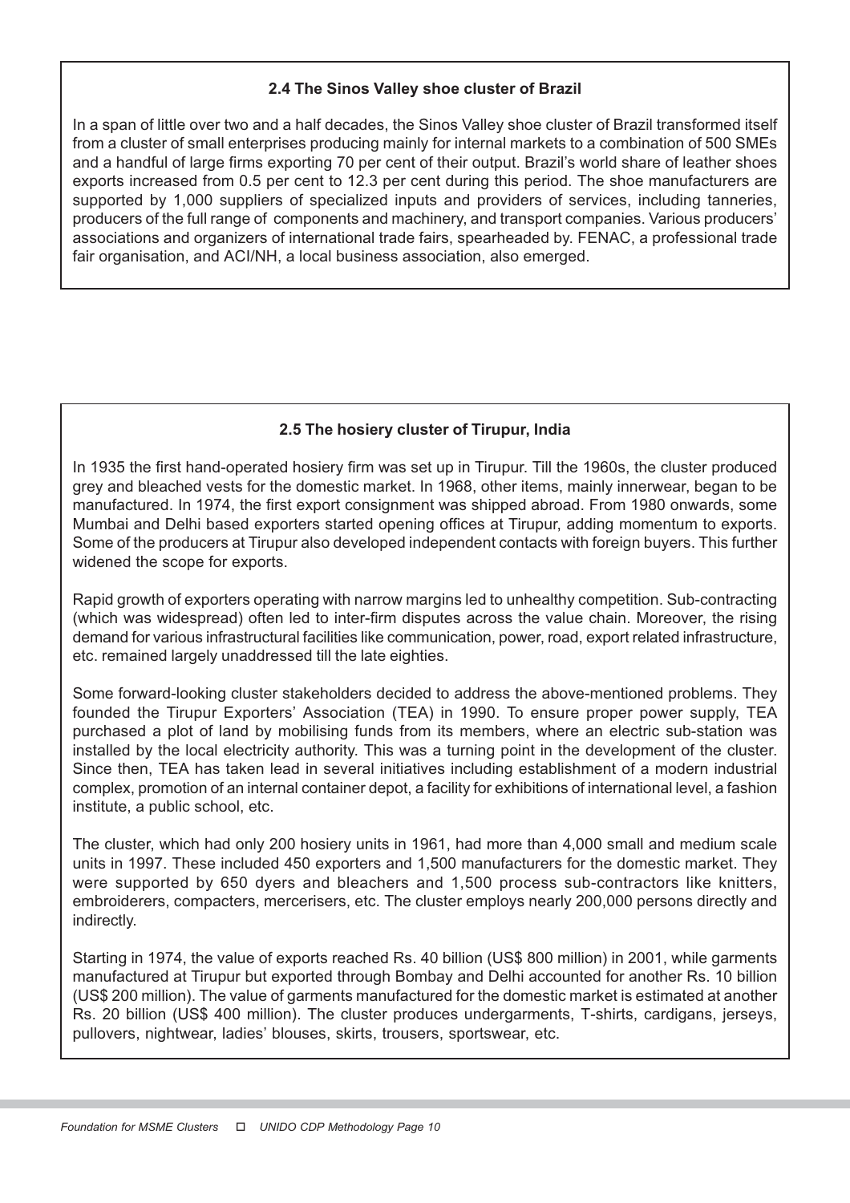### 2.4 The Sinos Valley shoe cluster of Brazil

In a span of little over two and a half decades, the Sinos Valley shoe cluster of Brazil transformed itself from a cluster of small enterprises producing mainly for internal markets to a combination of 500 SMEs and a handful of large firms exporting 70 per cent of their output. Brazil's world share of leather shoes exports increased from 0.5 per cent to 12.3 per cent during this period. The shoe manufacturers are supported by 1,000 suppliers of specialized inputs and providers of services, including tanneries, producers of the full range of components and machinery, and transport companies. Various producers' associations and organizers of international trade fairs, spearheaded by. FENAC, a professional trade fair organisation, and ACI/NH, a local business association, also emerged.

### 2.5 The hosiery cluster of Tirupur, India

In 1935 the first hand-operated hosiery firm was set up in Tirupur. Till the 1960s, the cluster produced grey and bleached vests for the domestic market. In 1968, other items, mainly innerwear, began to be manufactured. In 1974, the first export consignment was shipped abroad. From 1980 onwards, some Mumbai and Delhi based exporters started opening offices at Tirupur, adding momentum to exports. Some of the producers at Tirupur also developed independent contacts with foreign buyers. This further widened the scope for exports.

Rapid growth of exporters operating with narrow margins led to unhealthy competition. Sub-contracting (which was widespread) often led to inter-firm disputes across the value chain. Moreover, the rising demand for various infrastructural facilities like communication, power, road, export related infrastructure, etc. remained largely unaddressed till the late eighties.

Some forward-looking cluster stakeholders decided to address the above-mentioned problems. They founded the Tirupur Exporters' Association (TEA) in 1990. To ensure proper power supply, TEA purchased a plot of land by mobilising funds from its members, where an electric sub-station was installed by the local electricity authority. This was a turning point in the development of the cluster. Since then, TEA has taken lead in several initiatives including establishment of a modern industrial complex, promotion of an internal container depot, a facility for exhibitions of international level, a fashion institute, a public school, etc.

The cluster, which had only 200 hosiery units in 1961, had more than 4,000 small and medium scale units in 1997. These included 450 exporters and 1,500 manufacturers for the domestic market. They were supported by 650 dyers and bleachers and 1,500 process sub-contractors like knitters, embroiderers, compacters, mercerisers, etc. The cluster employs nearly 200,000 persons directly and indirectly.

Starting in 1974, the value of exports reached Rs. 40 billion (US$ 800 million) in 2001, while garments manufactured at Tirupur but exported through Bombay and Delhi accounted for another Rs. 10 billion (US$ 200 million). The value of garments manufactured for the domestic market is estimated at another Rs. 20 billion (US$ 400 million). The cluster produces undergarments, T-shirts, cardigans, jerseys, pullovers, nightwear, ladies' blouses, skirts, trousers, sportswear, etc.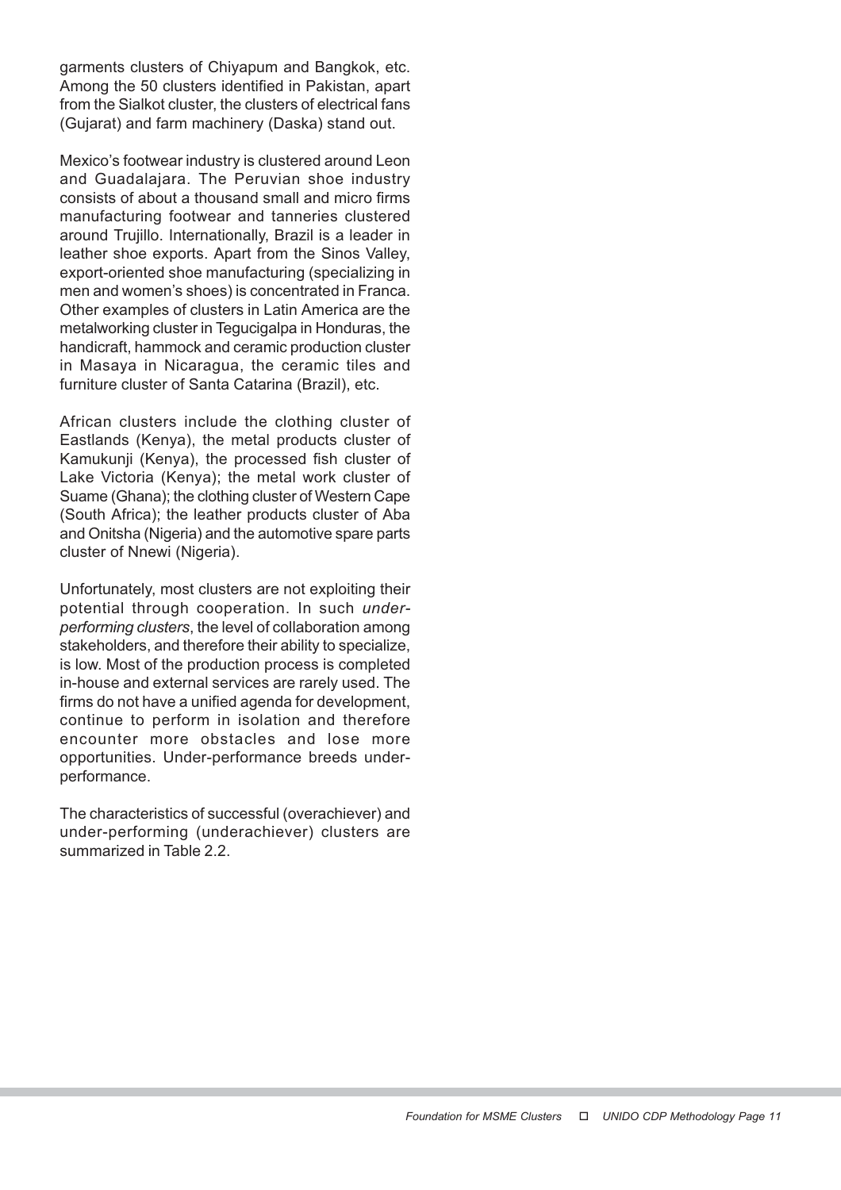garments clusters of Chiyapum and Bangkok, etc. Among the 50 clusters identified in Pakistan, apart from the Sialkot cluster, the clusters of electrical fans (Gujarat) and farm machinery (Daska) stand out.

Mexico's footwear industry is clustered around Leon and Guadalajara. The Peruvian shoe industry consists of about a thousand small and micro firms manufacturing footwear and tanneries clustered around Trujillo. Internationally, Brazil is a leader in leather shoe exports. Apart from the Sinos Valley, export-oriented shoe manufacturing (specializing in men and women's shoes) is concentrated in Franca. Other examples of clusters in Latin America are the metalworking cluster in Tegucigalpa in Honduras, the handicraft, hammock and ceramic production cluster in Masaya in Nicaragua, the ceramic tiles and furniture cluster of Santa Catarina (Brazil), etc.

African clusters include the clothing cluster of Eastlands (Kenya), the metal products cluster of Kamukunji (Kenya), the processed fish cluster of Lake Victoria (Kenya); the metal work cluster of Suame (Ghana); the clothing cluster of Western Cape (South Africa); the leather products cluster of Aba and Onitsha (Nigeria) and the automotive spare parts cluster of Nnewi (Nigeria).

Unfortunately, most clusters are not exploiting their potential through cooperation. In such *under-performing clusters*, the level of collaboration among stakeholders, and therefore their ability to specialize, is low. Most of the production process is completed in-house and external services are rarely used. The firms do not have a unified agenda for development, continue to perform in isolation and therefore encounter more obstacles and lose more opportunities. Under-performance breeds under-performance.

The characteristics of successful (overachiever) and under-performing (underachiever) clusters are summarized in Table 2.2.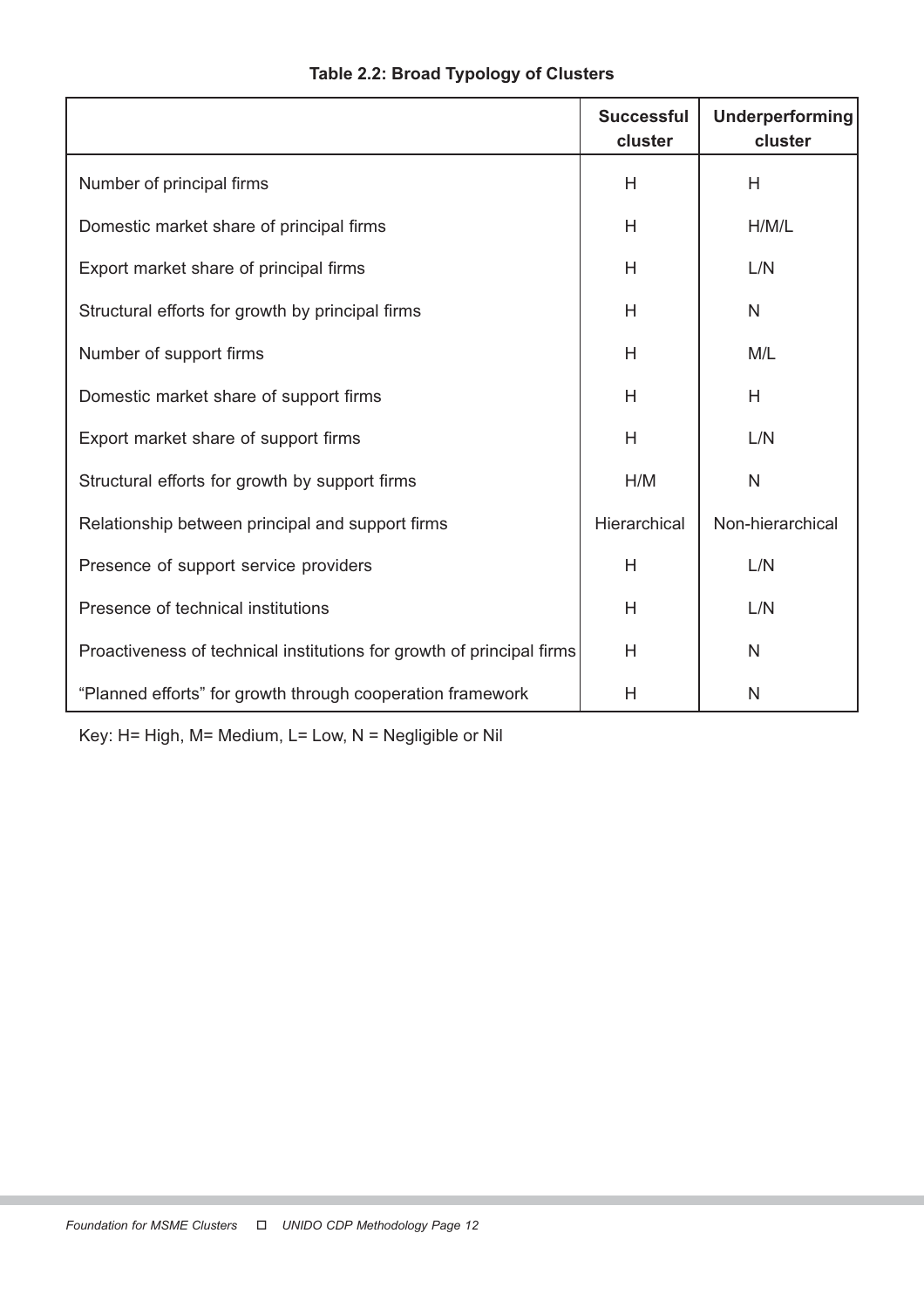**Table 2.2: Broad Typology of Clusters**

| | Successful cluster | Underperforming cluster |
|---|---|---|
| Number of principal firms | H | H |
| Domestic market share of principal firms | H | H/M/L |
| Export market share of principal firms | H | L/N |
| Structural efforts for growth by principal firms | H | N |
| Number of support firms | H | M/L |
| Domestic market share of support firms | H | H |
| Export market share of support firms | H | L/N |
| Structural efforts for growth by support firms | H/M | N |
| Relationship between principal and support firms | Hierarchical | Non-hierarchical |
| Presence of support service providers | H | L/N |
| Presence of technical institutions | H | L/N |
| Proactiveness of technical institutions for growth of principal firms | H | N |
| "Planned efforts" for growth through cooperation framework | H | N |

Key: H= High, M= Medium, L= Low, N = Negligible or Nil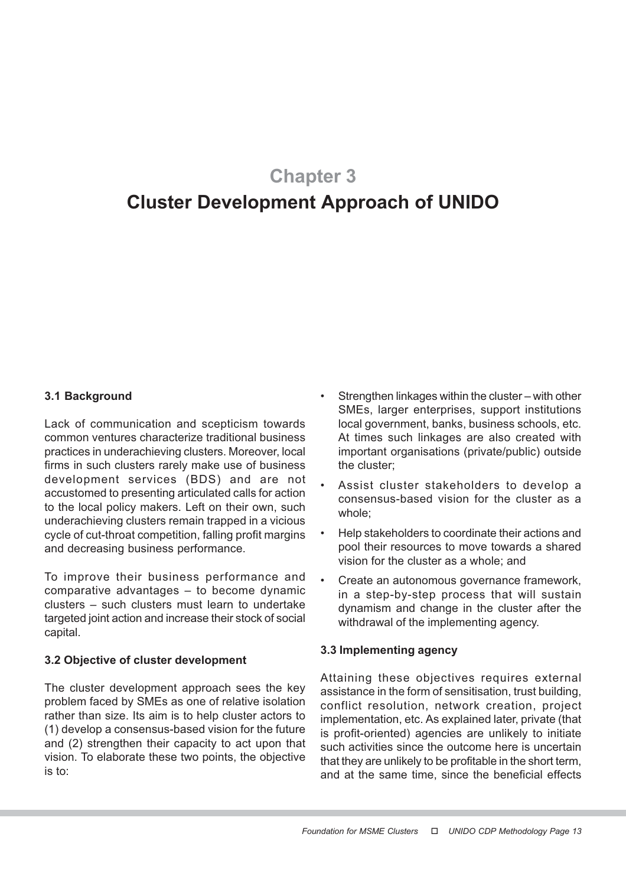# Chapter 3

# Cluster Development Approach of UNIDO

### 3.1 Background

Lack of communication and scepticism towards common ventures characterize traditional business practices in underachieving clusters. Moreover, local firms in such clusters rarely make use of business development services (BDS) and are not accustomed to presenting articulated calls for action to the local policy makers. Left on their own, such underachieving clusters remain trapped in a vicious cycle of cut-throat competition, falling profit margins and decreasing business performance.

To improve their business performance and comparative advantages – to become dynamic clusters – such clusters must learn to undertake targeted joint action and increase their stock of social capital.

### 3.2 Objective of cluster development

The cluster development approach sees the key problem faced by SMEs as one of relative isolation rather than size. Its aim is to help cluster actors to (1) develop a consensus-based vision for the future and (2) strengthen their capacity to act upon that vision. To elaborate these two points, the objective is to:

- Strengthen linkages within the cluster – with other SMEs, larger enterprises, support institutions local government, banks, business schools, etc. At times such linkages are also created with important organisations (private/public) outside the cluster;
- Assist cluster stakeholders to develop a consensus-based vision for the cluster as a whole;
- Help stakeholders to coordinate their actions and pool their resources to move towards a shared vision for the cluster as a whole; and
- Create an autonomous governance framework, in a step-by-step process that will sustain dynamism and change in the cluster after the withdrawal of the implementing agency.

### 3.3 Implementing agency

Attaining these objectives requires external assistance in the form of sensitisation, trust building, conflict resolution, network creation, project implementation, etc. As explained later, private (that is profit-oriented) agencies are unlikely to initiate such activities since the outcome here is uncertain that they are unlikely to be profitable in the short term, and at the same time, since the beneficial effects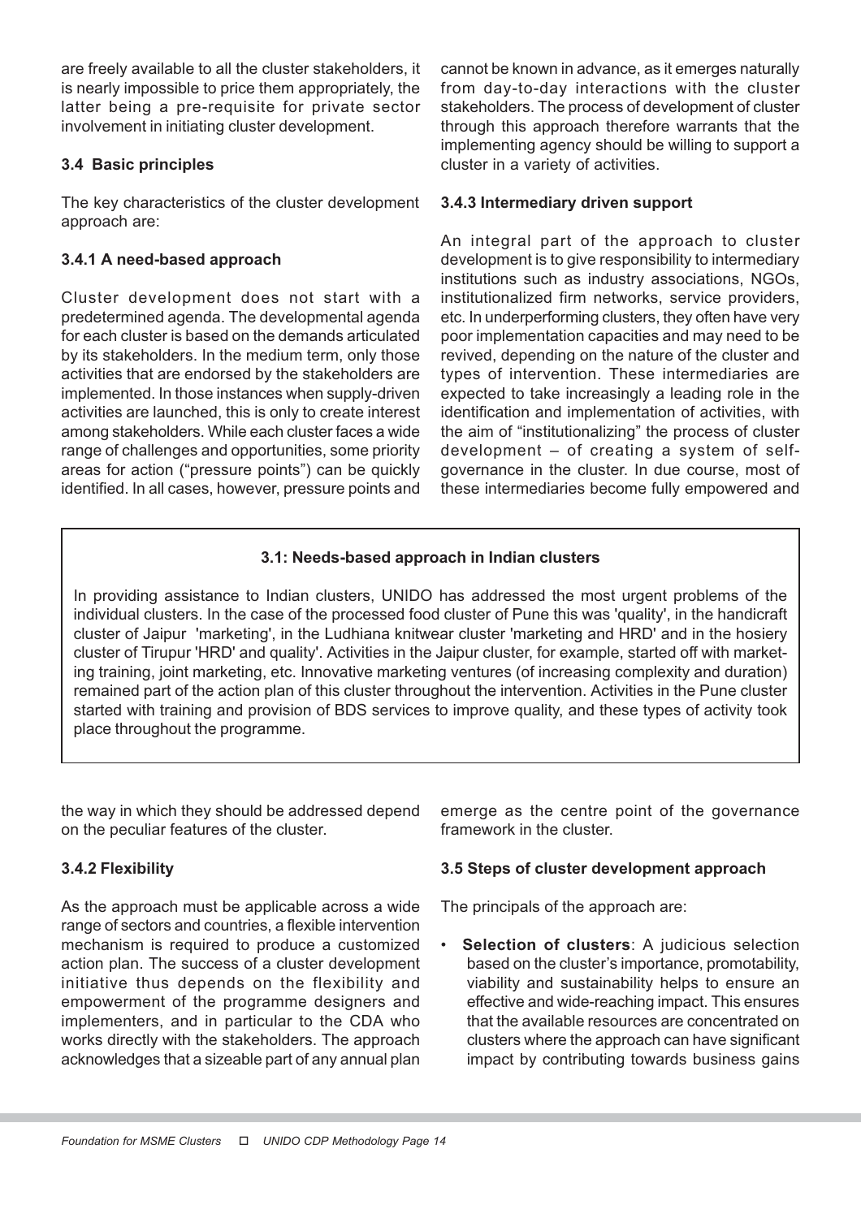are freely available to all the cluster stakeholders, it is nearly impossible to price them appropriately, the latter being a pre-requisite for private sector involvement in initiating cluster development.

### 3.4 Basic principles

The key characteristics of the cluster development approach are:

#### 3.4.1 A need-based approach

Cluster development does not start with a predetermined agenda. The developmental agenda for each cluster is based on the demands articulated by its stakeholders. In the medium term, only those activities that are endorsed by the stakeholders are implemented. In those instances when supply-driven activities are launched, this is only to create interest among stakeholders. While each cluster faces a wide range of challenges and opportunities, some priority areas for action ("pressure points") can be quickly identified. In all cases, however, pressure points and the way in which they should be addressed depend on the peculiar features of the cluster.

#### 3.4.2 Flexibility

As the approach must be applicable across a wide range of sectors and countries, a flexible intervention mechanism is required to produce a customized action plan. The success of a cluster development initiative thus depends on the flexibility and empowerment of the programme designers and implementers, and in particular to the CDA who works directly with the stakeholders. The approach acknowledges that a sizeable part of any annual plan cannot be known in advance, as it emerges naturally from day-to-day interactions with the cluster stakeholders. The process of development of cluster through this approach therefore warrants that the implementing agency should be willing to support a cluster in a variety of activities.

#### 3.4.3 Intermediary driven support

An integral part of the approach to cluster development is to give responsibility to intermediary institutions such as industry associations, NGOs, institutionalized firm networks, service providers, etc. In underperforming clusters, they often have very poor implementation capacities and may need to be revived, depending on the nature of the cluster and types of intervention. These intermediaries are expected to take increasingly a leading role in the identification and implementation of activities, with the aim of "institutionalizing" the process of cluster development – of creating a system of self-governance in the cluster. In due course, most of these intermediaries become fully empowered and emerge as the centre point of the governance framework in the cluster.

> **3.1: Needs-based approach in Indian clusters**
>
> In providing assistance to Indian clusters, UNIDO has addressed the most urgent problems of the individual clusters. In the case of the processed food cluster of Pune this was 'quality', in the handicraft cluster of Jaipur 'marketing', in the Ludhiana knitwear cluster 'marketing and HRD' and in the hosiery cluster of Tirupur 'HRD' and quality'. Activities in the Jaipur cluster, for example, started off with marketing training, joint marketing, etc. Innovative marketing ventures (of increasing complexity and duration) remained part of the action plan of this cluster throughout the intervention. Activities in the Pune cluster started with training and provision of BDS services to improve quality, and these types of activity took place throughout the programme.

### 3.5 Steps of cluster development approach

The principals of the approach are:

- **Selection of clusters**: A judicious selection based on the cluster's importance, promotability, viability and sustainability helps to ensure an effective and wide-reaching impact. This ensures that the available resources are concentrated on clusters where the approach can have significant impact by contributing towards business gains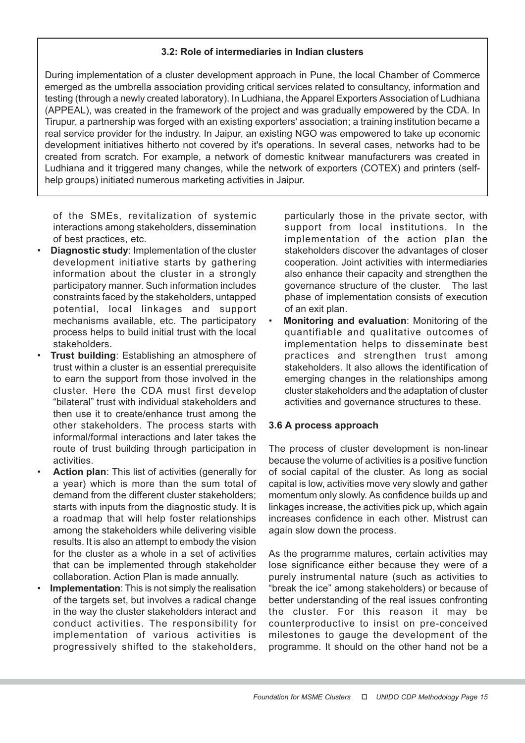**3.2: Role of intermediaries in Indian clusters**

During implementation of a cluster development approach in Pune, the local Chamber of Commerce emerged as the umbrella association providing critical services related to consultancy, information and testing (through a newly created laboratory). In Ludhiana, the Apparel Exporters Association of Ludhiana (APPEAL), was created in the framework of the project and was gradually empowered by the CDA. In Tirupur, a partnership was forged with an existing exporters' association; a training institution became a real service provider for the industry. In Jaipur, an existing NGO was empowered to take up economic development initiatives hitherto not covered by it's operations. In several cases, networks had to be created from scratch. For example, a network of domestic knitwear manufacturers was created in Ludhiana and it triggered many changes, while the network of exporters (COTEX) and printers (self-help groups) initiated numerous marketing activities in Jaipur.

of the SMEs, revitalization of systemic interactions among stakeholders, dissemination of best practices, etc.

- **Diagnostic study**: Implementation of the cluster development initiative starts by gathering information about the cluster in a strongly participatory manner. Such information includes constraints faced by the stakeholders, untapped potential, local linkages and support mechanisms available, etc. The participatory process helps to build initial trust with the local stakeholders.
- **Trust building**: Establishing an atmosphere of trust within a cluster is an essential prerequisite to earn the support from those involved in the cluster. Here the CDA must first develop "bilateral" trust with individual stakeholders and then use it to create/enhance trust among the other stakeholders. The process starts with informal/formal interactions and later takes the route of trust building through participation in activities.
- **Action plan**: This list of activities (generally for a year) which is more than the sum total of demand from the different cluster stakeholders; starts with inputs from the diagnostic study. It is a roadmap that will help foster relationships among the stakeholders while delivering visible results. It is also an attempt to embody the vision for the cluster as a whole in a set of activities that can be implemented through stakeholder collaboration. Action Plan is made annually.
- **Implementation**: This is not simply the realisation of the targets set, but involves a radical change in the way the cluster stakeholders interact and conduct activities. The responsibility for implementation of various activities is progressively shifted to the stakeholders, particularly those in the private sector, with support from local institutions. In the implementation of the action plan the stakeholders discover the advantages of closer cooperation. Joint activities with intermediaries also enhance their capacity and strengthen the governance structure of the cluster. The last phase of implementation consists of execution of an exit plan.
- **Monitoring and evaluation**: Monitoring of the quantifiable and qualitative outcomes of implementation helps to disseminate best practices and strengthen trust among stakeholders. It also allows the identification of emerging changes in the relationships among cluster stakeholders and the adaptation of cluster activities and governance structures to these.

### 3.6 A process approach

The process of cluster development is non-linear because the volume of activities is a positive function of social capital of the cluster. As long as social capital is low, activities move very slowly and gather momentum only slowly. As confidence builds up and linkages increase, the activities pick up, which again increases confidence in each other. Mistrust can again slow down the process.

As the programme matures, certain activities may lose significance either because they were of a purely instrumental nature (such as activities to "break the ice" among stakeholders) or because of better understanding of the real issues confronting the cluster. For this reason it may be counterproductive to insist on pre-conceived milestones to gauge the development of the programme. It should on the other hand not be a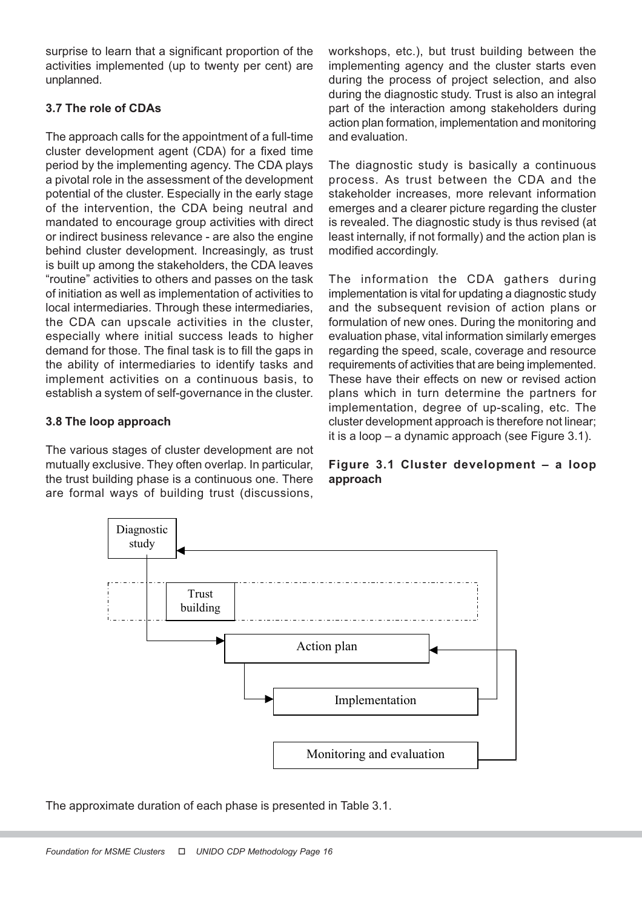surprise to learn that a significant proportion of the activities implemented (up to twenty per cent) are unplanned.

### 3.7 The role of CDAs

The approach calls for the appointment of a full-time cluster development agent (CDA) for a fixed time period by the implementing agency. The CDA plays a pivotal role in the assessment of the development potential of the cluster. Especially in the early stage of the intervention, the CDA being neutral and mandated to encourage group activities with direct or indirect business relevance - are also the engine behind cluster development. Increasingly, as trust is built up among the stakeholders, the CDA leaves "routine" activities to others and passes on the task of initiation as well as implementation of activities to local intermediaries. Through these intermediaries, the CDA can upscale activities in the cluster, especially where initial success leads to higher demand for those. The final task is to fill the gaps in the ability of intermediaries to identify tasks and implement activities on a continuous basis, to establish a system of self-governance in the cluster.

### 3.8 The loop approach

The various stages of cluster development are not mutually exclusive. They often overlap. In particular, the trust building phase is a continuous one. There are formal ways of building trust (discussions, workshops, etc.), but trust building between the implementing agency and the cluster starts even during the process of project selection, and also during the diagnostic study. Trust is also an integral part of the interaction among stakeholders during action plan formation, implementation and monitoring and evaluation.

The diagnostic study is basically a continuous process. As trust between the CDA and the stakeholder increases, more relevant information emerges and a clearer picture regarding the cluster is revealed. The diagnostic study is thus revised (at least internally, if not formally) and the action plan is modified accordingly.

The information the CDA gathers during implementation is vital for updating a diagnostic study and the subsequent revision of action plans or formulation of new ones. During the monitoring and evaluation phase, vital information similarly emerges regarding the speed, scale, coverage and resource requirements of activities that are being implemented. These have their effects on new or revised action plans which in turn determine the partners for implementation, degree of up-scaling, etc. The cluster development approach is therefore not linear; it is a loop – a dynamic approach (see Figure 3.1).

**Figure 3.1 Cluster development – a loop approach**

Diagnostic study

Trust building

Action plan

Implementation

Monitoring and evaluation

The approximate duration of each phase is presented in Table 3.1.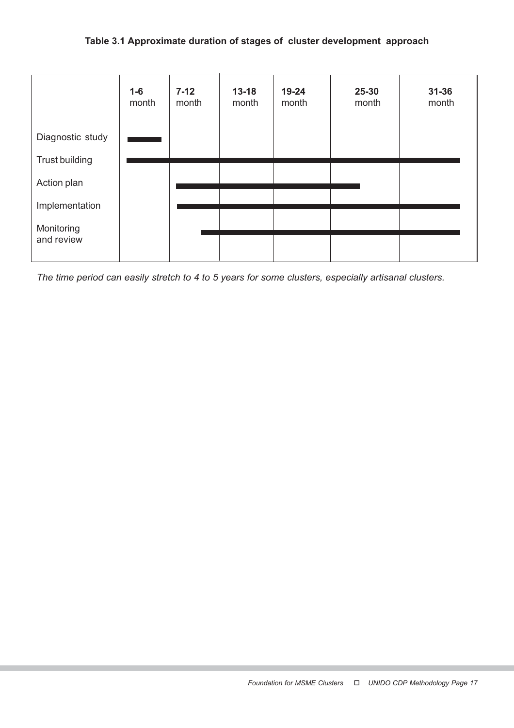**Table 3.1 Approximate duration of stages of cluster development approach**

| | **1-6** month | **7-12** month | **13-18** month | **19-24** month | **25-30** month | **31-36** month |
|---|---|---|---|---|---|---|
| Diagnostic study | ■ | | | | | |
| Trust building | ■ | ■ | ■ | ■ | ■ | ■ |
| Action plan | | ■ | ■ | ■ | ■ | |
| Implementation | | ■ | ■ | ■ | ■ | ■ |
| Monitoring and review | | ■ | ■ | ■ | ■ | ■ |

*The time period can easily stretch to 4 to 5 years for some clusters, especially artisanal clusters.*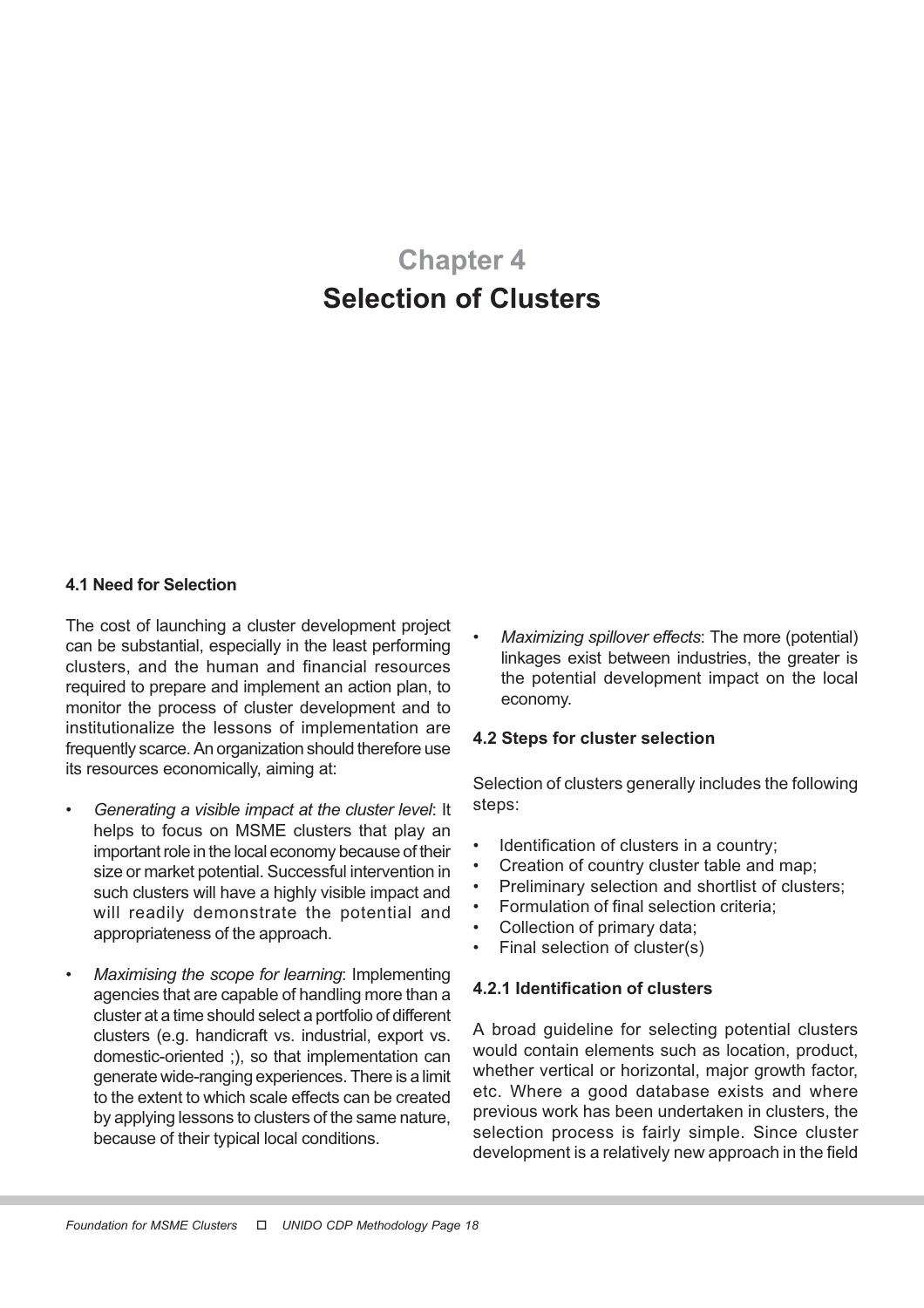# Chapter 4
# Selection of Clusters

### 4.1 Need for Selection

The cost of launching a cluster development project can be substantial, especially in the least performing clusters, and the human and financial resources required to prepare and implement an action plan, to monitor the process of cluster development and to institutionalize the lessons of implementation are frequently scarce. An organization should therefore use its resources economically, aiming at:

- *Generating a visible impact at the cluster level*: It helps to focus on MSME clusters that play an important role in the local economy because of their size or market potential. Successful intervention in such clusters will have a highly visible impact and will readily demonstrate the potential and appropriateness of the approach.
- *Maximising the scope for learning*: Implementing agencies that are capable of handling more than a cluster at a time should select a portfolio of different clusters (e.g. handicraft vs. industrial, export vs. domestic-oriented ;), so that implementation can generate wide-ranging experiences. There is a limit to the extent to which scale effects can be created by applying lessons to clusters of the same nature, because of their typical local conditions.
- *Maximizing spillover effects*: The more (potential) linkages exist between industries, the greater is the potential development impact on the local economy.

### 4.2 Steps for cluster selection

Selection of clusters generally includes the following steps:

- Identification of clusters in a country;
- Creation of country cluster table and map;
- Preliminary selection and shortlist of clusters;
- Formulation of final selection criteria;
- Collection of primary data;
- Final selection of cluster(s)

#### 4.2.1 Identification of clusters

A broad guideline for selecting potential clusters would contain elements such as location, product, whether vertical or horizontal, major growth factor, etc. Where a good database exists and where previous work has been undertaken in clusters, the selection process is fairly simple. Since cluster development is a relatively new approach in the field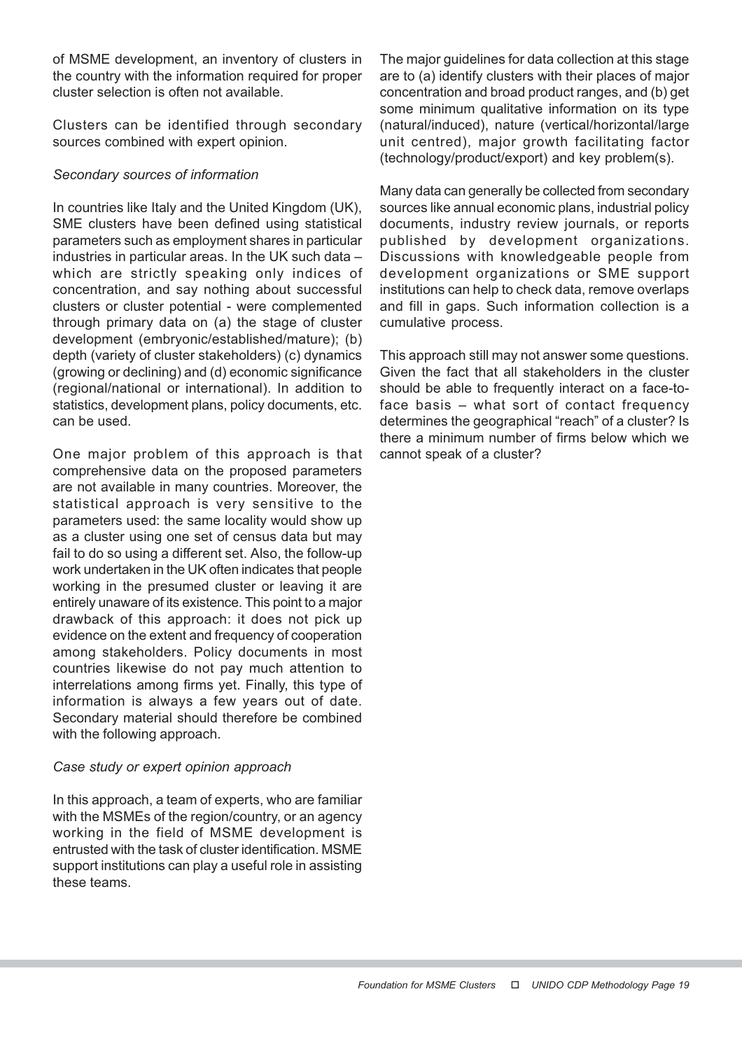of MSME development, an inventory of clusters in the country with the information required for proper cluster selection is often not available.

Clusters can be identified through secondary sources combined with expert opinion.

*Secondary sources of information*

In countries like Italy and the United Kingdom (UK), SME clusters have been defined using statistical parameters such as employment shares in particular industries in particular areas. In the UK such data – which are strictly speaking only indices of concentration, and say nothing about successful clusters or cluster potential - were complemented through primary data on (a) the stage of cluster development (embryonic/established/mature); (b) depth (variety of cluster stakeholders) (c) dynamics (growing or declining) and (d) economic significance (regional/national or international). In addition to statistics, development plans, policy documents, etc. can be used.

One major problem of this approach is that comprehensive data on the proposed parameters are not available in many countries. Moreover, the statistical approach is very sensitive to the parameters used: the same locality would show up as a cluster using one set of census data but may fail to do so using a different set. Also, the follow-up work undertaken in the UK often indicates that people working in the presumed cluster or leaving it are entirely unaware of its existence. This point to a major drawback of this approach: it does not pick up evidence on the extent and frequency of cooperation among stakeholders. Policy documents in most countries likewise do not pay much attention to interrelations among firms yet. Finally, this type of information is always a few years out of date. Secondary material should therefore be combined with the following approach.

*Case study or expert opinion approach*

In this approach, a team of experts, who are familiar with the MSMEs of the region/country, or an agency working in the field of MSME development is entrusted with the task of cluster identification. MSME support institutions can play a useful role in assisting these teams.

The major guidelines for data collection at this stage are to (a) identify clusters with their places of major concentration and broad product ranges, and (b) get some minimum qualitative information on its type (natural/induced), nature (vertical/horizontal/large unit centred), major growth facilitating factor (technology/product/export) and key problem(s).

Many data can generally be collected from secondary sources like annual economic plans, industrial policy documents, industry review journals, or reports published by development organizations. Discussions with knowledgeable people from development organizations or SME support institutions can help to check data, remove overlaps and fill in gaps. Such information collection is a cumulative process.

This approach still may not answer some questions. Given the fact that all stakeholders in the cluster should be able to frequently interact on a face-to-face basis – what sort of contact frequency determines the geographical "reach" of a cluster? Is there a minimum number of firms below which we cannot speak of a cluster?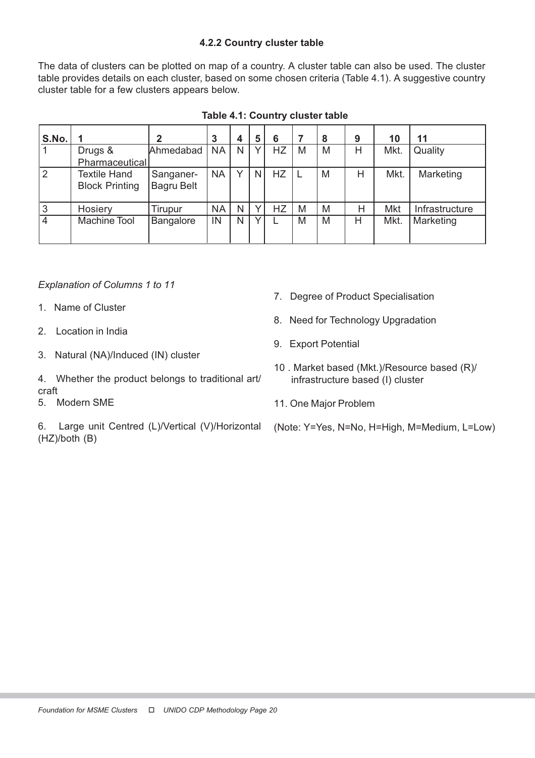### 4.2.2 Country cluster table

The data of clusters can be plotted on map of a country. A cluster table can also be used. The cluster table provides details on each cluster, based on some chosen criteria (Table 4.1). A suggestive country cluster table for a few clusters appears below.

**Table 4.1: Country cluster table**

| S.No. | 1 | 2 | 3 | 4 | 5 | 6 | 7 | 8 | 9 | 10 | 11 |
|---|---|---|---|---|---|---|---|---|---|---|---|
| 1 | Drugs & Pharmaceutical | Ahmedabad | NA | N | Y | HZ | M | M | H | Mkt. | Quality |
| 2 | Textile Hand Block Printing | Sanganer-Bagru Belt | NA | Y | N | HZ | L | M | H | Mkt. | Marketing |
| 3 | Hosiery | Tirupur | NA | N | Y | HZ | M | M | H | Mkt | Infrastructure |
| 4 | Machine Tool | Bangalore | IN | N | Y | L | M | M | H | Mkt. | Marketing |

*Explanation of Columns 1 to 11*

1. Name of Cluster
2. Location in India
3. Natural (NA)/Induced (IN) cluster
4. Whether the product belongs to traditional art/craft
5. Modern SME
6. Large unit Centred (L)/Vertical (V)/Horizontal (HZ)/both (B)
7. Degree of Product Specialisation
8. Need for Technology Upgradation
9. Export Potential
10. Market based (Mkt.)/Resource based (R)/ infrastructure based (I) cluster
11. One Major Problem

(Note: Y=Yes, N=No, H=High, M=Medium, L=Low)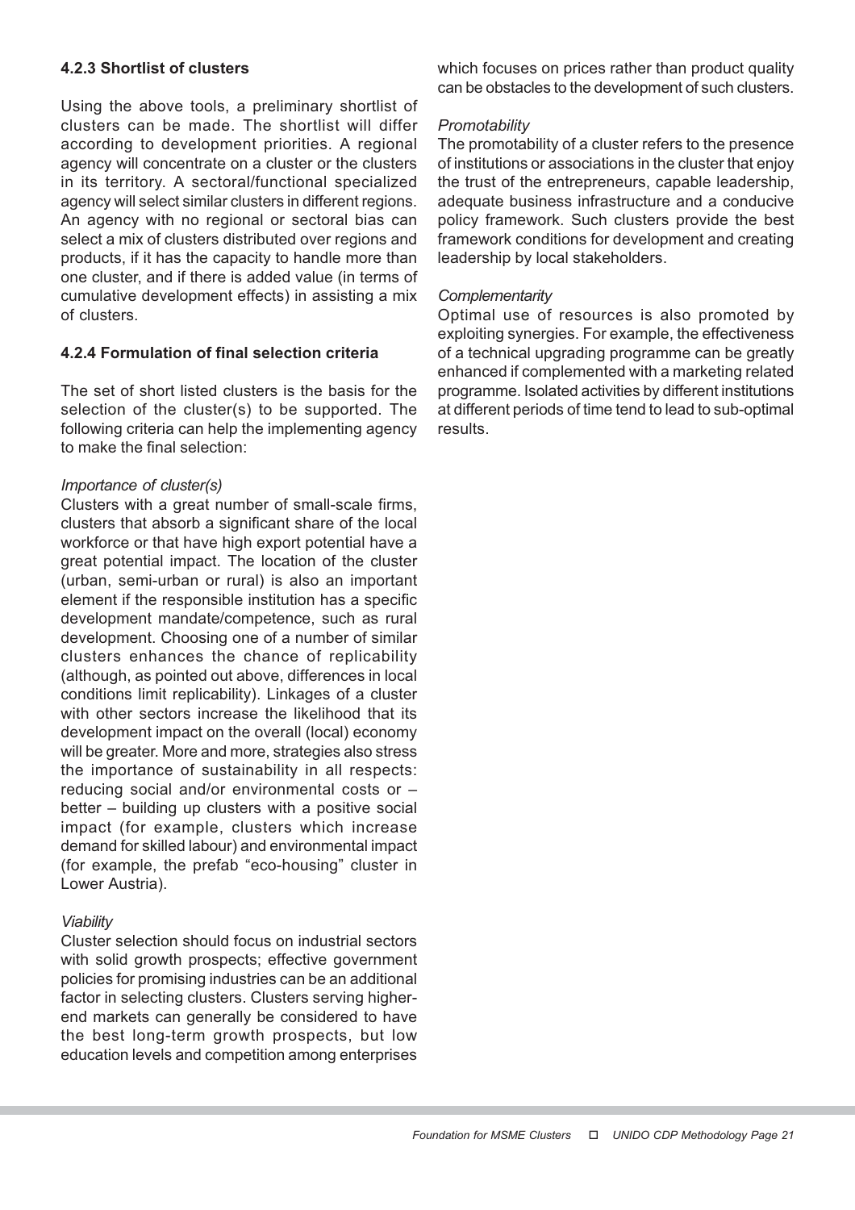### 4.2.3 Shortlist of clusters

Using the above tools, a preliminary shortlist of clusters can be made. The shortlist will differ according to development priorities. A regional agency will concentrate on a cluster or the clusters in its territory. A sectoral/functional specialized agency will select similar clusters in different regions. An agency with no regional or sectoral bias can select a mix of clusters distributed over regions and products, if it has the capacity to handle more than one cluster, and if there is added value (in terms of cumulative development effects) in assisting a mix of clusters.

### 4.2.4 Formulation of final selection criteria

The set of short listed clusters is the basis for the selection of the cluster(s) to be supported. The following criteria can help the implementing agency to make the final selection:

*Importance of cluster(s)*

Clusters with a great number of small-scale firms, clusters that absorb a significant share of the local workforce or that have high export potential have a great potential impact. The location of the cluster (urban, semi-urban or rural) is also an important element if the responsible institution has a specific development mandate/competence, such as rural development. Choosing one of a number of similar clusters enhances the chance of replicability (although, as pointed out above, differences in local conditions limit replicability). Linkages of a cluster with other sectors increase the likelihood that its development impact on the overall (local) economy will be greater. More and more, strategies also stress the importance of sustainability in all respects: reducing social and/or environmental costs or – better – building up clusters with a positive social impact (for example, clusters which increase demand for skilled labour) and environmental impact (for example, the prefab "eco-housing" cluster in Lower Austria).

*Viability*

Cluster selection should focus on industrial sectors with solid growth prospects; effective government policies for promising industries can be an additional factor in selecting clusters. Clusters serving higher-end markets can generally be considered to have the best long-term growth prospects, but low education levels and competition among enterprises which focuses on prices rather than product quality can be obstacles to the development of such clusters.

*Promotability*

The promotability of a cluster refers to the presence of institutions or associations in the cluster that enjoy the trust of the entrepreneurs, capable leadership, adequate business infrastructure and a conducive policy framework. Such clusters provide the best framework conditions for development and creating leadership by local stakeholders.

*Complementarity*

Optimal use of resources is also promoted by exploiting synergies. For example, the effectiveness of a technical upgrading programme can be greatly enhanced if complemented with a marketing related programme. Isolated activities by different institutions at different periods of time tend to lead to sub-optimal results.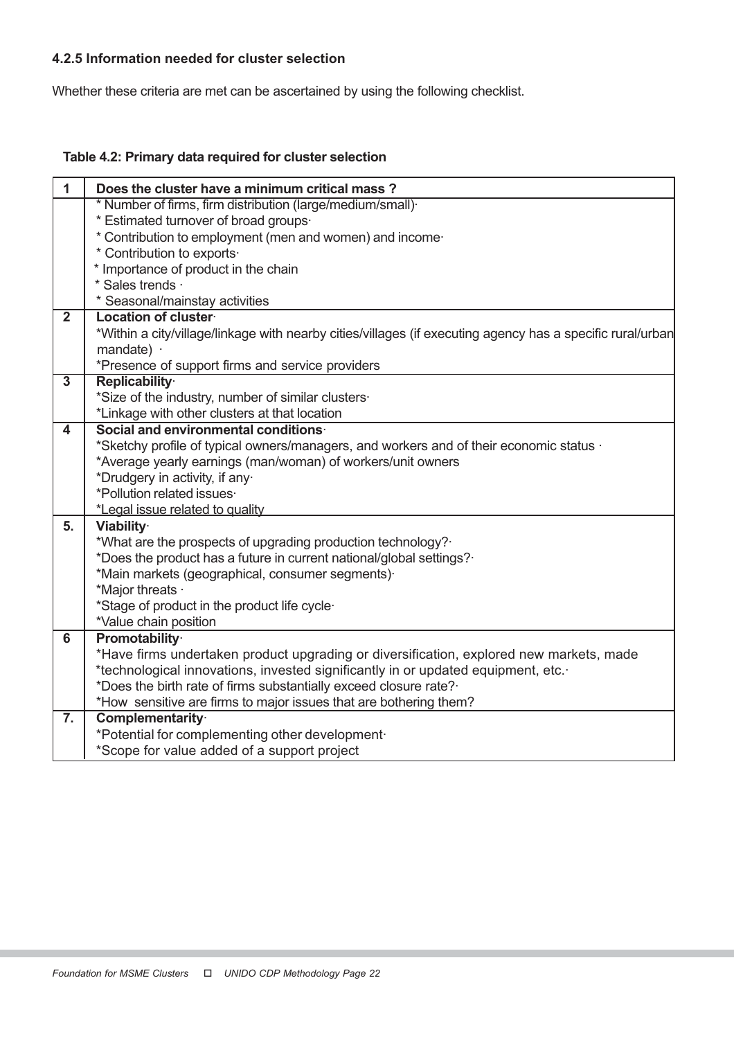#### 4.2.5 Information needed for cluster selection

Whether these criteria are met can be ascertained by using the following checklist.

**Table 4.2: Primary data required for cluster selection**

| 1 | **Does the cluster have a minimum critical mass ?** |
|---|---|
| | * Number of firms, firm distribution (large/medium/small)·<br>* Estimated turnover of broad groups·<br>* Contribution to employment (men and women) and income·<br>* Contribution to exports·<br>* Importance of product in the chain<br>* Sales trends ·<br>* Seasonal/mainstay activities |
| 2 | **Location of cluster**·<br>*Within a city/village/linkage with nearby cities/villages (if executing agency has a specific rural/urban mandate) ·<br>*Presence of support firms and service providers |
| 3 | **Replicability**·<br>*Size of the industry, number of similar clusters·<br>*Linkage with other clusters at that location |
| 4 | **Social and environmental conditions**·<br>*Sketchy profile of typical owners/managers, and workers and of their economic status ·<br>*Average yearly earnings (man/woman) of workers/unit owners<br>*Drudgery in activity, if any·<br>*Pollution related issues·<br>*Legal issue related to quality |
| 5. | **Viability**·<br>*What are the prospects of upgrading production technology?·<br>*Does the product has a future in current national/global settings?·<br>*Main markets (geographical, consumer segments)·<br>*Major threats ·<br>*Stage of product in the product life cycle·<br>*Value chain position |
| 6 | **Promotability**·<br>*Have firms undertaken product upgrading or diversification, explored new markets, made<br>*technological innovations, invested significantly in or updated equipment, etc.·<br>*Does the birth rate of firms substantially exceed closure rate?·<br>*How sensitive are firms to major issues that are bothering them? |
| 7. | **Complementarity**·<br>*Potential for complementing other development·<br>*Scope for value added of a support project |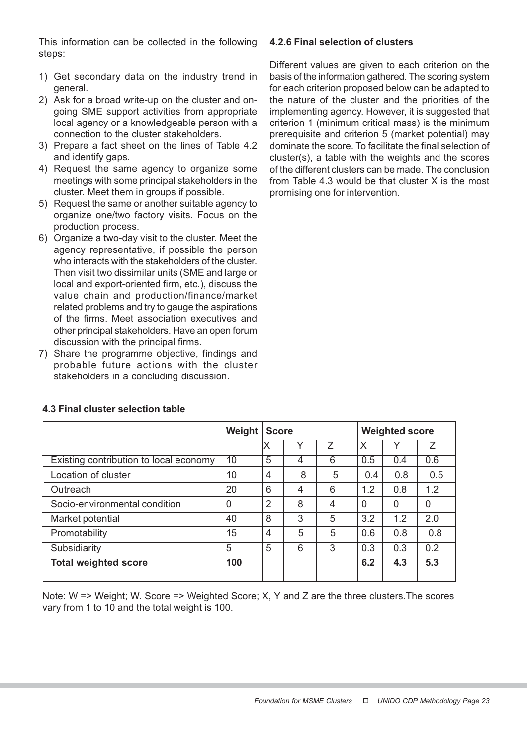This information can be collected in the following steps:

1) Get secondary data on the industry trend in general.
2) Ask for a broad write-up on the cluster and on-going SME support activities from appropriate local agency or a knowledgeable person with a connection to the cluster stakeholders.
3) Prepare a fact sheet on the lines of Table 4.2 and identify gaps.
4) Request the same agency to organize some meetings with some principal stakeholders in the cluster. Meet them in groups if possible.
5) Request the same or another suitable agency to organize one/two factory visits. Focus on the production process.
6) Organize a two-day visit to the cluster. Meet the agency representative, if possible the person who interacts with the stakeholders of the cluster. Then visit two dissimilar units (SME and large or local and export-oriented firm, etc.), discuss the value chain and production/finance/market related problems and try to gauge the aspirations of the firms. Meet association executives and other principal stakeholders. Have an open forum discussion with the principal firms.
7) Share the programme objective, findings and probable future actions with the cluster stakeholders in a concluding discussion.

#### 4.2.6 Final selection of clusters

Different values are given to each criterion on the basis of the information gathered. The scoring system for each criterion proposed below can be adapted to the nature of the cluster and the priorities of the implementing agency. However, it is suggested that criterion 1 (minimum critical mass) is the minimum prerequisite and criterion 5 (market potential) may dominate the score. To facilitate the final selection of cluster(s), a table with the weights and the scores of the different clusters can be made. The conclusion from Table 4.3 would be that cluster X is the most promising one for intervention.

#### 4.3 Final cluster selection table

| | Weight | Score | | | Weighted score | | |
|---|---|---|---|---|---|---|---|
| | | X | Y | Z | X | Y | Z |
| Existing contribution to local economy | 10 | 5 | 4 | 6 | 0.5 | 0.4 | 0.6 |
| Location of cluster | 10 | 4 | 8 | 5 | 0.4 | 0.8 | 0.5 |
| Outreach | 20 | 6 | 4 | 6 | 1.2 | 0.8 | 1.2 |
| Socio-environmental condition | 0 | 2 | 8 | 4 | 0 | 0 | 0 |
| Market potential | 40 | 8 | 3 | 5 | 3.2 | 1.2 | 2.0 |
| Promotability | 15 | 4 | 5 | 5 | 0.6 | 0.8 | 0.8 |
| Subsidiarity | 5 | 5 | 6 | 3 | 0.3 | 0.3 | 0.2 |
| **Total weighted score** | **100** | | | | **6.2** | **4.3** | **5.3** |

Note: W => Weight; W. Score => Weighted Score; X, Y and Z are the three clusters.The scores vary from 1 to 10 and the total weight is 100.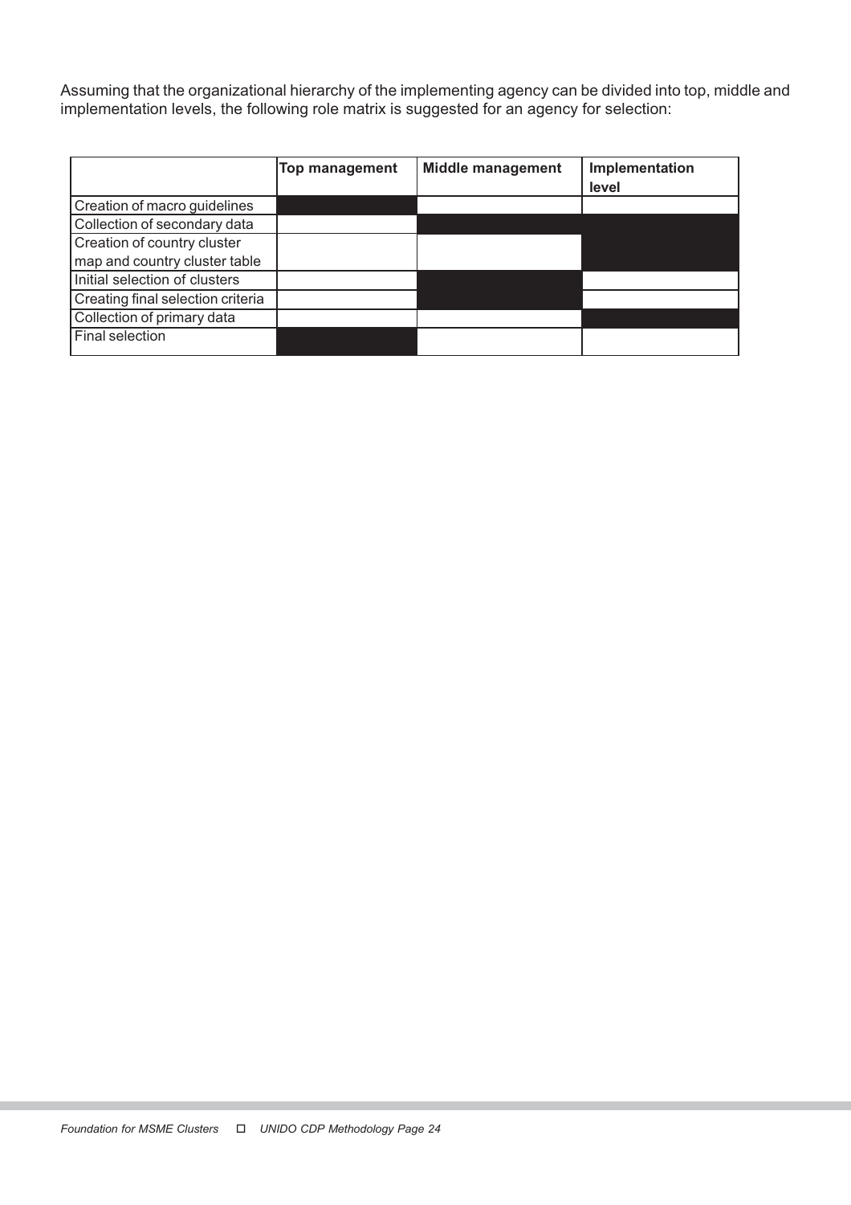Assuming that the organizational hierarchy of the implementing agency can be divided into top, middle and implementation levels, the following role matrix is suggested for an agency for selection:

| | Top management | Middle management | Implementation level |
|---|---|---|---|
| Creation of macro guidelines | ■ | | |
| Collection of secondary data | | ■ | ■ |
| Creation of country cluster map and country cluster table | | | ■ |
| Initial selection of clusters | | ■ | |
| Creating final selection criteria | | ■ | |
| Collection of primary data | | | ■ |
| Final selection | ■ | | |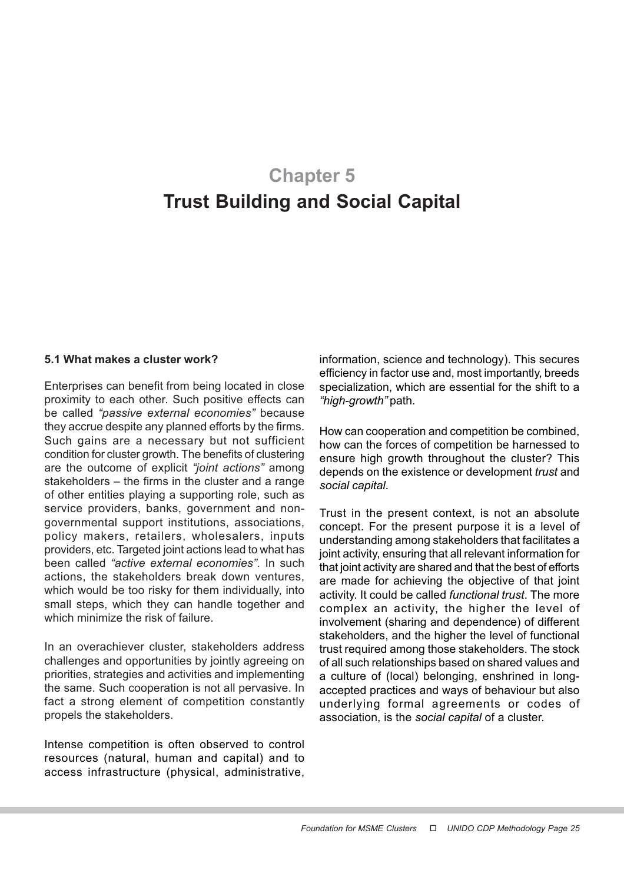# Chapter 5

# Trust Building and Social Capital

### 5.1 What makes a cluster work?

Enterprises can benefit from being located in close proximity to each other. Such positive effects can be called *"passive external economies"* because they accrue despite any planned efforts by the firms. Such gains are a necessary but not sufficient condition for cluster growth. The benefits of clustering are the outcome of explicit *"joint actions"* among stakeholders – the firms in the cluster and a range of other entities playing a supporting role, such as service providers, banks, government and non-governmental support institutions, associations, policy makers, retailers, wholesalers, inputs providers, etc. Targeted joint actions lead to what has been called *"active external economies"*. In such actions, the stakeholders break down ventures, which would be too risky for them individually, into small steps, which they can handle together and which minimize the risk of failure.

In an overachiever cluster, stakeholders address challenges and opportunities by jointly agreeing on priorities, strategies and activities and implementing the same. Such cooperation is not all pervasive. In fact a strong element of competition constantly propels the stakeholders.

Intense competition is often observed to control resources (natural, human and capital) and to access infrastructure (physical, administrative, information, science and technology). This secures efficiency in factor use and, most importantly, breeds specialization, which are essential for the shift to a *"high-growth"* path.

How can cooperation and competition be combined, how can the forces of competition be harnessed to ensure high growth throughout the cluster? This depends on the existence or development *trust* and *social capital*.

Trust in the present context, is not an absolute concept. For the present purpose it is a level of understanding among stakeholders that facilitates a joint activity, ensuring that all relevant information for that joint activity are shared and that the best of efforts are made for achieving the objective of that joint activity. It could be called *functional trust*. The more complex an activity, the higher the level of involvement (sharing and dependence) of different stakeholders, and the higher the level of functional trust required among those stakeholders. The stock of all such relationships based on shared values and a culture of (local) belonging, enshrined in long-accepted practices and ways of behaviour but also underlying formal agreements or codes of association, is the *social capital* of a cluster.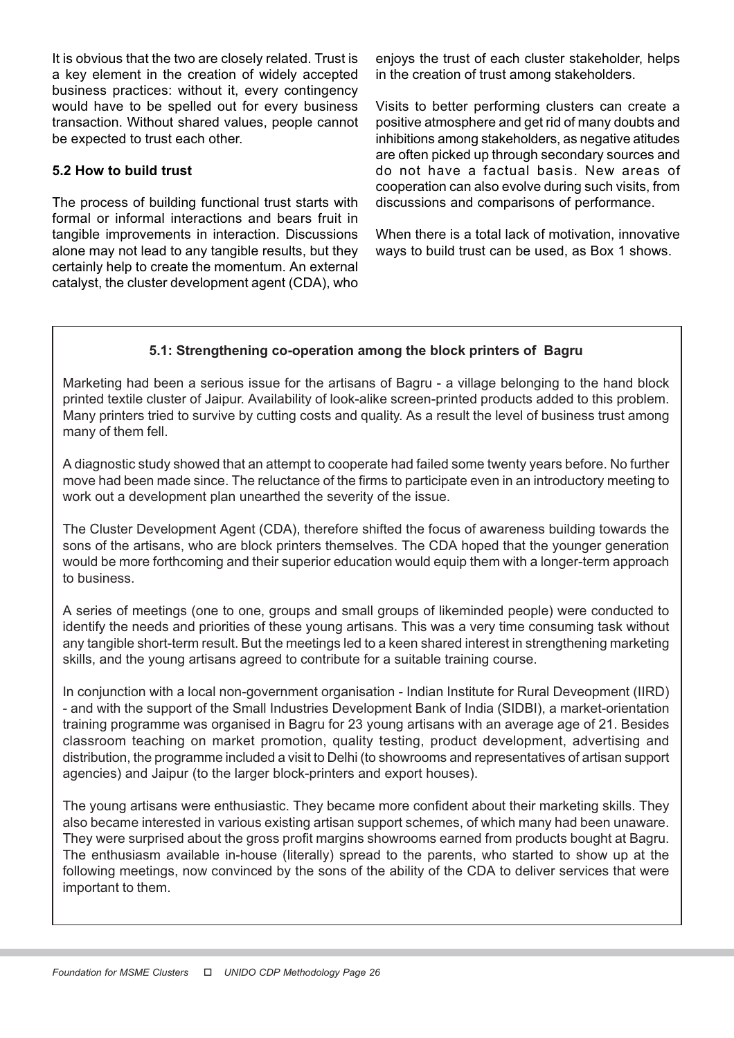It is obvious that the two are closely related. Trust is a key element in the creation of widely accepted business practices: without it, every contingency would have to be spelled out for every business transaction. Without shared values, people cannot be expected to trust each other.

**5.2 How to build trust**

The process of building functional trust starts with formal or informal interactions and bears fruit in tangible improvements in interaction. Discussions alone may not lead to any tangible results, but they certainly help to create the momentum. An external catalyst, the cluster development agent (CDA), who enjoys the trust of each cluster stakeholder, helps in the creation of trust among stakeholders.

Visits to better performing clusters can create a positive atmosphere and get rid of many doubts and inhibitions among stakeholders, as negative atitudes are often picked up through secondary sources and do not have a factual basis. New areas of cooperation can also evolve during such visits, from discussions and comparisons of performance.

When there is a total lack of motivation, innovative ways to build trust can be used, as Box 1 shows.

**5.1: Strengthening co-operation among the block printers of Bagru**

Marketing had been a serious issue for the artisans of Bagru - a village belonging to the hand block printed textile cluster of Jaipur. Availability of look-alike screen-printed products added to this problem. Many printers tried to survive by cutting costs and quality. As a result the level of business trust among many of them fell.

A diagnostic study showed that an attempt to cooperate had failed some twenty years before. No further move had been made since. The reluctance of the firms to participate even in an introductory meeting to work out a development plan unearthed the severity of the issue.

The Cluster Development Agent (CDA), therefore shifted the focus of awareness building towards the sons of the artisans, who are block printers themselves. The CDA hoped that the younger generation would be more forthcoming and their superior education would equip them with a longer-term approach to business.

A series of meetings (one to one, groups and small groups of likeminded people) were conducted to identify the needs and priorities of these young artisans. This was a very time consuming task without any tangible short-term result. But the meetings led to a keen shared interest in strengthening marketing skills, and the young artisans agreed to contribute for a suitable training course.

In conjunction with a local non-government organisation - Indian Institute for Rural Deveopment (IIRD) - and with the support of the Small Industries Development Bank of India (SIDBI), a market-orientation training programme was organised in Bagru for 23 young artisans with an average age of 21. Besides classroom teaching on market promotion, quality testing, product development, advertising and distribution, the programme included a visit to Delhi (to showrooms and representatives of artisan support agencies) and Jaipur (to the larger block-printers and export houses).

The young artisans were enthusiastic. They became more confident about their marketing skills. They also became interested in various existing artisan support schemes, of which many had been unaware. They were surprised about the gross profit margins showrooms earned from products bought at Bagru. The enthusiasm available in-house (literally) spread to the parents, who started to show up at the following meetings, now convinced by the sons of the ability of the CDA to deliver services that were important to them.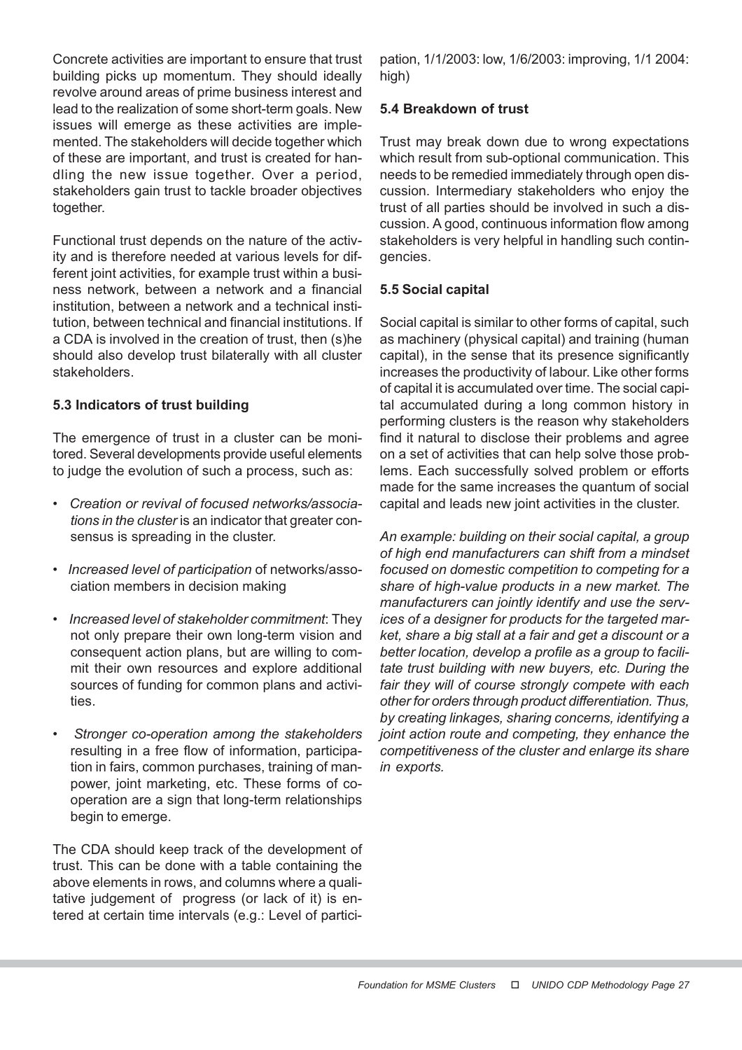Concrete activities are important to ensure that trust building picks up momentum. They should ideally revolve around areas of prime business interest and lead to the realization of some short-term goals. New issues will emerge as these activities are implemented. The stakeholders will decide together which of these are important, and trust is created for handling the new issue together. Over a period, stakeholders gain trust to tackle broader objectives together.

Functional trust depends on the nature of the activity and is therefore needed at various levels for different joint activities, for example trust within a business network, between a network and a financial institution, between a network and a technical institution, between technical and financial institutions. If a CDA is involved in the creation of trust, then (s)he should also develop trust bilaterally with all cluster stakeholders.

### 5.3 Indicators of trust building

The emergence of trust in a cluster can be monitored. Several developments provide useful elements to judge the evolution of such a process, such as:

- *Creation or revival of focused networks/associations in the cluster* is an indicator that greater consensus is spreading in the cluster.
- *Increased level of participation* of networks/association members in decision making
- *Increased level of stakeholder commitment*: They not only prepare their own long-term vision and consequent action plans, but are willing to commit their own resources and explore additional sources of funding for common plans and activities.
- *Stronger co-operation among the stakeholders* resulting in a free flow of information, participation in fairs, common purchases, training of manpower, joint marketing, etc. These forms of co-operation are a sign that long-term relationships begin to emerge.

The CDA should keep track of the development of trust. This can be done with a table containing the above elements in rows, and columns where a qualitative judgement of progress (or lack of it) is entered at certain time intervals (e.g.: Level of participation, 1/1/2003: low, 1/6/2003: improving, 1/1 2004: high)

### 5.4 Breakdown of trust

Trust may break down due to wrong expectations which result from sub-optional communication. This needs to be remedied immediately through open discussion. Intermediary stakeholders who enjoy the trust of all parties should be involved in such a discussion. A good, continuous information flow among stakeholders is very helpful in handling such contingencies.

### 5.5 Social capital

Social capital is similar to other forms of capital, such as machinery (physical capital) and training (human capital), in the sense that its presence significantly increases the productivity of labour. Like other forms of capital it is accumulated over time. The social capital accumulated during a long common history in performing clusters is the reason why stakeholders find it natural to disclose their problems and agree on a set of activities that can help solve those problems. Each successfully solved problem or efforts made for the same increases the quantum of social capital and leads new joint activities in the cluster.

*An example: building on their social capital, a group of high end manufacturers can shift from a mindset focused on domestic competition to competing for a share of high-value products in a new market. The manufacturers can jointly identify and use the services of a designer for products for the targeted market, share a big stall at a fair and get a discount or a better location, develop a profile as a group to facilitate trust building with new buyers, etc. During the fair they will of course strongly compete with each other for orders through product differentiation. Thus, by creating linkages, sharing concerns, identifying a joint action route and competing, they enhance the competitiveness of the cluster and enlarge its share in exports.*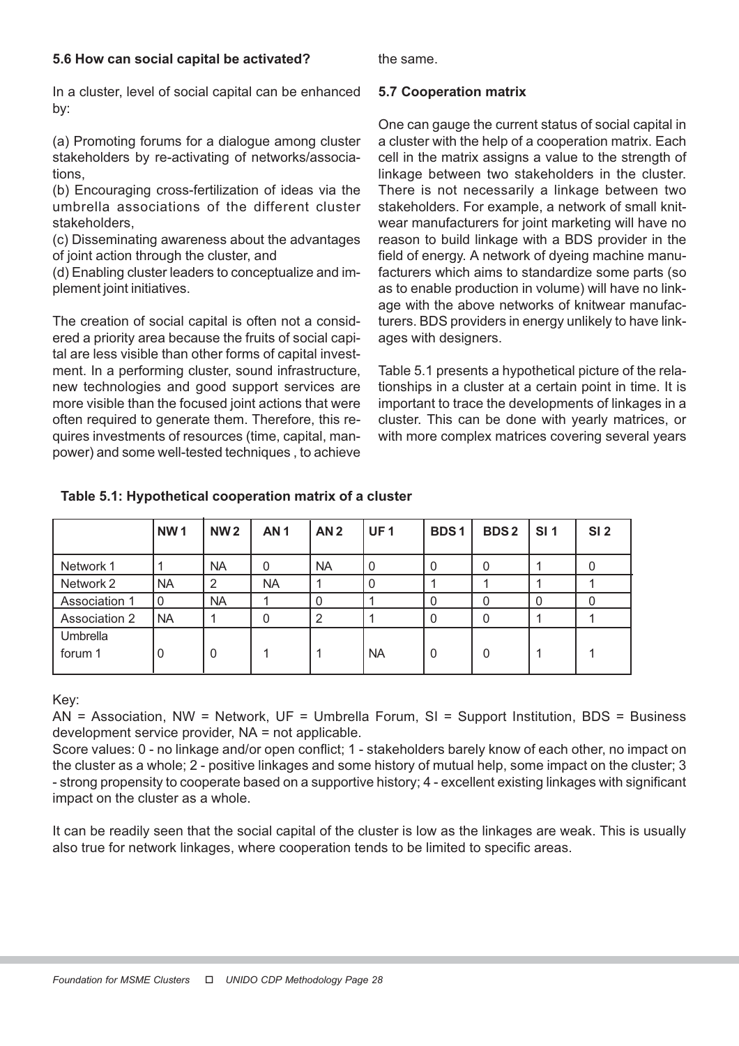### 5.6 How can social capital be activated?

In a cluster, level of social capital can be enhanced by:

(a) Promoting forums for a dialogue among cluster stakeholders by re-activating of networks/associations,
(b) Encouraging cross-fertilization of ideas via the umbrella associations of the different cluster stakeholders,
(c) Disseminating awareness about the advantages of joint action through the cluster, and
(d) Enabling cluster leaders to conceptualize and implement joint initiatives.

The creation of social capital is often not a considered a priority area because the fruits of social capital are less visible than other forms of capital investment. In a performing cluster, sound infrastructure, new technologies and good support services are more visible than the focused joint actions that were often required to generate them. Therefore, this requires investments of resources (time, capital, manpower) and some well-tested techniques , to achieve the same.

### 5.7 Cooperation matrix

One can gauge the current status of social capital in a cluster with the help of a cooperation matrix. Each cell in the matrix assigns a value to the strength of linkage between two stakeholders in the cluster. There is not necessarily a linkage between two stakeholders. For example, a network of small knitwear manufacturers for joint marketing will have no reason to build linkage with a BDS provider in the field of energy. A network of dyeing machine manufacturers which aims to standardize some parts (so as to enable production in volume) will have no linkage with the above networks of knitwear manufacturers. BDS providers in energy unlikely to have linkages with designers.

Table 5.1 presents a hypothetical picture of the relationships in a cluster at a certain point in time. It is important to trace the developments of linkages in a cluster. This can be done with yearly matrices, or with more complex matrices covering several years

**Table 5.1: Hypothetical cooperation matrix of a cluster**

| | NW 1 | NW 2 | AN 1 | AN 2 | UF 1 | BDS 1 | BDS 2 | SI 1 | SI 2 |
|---|---|---|---|---|---|---|---|---|---|
| Network 1 | 1 | NA | 0 | NA | 0 | 0 | 0 | 1 | 0 |
| Network 2 | NA | 2 | NA | 1 | 0 | 1 | 1 | 1 | 1 |
| Association 1 | 0 | NA | 1 | 0 | 1 | 0 | 0 | 0 | 0 |
| Association 2 | NA | 1 | 0 | 2 | 1 | 0 | 0 | 1 | 1 |
| Umbrella forum 1 | 0 | 0 | 1 | 1 | NA | 0 | 0 | 1 | 1 |

Key:
AN = Association, NW = Network, UF = Umbrella Forum, SI = Support Institution, BDS = Business development service provider, NA = not applicable.
Score values: 0 - no linkage and/or open conflict; 1 - stakeholders barely know of each other, no impact on the cluster as a whole; 2 - positive linkages and some history of mutual help, some impact on the cluster; 3 - strong propensity to cooperate based on a supportive history; 4 - excellent existing linkages with significant impact on the cluster as a whole.

It can be readily seen that the social capital of the cluster is low as the linkages are weak. This is usually also true for network linkages, where cooperation tends to be limited to specific areas.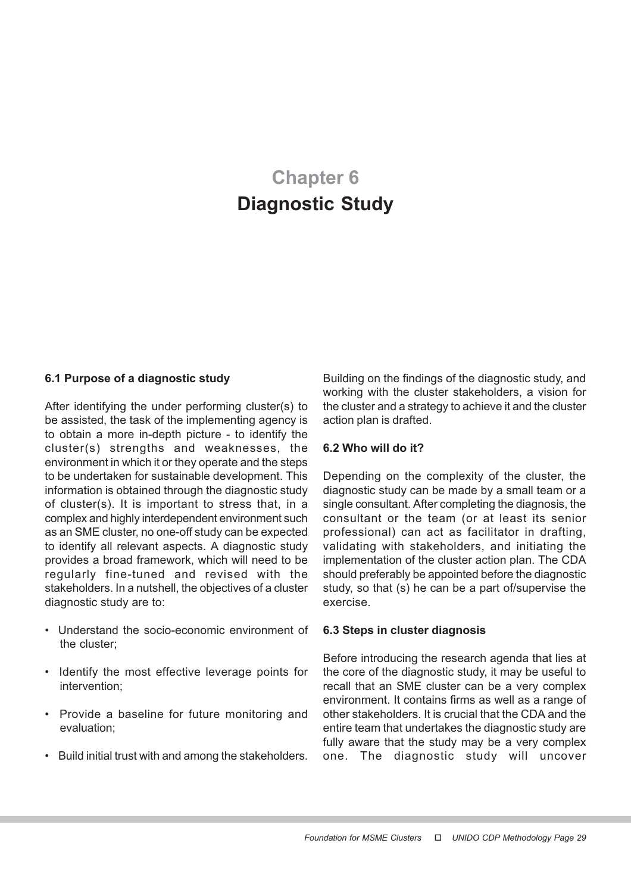# Chapter 6
# Diagnostic Study

### 6.1 Purpose of a diagnostic study

After identifying the under performing cluster(s) to be assisted, the task of the implementing agency is to obtain a more in-depth picture - to identify the cluster(s) strengths and weaknesses, the environment in which it or they operate and the steps to be undertaken for sustainable development. This information is obtained through the diagnostic study of cluster(s). It is important to stress that, in a complex and highly interdependent environment such as an SME cluster, no one-off study can be expected to identify all relevant aspects. A diagnostic study provides a broad framework, which will need to be regularly fine-tuned and revised with the stakeholders. In a nutshell, the objectives of a cluster diagnostic study are to:

- Understand the socio-economic environment of the cluster;
- Identify the most effective leverage points for intervention;
- Provide a baseline for future monitoring and evaluation;
- Build initial trust with and among the stakeholders.

Building on the findings of the diagnostic study, and working with the cluster stakeholders, a vision for the cluster and a strategy to achieve it and the cluster action plan is drafted.

### 6.2 Who will do it?

Depending on the complexity of the cluster, the diagnostic study can be made by a small team or a single consultant. After completing the diagnosis, the consultant or the team (or at least its senior professional) can act as facilitator in drafting, validating with stakeholders, and initiating the implementation of the cluster action plan. The CDA should preferably be appointed before the diagnostic study, so that (s) he can be a part of/supervise the exercise.

### 6.3 Steps in cluster diagnosis

Before introducing the research agenda that lies at the core of the diagnostic study, it may be useful to recall that an SME cluster can be a very complex environment. It contains firms as well as a range of other stakeholders. It is crucial that the CDA and the entire team that undertakes the diagnostic study are fully aware that the study may be a very complex one. The diagnostic study will uncover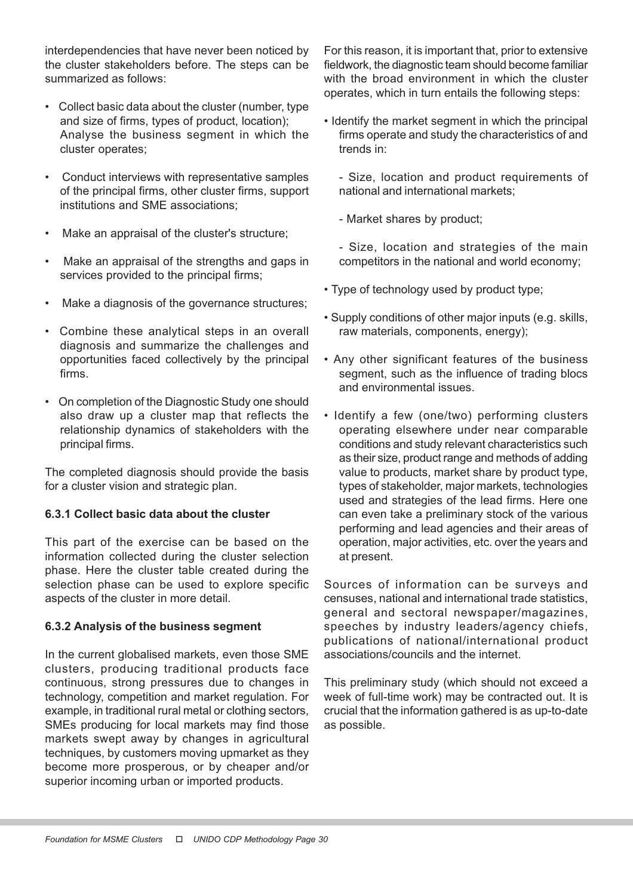interdependencies that have never been noticed by the cluster stakeholders before. The steps can be summarized as follows:

- Collect basic data about the cluster (number, type and size of firms, types of product, location); Analyse the business segment in which the cluster operates;
- Conduct interviews with representative samples of the principal firms, other cluster firms, support institutions and SME associations;
- Make an appraisal of the cluster's structure;
- Make an appraisal of the strengths and gaps in services provided to the principal firms;
- Make a diagnosis of the governance structures;
- Combine these analytical steps in an overall diagnosis and summarize the challenges and opportunities faced collectively by the principal firms.
- On completion of the Diagnostic Study one should also draw up a cluster map that reflects the relationship dynamics of stakeholders with the principal firms.

The completed diagnosis should provide the basis for a cluster vision and strategic plan.

### 6.3.1 Collect basic data about the cluster

This part of the exercise can be based on the information collected during the cluster selection phase. Here the cluster table created during the selection phase can be used to explore specific aspects of the cluster in more detail.

### 6.3.2 Analysis of the business segment

In the current globalised markets, even those SME clusters, producing traditional products face continuous, strong pressures due to changes in technology, competition and market regulation. For example, in traditional rural metal or clothing sectors, SMEs producing for local markets may find those markets swept away by changes in agricultural techniques, by customers moving upmarket as they become more prosperous, or by cheaper and/or superior incoming urban or imported products.

For this reason, it is important that, prior to extensive fieldwork, the diagnostic team should become familiar with the broad environment in which the cluster operates, which in turn entails the following steps:

- Identify the market segment in which the principal firms operate and study the characteristics of and trends in:
  - Size, location and product requirements of national and international markets;
  - Market shares by product;
  - Size, location and strategies of the main competitors in the national and world economy;
- Type of technology used by product type;
- Supply conditions of other major inputs (e.g. skills, raw materials, components, energy);
- Any other significant features of the business segment, such as the influence of trading blocs and environmental issues.
- Identify a few (one/two) performing clusters operating elsewhere under near comparable conditions and study relevant characteristics such as their size, product range and methods of adding value to products, market share by product type, types of stakeholder, major markets, technologies used and strategies of the lead firms. Here one can even take a preliminary stock of the various performing and lead agencies and their areas of operation, major activities, etc. over the years and at present.

Sources of information can be surveys and censuses, national and international trade statistics, general and sectoral newspaper/magazines, speeches by industry leaders/agency chiefs, publications of national/international product associations/councils and the internet.

This preliminary study (which should not exceed a week of full-time work) may be contracted out. It is crucial that the information gathered is as up-to-date as possible.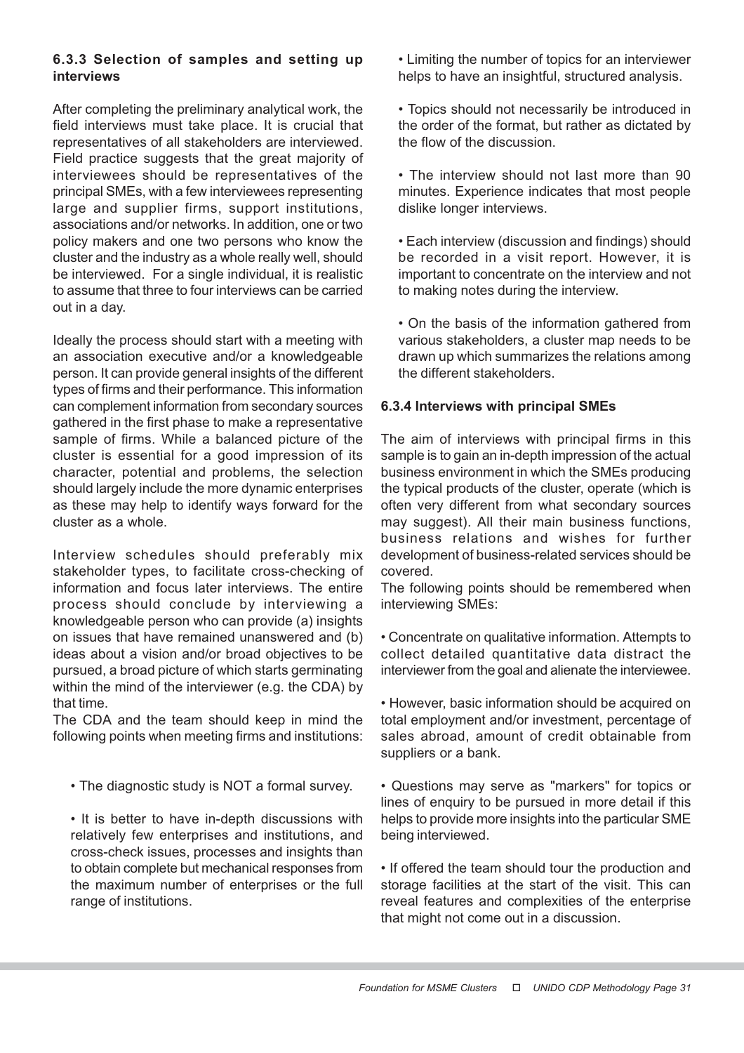### 6.3.3 Selection of samples and setting up interviews

After completing the preliminary analytical work, the field interviews must take place. It is crucial that representatives of all stakeholders are interviewed. Field practice suggests that the great majority of interviewees should be representatives of the principal SMEs, with a few interviewees representing large and supplier firms, support institutions, associations and/or networks. In addition, one or two policy makers and one two persons who know the cluster and the industry as a whole really well, should be interviewed. For a single individual, it is realistic to assume that three to four interviews can be carried out in a day.

Ideally the process should start with a meeting with an association executive and/or a knowledgeable person. It can provide general insights of the different types of firms and their performance. This information can complement information from secondary sources gathered in the first phase to make a representative sample of firms. While a balanced picture of the cluster is essential for a good impression of its character, potential and problems, the selection should largely include the more dynamic enterprises as these may help to identify ways forward for the cluster as a whole.

Interview schedules should preferably mix stakeholder types, to facilitate cross-checking of information and focus later interviews. The entire process should conclude by interviewing a knowledgeable person who can provide (a) insights on issues that have remained unanswered and (b) ideas about a vision and/or broad objectives to be pursued, a broad picture of which starts germinating within the mind of the interviewer (e.g. the CDA) by that time.

The CDA and the team should keep in mind the following points when meeting firms and institutions:

- The diagnostic study is NOT a formal survey.
- It is better to have in-depth discussions with relatively few enterprises and institutions, and cross-check issues, processes and insights than to obtain complete but mechanical responses from the maximum number of enterprises or the full range of institutions.
- Limiting the number of topics for an interviewer helps to have an insightful, structured analysis.
- Topics should not necessarily be introduced in the order of the format, but rather as dictated by the flow of the discussion.
- The interview should not last more than 90 minutes. Experience indicates that most people dislike longer interviews.
- Each interview (discussion and findings) should be recorded in a visit report. However, it is important to concentrate on the interview and not to making notes during the interview.
- On the basis of the information gathered from various stakeholders, a cluster map needs to be drawn up which summarizes the relations among the different stakeholders.

### 6.3.4 Interviews with principal SMEs

The aim of interviews with principal firms in this sample is to gain an in-depth impression of the actual business environment in which the SMEs producing the typical products of the cluster, operate (which is often very different from what secondary sources may suggest). All their main business functions, business relations and wishes for further development of business-related services should be covered.

The following points should be remembered when interviewing SMEs:

- Concentrate on qualitative information. Attempts to collect detailed quantitative data distract the interviewer from the goal and alienate the interviewee.
- However, basic information should be acquired on total employment and/or investment, percentage of sales abroad, amount of credit obtainable from suppliers or a bank.
- Questions may serve as "markers" for topics or lines of enquiry to be pursued in more detail if this helps to provide more insights into the particular SME being interviewed.
- If offered the team should tour the production and storage facilities at the start of the visit. This can reveal features and complexities of the enterprise that might not come out in a discussion.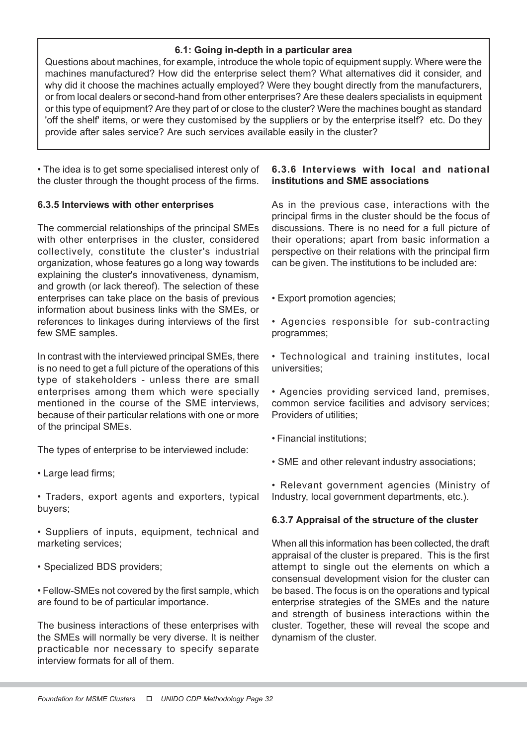**6.1: Going in-depth in a particular area**

Questions about machines, for example, introduce the whole topic of equipment supply. Where were the machines manufactured? How did the enterprise select them? What alternatives did it consider, and why did it choose the machines actually employed? Were they bought directly from the manufacturers, or from local dealers or second-hand from other enterprises? Are these dealers specialists in equipment or this type of equipment? Are they part of or close to the cluster? Were the machines bought as standard 'off the shelf' items, or were they customised by the suppliers or by the enterprise itself? etc. Do they provide after sales service? Are such services available easily in the cluster?

- The idea is to get some specialised interest only of the cluster through the thought process of the firms.

### 6.3.5 Interviews with other enterprises

The commercial relationships of the principal SMEs with other enterprises in the cluster, considered collectively, constitute the cluster's industrial organization, whose features go a long way towards explaining the cluster's innovativeness, dynamism, and growth (or lack thereof). The selection of these enterprises can take place on the basis of previous information about business links with the SMEs, or references to linkages during interviews of the first few SME samples.

In contrast with the interviewed principal SMEs, there is no need to get a full picture of the operations of this type of stakeholders - unless there are small enterprises among them which were specially mentioned in the course of the SME interviews, because of their particular relations with one or more of the principal SMEs.

The types of enterprise to be interviewed include:

- Large lead firms;
- Traders, export agents and exporters, typical buyers;
- Suppliers of inputs, equipment, technical and marketing services;
- Specialized BDS providers;
- Fellow-SMEs not covered by the first sample, which are found to be of particular importance.

The business interactions of these enterprises with the SMEs will normally be very diverse. It is neither practicable nor necessary to specify separate interview formats for all of them.

### 6.3.6 Interviews with local and national institutions and SME associations

As in the previous case, interactions with the principal firms in the cluster should be the focus of discussions. There is no need for a full picture of their operations; apart from basic information a perspective on their relations with the principal firm can be given. The institutions to be included are:

- Export promotion agencies;
- Agencies responsible for sub-contracting programmes;
- Technological and training institutes, local universities;
- Agencies providing serviced land, premises, common service facilities and advisory services; Providers of utilities;
- Financial institutions;
- SME and other relevant industry associations;
- Relevant government agencies (Ministry of Industry, local government departments, etc.).

### 6.3.7 Appraisal of the structure of the cluster

When all this information has been collected, the draft appraisal of the cluster is prepared. This is the first attempt to single out the elements on which a consensual development vision for the cluster can be based. The focus is on the operations and typical enterprise strategies of the SMEs and the nature and strength of business interactions within the cluster. Together, these will reveal the scope and dynamism of the cluster.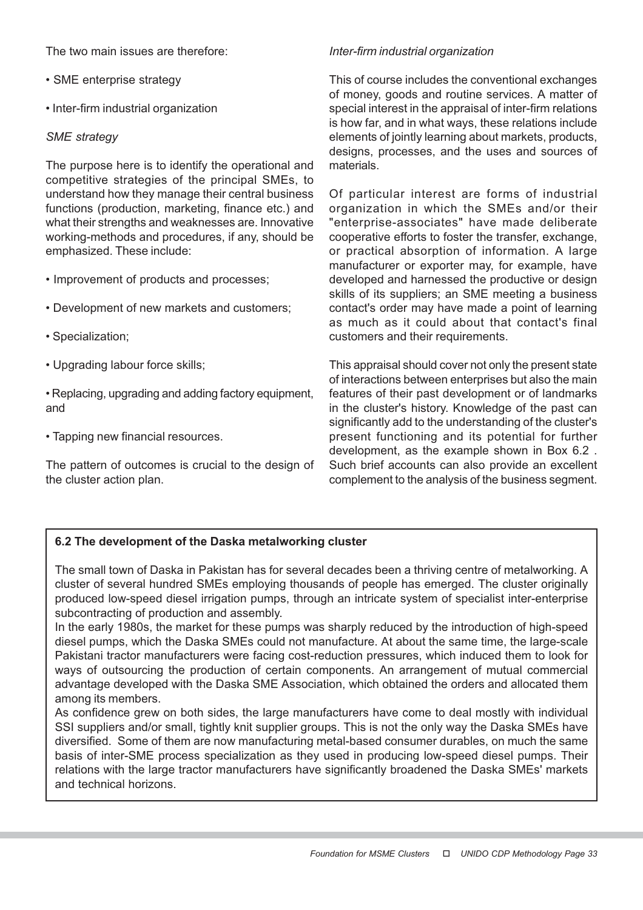The two main issues are therefore:

- SME enterprise strategy
- Inter-firm industrial organization

*SME strategy*

The purpose here is to identify the operational and competitive strategies of the principal SMEs, to understand how they manage their central business functions (production, marketing, finance etc.) and what their strengths and weaknesses are. Innovative working-methods and procedures, if any, should be emphasized. These include:

- Improvement of products and processes;
- Development of new markets and customers;
- Specialization;
- Upgrading labour force skills;
- Replacing, upgrading and adding factory equipment, and
- Tapping new financial resources.

The pattern of outcomes is crucial to the design of the cluster action plan.

*Inter-firm industrial organization*

This of course includes the conventional exchanges of money, goods and routine services. A matter of special interest in the appraisal of inter-firm relations is how far, and in what ways, these relations include elements of jointly learning about markets, products, designs, processes, and the uses and sources of materials.

Of particular interest are forms of industrial organization in which the SMEs and/or their "enterprise-associates" have made deliberate cooperative efforts to foster the transfer, exchange, or practical absorption of information. A large manufacturer or exporter may, for example, have developed and harnessed the productive or design skills of its suppliers; an SME meeting a business contact's order may have made a point of learning as much as it could about that contact's final customers and their requirements.

This appraisal should cover not only the present state of interactions between enterprises but also the main features of their past development or of landmarks in the cluster's history. Knowledge of the past can significantly add to the understanding of the cluster's present functioning and its potential for further development, as the example shown in Box 6.2 . Such brief accounts can also provide an excellent complement to the analysis of the business segment.

**6.2 The development of the Daska metalworking cluster**

The small town of Daska in Pakistan has for several decades been a thriving centre of metalworking. A cluster of several hundred SMEs employing thousands of people has emerged. The cluster originally produced low-speed diesel irrigation pumps, through an intricate system of specialist inter-enterprise subcontracting of production and assembly.

In the early 1980s, the market for these pumps was sharply reduced by the introduction of high-speed diesel pumps, which the Daska SMEs could not manufacture. At about the same time, the large-scale Pakistani tractor manufacturers were facing cost-reduction pressures, which induced them to look for ways of outsourcing the production of certain components. An arrangement of mutual commercial advantage developed with the Daska SME Association, which obtained the orders and allocated them among its members.

As confidence grew on both sides, the large manufacturers have come to deal mostly with individual SSI suppliers and/or small, tightly knit supplier groups. This is not the only way the Daska SMEs have diversified. Some of them are now manufacturing metal-based consumer durables, on much the same basis of inter-SME process specialization as they used in producing low-speed diesel pumps. Their relations with the large tractor manufacturers have significantly broadened the Daska SMEs' markets and technical horizons.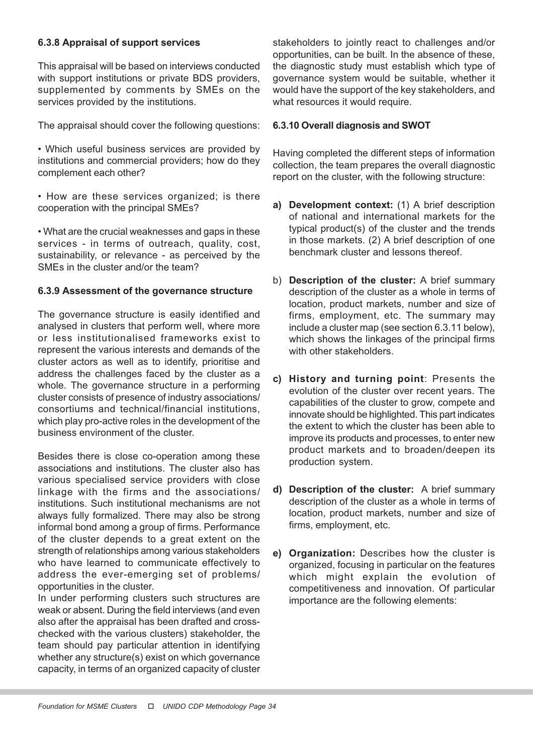### 6.3.8 Appraisal of support services

This appraisal will be based on interviews conducted with support institutions or private BDS providers, supplemented by comments by SMEs on the services provided by the institutions.

The appraisal should cover the following questions:

• Which useful business services are provided by institutions and commercial providers; how do they complement each other?

• How are these services organized; is there cooperation with the principal SMEs?

• What are the crucial weaknesses and gaps in these services - in terms of outreach, quality, cost, sustainability, or relevance - as perceived by the SMEs in the cluster and/or the team?

### 6.3.9 Assessment of the governance structure

The governance structure is easily identified and analysed in clusters that perform well, where more or less institutionalised frameworks exist to represent the various interests and demands of the cluster actors as well as to identify, prioritise and address the challenges faced by the cluster as a whole. The governance structure in a performing cluster consists of presence of industry associations/ consortiums and technical/financial institutions, which play pro-active roles in the development of the business environment of the cluster.

Besides there is close co-operation among these associations and institutions. The cluster also has various specialised service providers with close linkage with the firms and the associations/ institutions. Such institutional mechanisms are not always fully formalized. There may also be strong informal bond among a group of firms. Performance of the cluster depends to a great extent on the strength of relationships among various stakeholders who have learned to communicate effectively to address the ever-emerging set of problems/ opportunities in the cluster.

In under performing clusters such structures are weak or absent. During the field interviews (and even also after the appraisal has been drafted and cross-checked with the various clusters) stakeholder, the team should pay particular attention in identifying whether any structure(s) exist on which governance capacity, in terms of an organized capacity of cluster stakeholders to jointly react to challenges and/or opportunities, can be built. In the absence of these, the diagnostic study must establish which type of governance system would be suitable, whether it would have the support of the key stakeholders, and what resources it would require.

### 6.3.10 Overall diagnosis and SWOT

Having completed the different steps of information collection, the team prepares the overall diagnostic report on the cluster, with the following structure:

**a) Development context:** (1) A brief description of national and international markets for the typical product(s) of the cluster and the trends in those markets. (2) A brief description of one benchmark cluster and lessons thereof.

b) **Description of the cluster:** A brief summary description of the cluster as a whole in terms of location, product markets, number and size of firms, employment, etc. The summary may include a cluster map (see section 6.3.11 below), which shows the linkages of the principal firms with other stakeholders.

**c) History and turning point**: Presents the evolution of the cluster over recent years. The capabilities of the cluster to grow, compete and innovate should be highlighted. This part indicates the extent to which the cluster has been able to improve its products and processes, to enter new product markets and to broaden/deepen its production system.

**d) Description of the cluster:** A brief summary description of the cluster as a whole in terms of location, product markets, number and size of firms, employment, etc.

**e) Organization:** Describes how the cluster is organized, focusing in particular on the features which might explain the evolution of competitiveness and innovation. Of particular importance are the following elements: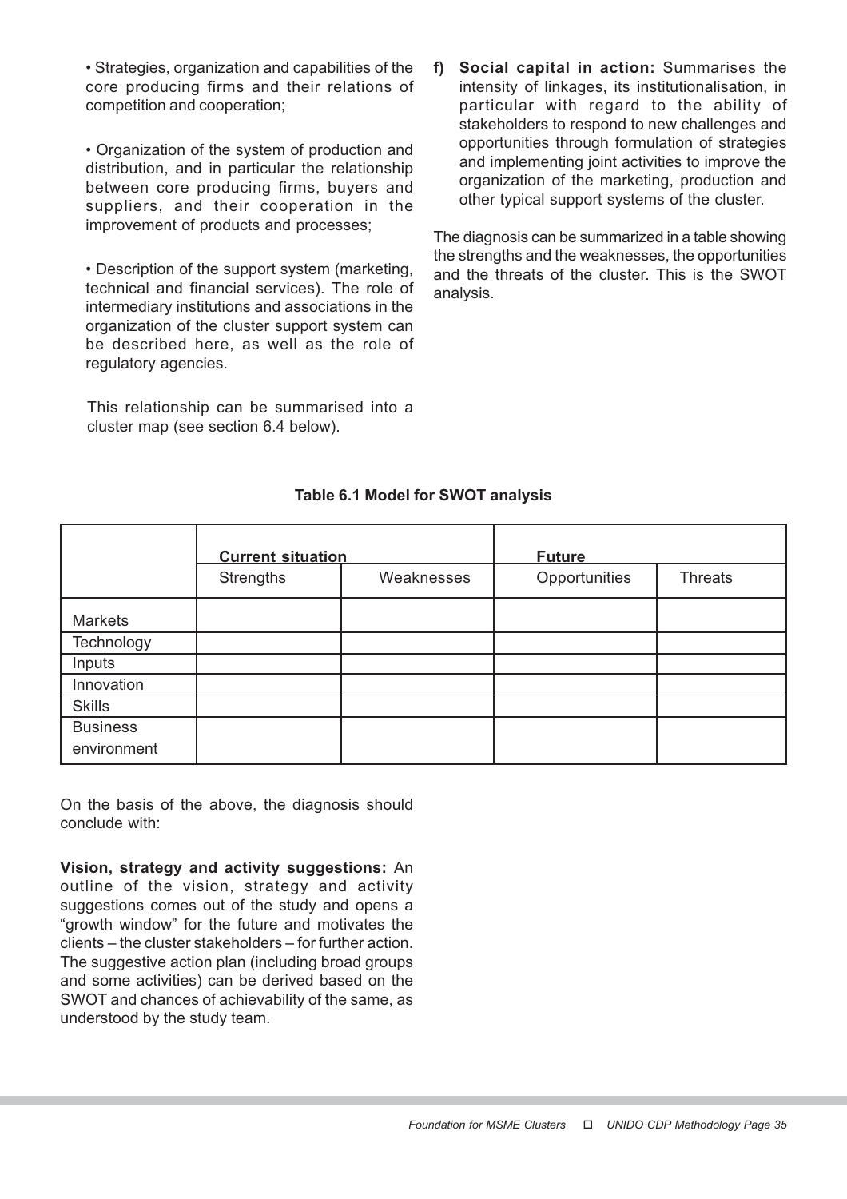- Strategies, organization and capabilities of the core producing firms and their relations of competition and cooperation;

- Organization of the system of production and distribution, and in particular the relationship between core producing firms, buyers and suppliers, and their cooperation in the improvement of products and processes;

- Description of the support system (marketing, technical and financial services). The role of intermediary institutions and associations in the organization of the cluster support system can be described here, as well as the role of regulatory agencies.

This relationship can be summarised into a cluster map (see section 6.4 below).

**f) Social capital in action:** Summarises the intensity of linkages, its institutionalisation, in particular with regard to the ability of stakeholders to respond to new challenges and opportunities through formulation of strategies and implementing joint activities to improve the organization of the marketing, production and other typical support systems of the cluster.

The diagnosis can be summarized in a table showing the strengths and the weaknesses, the opportunities and the threats of the cluster. This is the SWOT analysis.

**Table 6.1 Model for SWOT analysis**

| | **Current situation** | | **Future** | |
|---|---|---|---|---|
| | Strengths | Weaknesses | Opportunities | Threats |
| Markets | | | | |
| Technology | | | | |
| Inputs | | | | |
| Innovation | | | | |
| Skills | | | | |
| Business environment | | | | |

On the basis of the above, the diagnosis should conclude with:

**Vision, strategy and activity suggestions:** An outline of the vision, strategy and activity suggestions comes out of the study and opens a "growth window" for the future and motivates the clients – the cluster stakeholders – for further action. The suggestive action plan (including broad groups and some activities) can be derived based on the SWOT and chances of achievability of the same, as understood by the study team.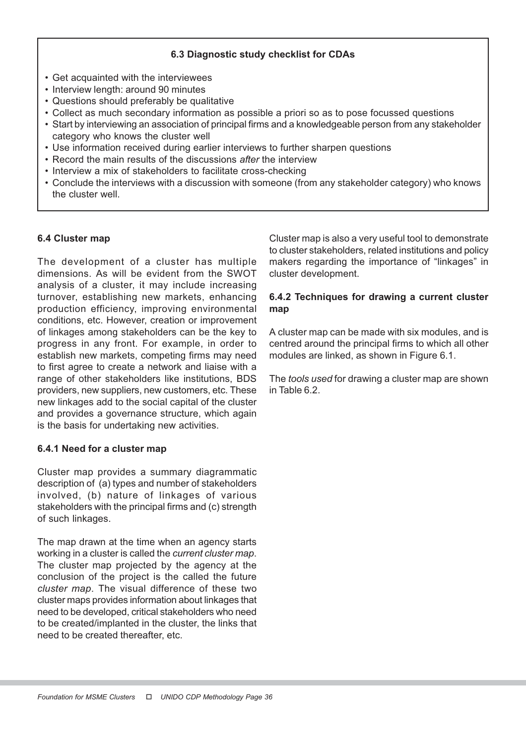**6.3 Diagnostic study checklist for CDAs**

- Get acquainted with the interviewees
- Interview length: around 90 minutes
- Questions should preferably be qualitative
- Collect as much secondary information as possible a priori so as to pose focussed questions
- Start by interviewing an association of principal firms and a knowledgeable person from any stakeholder category who knows the cluster well
- Use information received during earlier interviews to further sharpen questions
- Record the main results of the discussions *after* the interview
- Interview a mix of stakeholders to facilitate cross-checking
- Conclude the interviews with a discussion with someone (from any stakeholder category) who knows the cluster well.

## 6.4 Cluster map

The development of a cluster has multiple dimensions. As will be evident from the SWOT analysis of a cluster, it may include increasing turnover, establishing new markets, enhancing production efficiency, improving environmental conditions, etc. However, creation or improvement of linkages among stakeholders can be the key to progress in any front. For example, in order to establish new markets, competing firms may need to first agree to create a network and liaise with a range of other stakeholders like institutions, BDS providers, new suppliers, new customers, etc. These new linkages add to the social capital of the cluster and provides a governance structure, which again is the basis for undertaking new activities.

### 6.4.1 Need for a cluster map

Cluster map provides a summary diagrammatic description of (a) types and number of stakeholders involved, (b) nature of linkages of various stakeholders with the principal firms and (c) strength of such linkages.

The map drawn at the time when an agency starts working in a cluster is called the *current cluster map*. The cluster map projected by the agency at the conclusion of the project is the called the future *cluster map*. The visual difference of these two cluster maps provides information about linkages that need to be developed, critical stakeholders who need to be created/implanted in the cluster, the links that need to be created thereafter, etc.

Cluster map is also a very useful tool to demonstrate to cluster stakeholders, related institutions and policy makers regarding the importance of "linkages" in cluster development.

### 6.4.2 Techniques for drawing a current cluster map

A cluster map can be made with six modules, and is centred around the principal firms to which all other modules are linked, as shown in Figure 6.1.

The *tools used* for drawing a cluster map are shown in Table 6.2.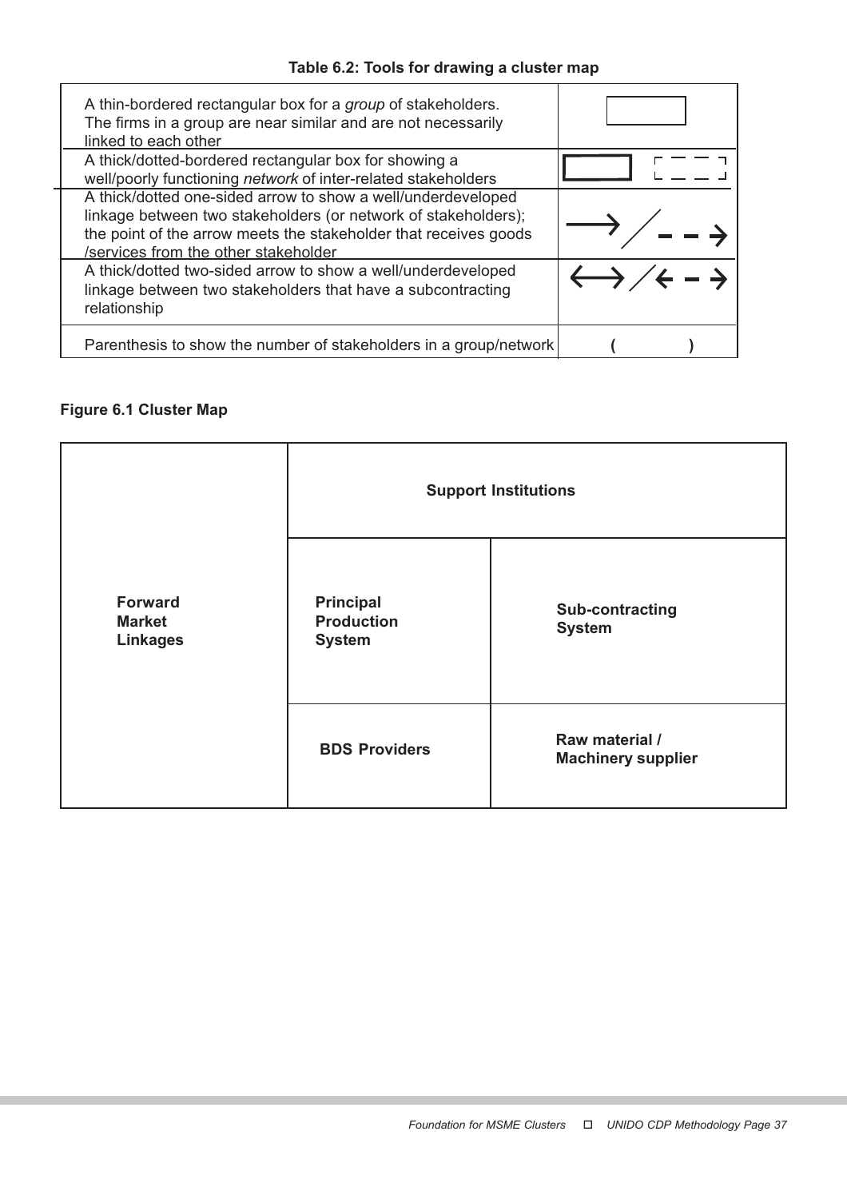**Table 6.2: Tools for drawing a cluster map**

| | |
|---|---|
| A thin-bordered rectangular box for a *group* of stakeholders. The firms in a group are near similar and are not necessarily linked to each other | ▭ |
| A thick/dotted-bordered rectangular box for showing a well/poorly functioning *network* of inter-related stakeholders | ▬ / ┌ ─ ─ ┐ |
| A thick/dotted one-sided arrow to show a well/underdeveloped linkage between two stakeholders (or network of stakeholders); the point of the arrow meets the stakeholder that receives goods /services from the other stakeholder | ⟶ / - - → |
| A thick/dotted two-sided arrow to show a well/underdeveloped linkage between two stakeholders that have a subcontracting relationship | ⟷ / ← - → |
| Parenthesis to show the number of stakeholders in a group/network | ( ) |

**Figure 6.1 Cluster Map**

| | | |
|---|---|---|
| **Forward Market Linkages** | **Support Institutions** | |
| | **Principal Production System** | **Sub-contracting System** |
| | **BDS Providers** | **Raw material / Machinery supplier** |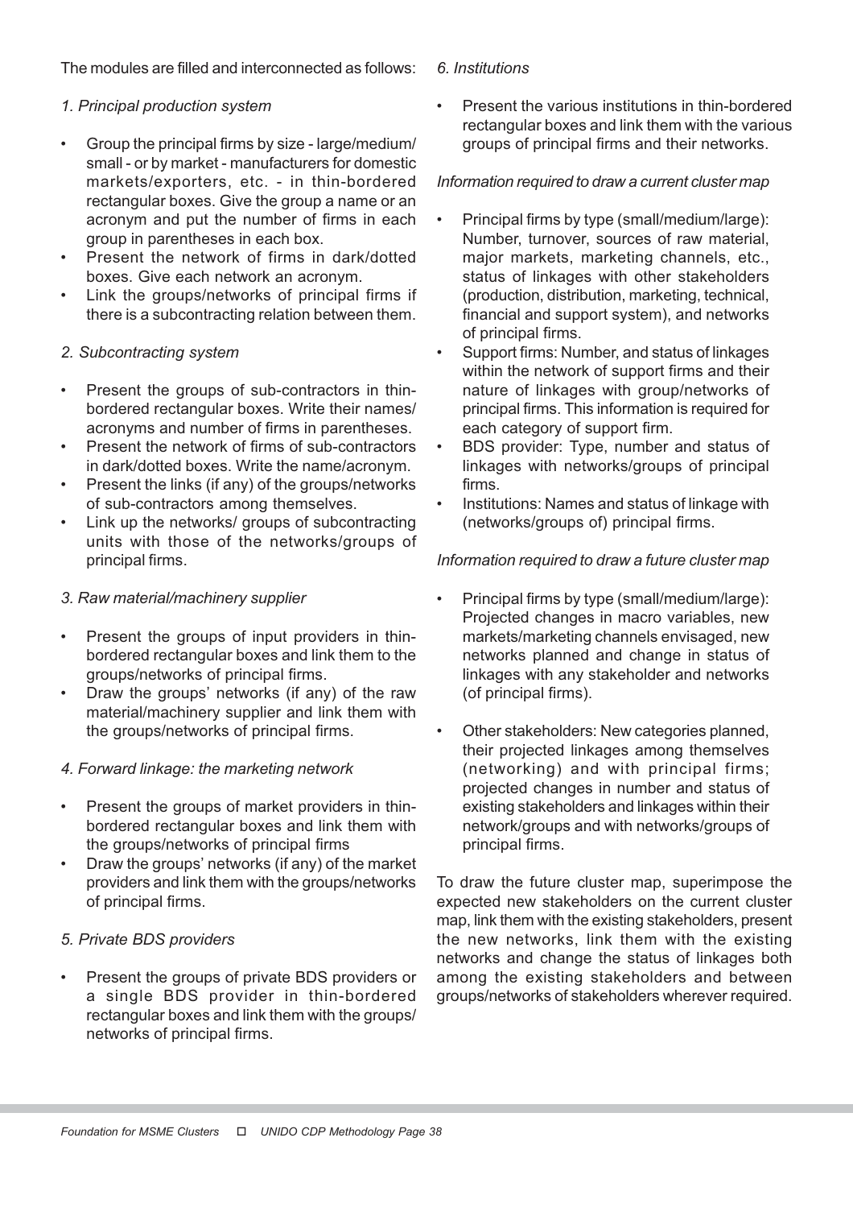The modules are filled and interconnected as follows:

*1. Principal production system*

- Group the principal firms by size - large/medium/ small - or by market - manufacturers for domestic markets/exporters, etc. - in thin-bordered rectangular boxes. Give the group a name or an acronym and put the number of firms in each group in parentheses in each box.
- Present the network of firms in dark/dotted boxes. Give each network an acronym.
- Link the groups/networks of principal firms if there is a subcontracting relation between them.

*2. Subcontracting system*

- Present the groups of sub-contractors in thin-bordered rectangular boxes. Write their names/ acronyms and number of firms in parentheses.
- Present the network of firms of sub-contractors in dark/dotted boxes. Write the name/acronym.
- Present the links (if any) of the groups/networks of sub-contractors among themselves.
- Link up the networks/ groups of subcontracting units with those of the networks/groups of principal firms.

*3. Raw material/machinery supplier*

- Present the groups of input providers in thin-bordered rectangular boxes and link them to the groups/networks of principal firms.
- Draw the groups' networks (if any) of the raw material/machinery supplier and link them with the groups/networks of principal firms.

*4. Forward linkage: the marketing network*

- Present the groups of market providers in thin-bordered rectangular boxes and link them with the groups/networks of principal firms
- Draw the groups' networks (if any) of the market providers and link them with the groups/networks of principal firms.

*5. Private BDS providers*

- Present the groups of private BDS providers or a single BDS provider in thin-bordered rectangular boxes and link them with the groups/ networks of principal firms.

*6. Institutions*

- Present the various institutions in thin-bordered rectangular boxes and link them with the various groups of principal firms and their networks.

*Information required to draw a current cluster map*

- Principal firms by type (small/medium/large): Number, turnover, sources of raw material, major markets, marketing channels, etc., status of linkages with other stakeholders (production, distribution, marketing, technical, financial and support system), and networks of principal firms.
- Support firms: Number, and status of linkages within the network of support firms and their nature of linkages with group/networks of principal firms. This information is required for each category of support firm.
- BDS provider: Type, number and status of linkages with networks/groups of principal firms.
- Institutions: Names and status of linkage with (networks/groups of) principal firms.

*Information required to draw a future cluster map*

- Principal firms by type (small/medium/large): Projected changes in macro variables, new markets/marketing channels envisaged, new networks planned and change in status of linkages with any stakeholder and networks (of principal firms).
- Other stakeholders: New categories planned, their projected linkages among themselves (networking) and with principal firms; projected changes in number and status of existing stakeholders and linkages within their network/groups and with networks/groups of principal firms.

To draw the future cluster map, superimpose the expected new stakeholders on the current cluster map, link them with the existing stakeholders, present the new networks, link them with the existing networks and change the status of linkages both among the existing stakeholders and between groups/networks of stakeholders wherever required.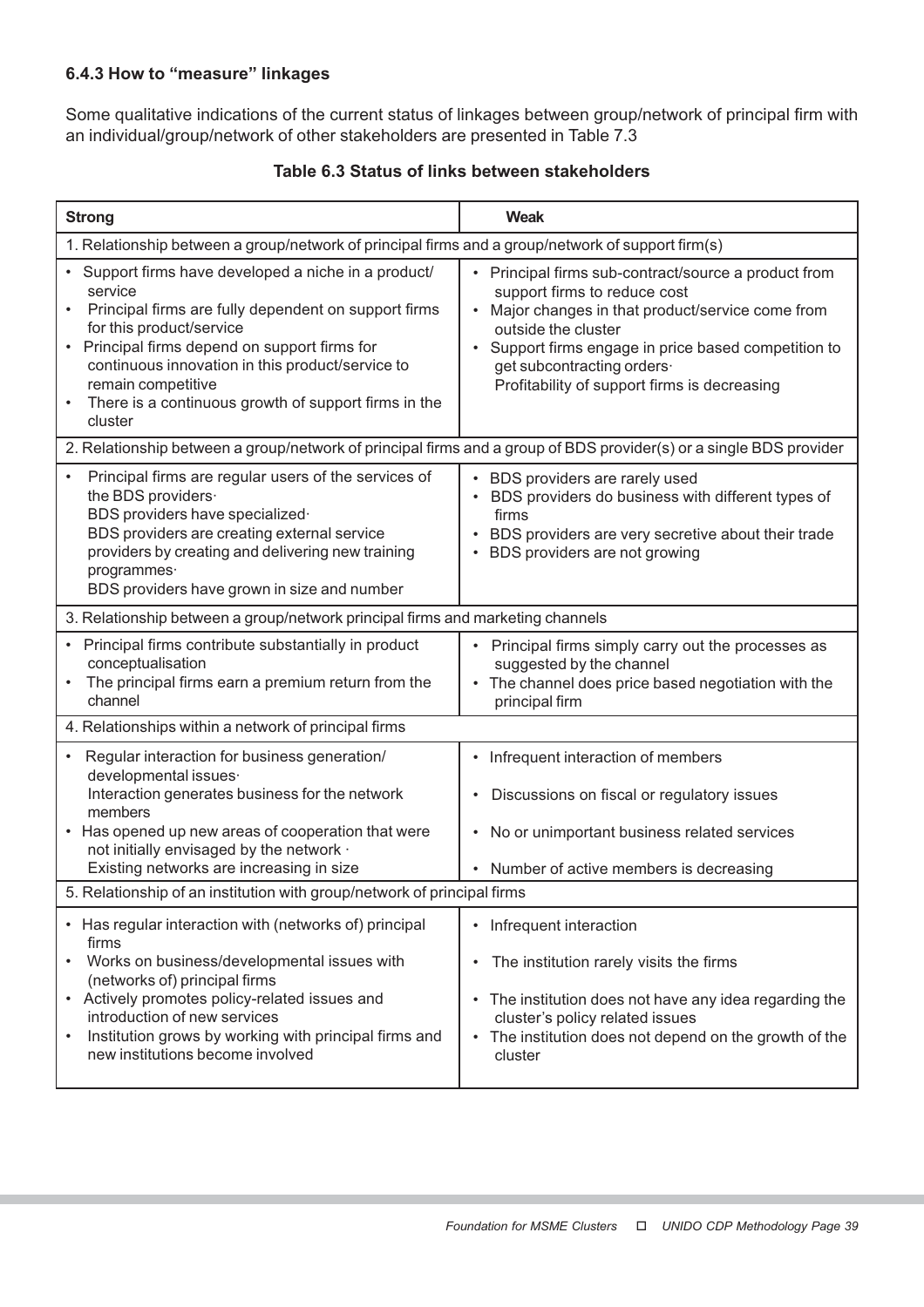### 6.4.3 How to "measure" linkages

Some qualitative indications of the current status of linkages between group/network of principal firm with an individual/group/network of other stakeholders are presented in Table 7.3

**Table 6.3 Status of links between stakeholders**

| Strong | Weak |
|---|---|
| 1. Relationship between a group/network of principal firms and a group/network of support firm(s) | |
| • Support firms have developed a niche in a product/ service<br>• Principal firms are fully dependent on support firms for this product/service<br>• Principal firms depend on support firms for continuous innovation in this product/service to remain competitive<br>• There is a continuous growth of support firms in the cluster | • Principal firms sub-contract/source a product from support firms to reduce cost<br>• Major changes in that product/service come from outside the cluster<br>• Support firms engage in price based competition to get subcontracting orders·<br>Profitability of support firms is decreasing |
| 2. Relationship between a group/network of principal firms and a group of BDS provider(s) or a single BDS provider | |
| • Principal firms are regular users of the services of the BDS providers·<br>BDS providers have specialized·<br>BDS providers are creating external service providers by creating and delivering new training programmes·<br>BDS providers have grown in size and number | • BDS providers are rarely used<br>• BDS providers do business with different types of firms<br>• BDS providers are very secretive about their trade<br>• BDS providers are not growing |
| 3. Relationship between a group/network principal firms and marketing channels | |
| • Principal firms contribute substantially in product conceptualisation<br>• The principal firms earn a premium return from the channel | • Principal firms simply carry out the processes as suggested by the channel<br>• The channel does price based negotiation with the principal firm |
| 4. Relationships within a network of principal firms | |
| • Regular interaction for business generation/ developmental issues·<br>Interaction generates business for the network members<br>• Has opened up new areas of cooperation that were not initially envisaged by the network ·<br>Existing networks are increasing in size | • Infrequent interaction of members<br>• Discussions on fiscal or regulatory issues<br>• No or unimportant business related services<br>• Number of active members is decreasing |
| 5. Relationship of an institution with group/network of principal firms | |
| • Has regular interaction with (networks of) principal firms<br>• Works on business/developmental issues with (networks of) principal firms<br>• Actively promotes policy-related issues and introduction of new services<br>• Institution grows by working with principal firms and new institutions become involved | • Infrequent interaction<br>• The institution rarely visits the firms<br>• The institution does not have any idea regarding the cluster's policy related issues<br>• The institution does not depend on the growth of the cluster |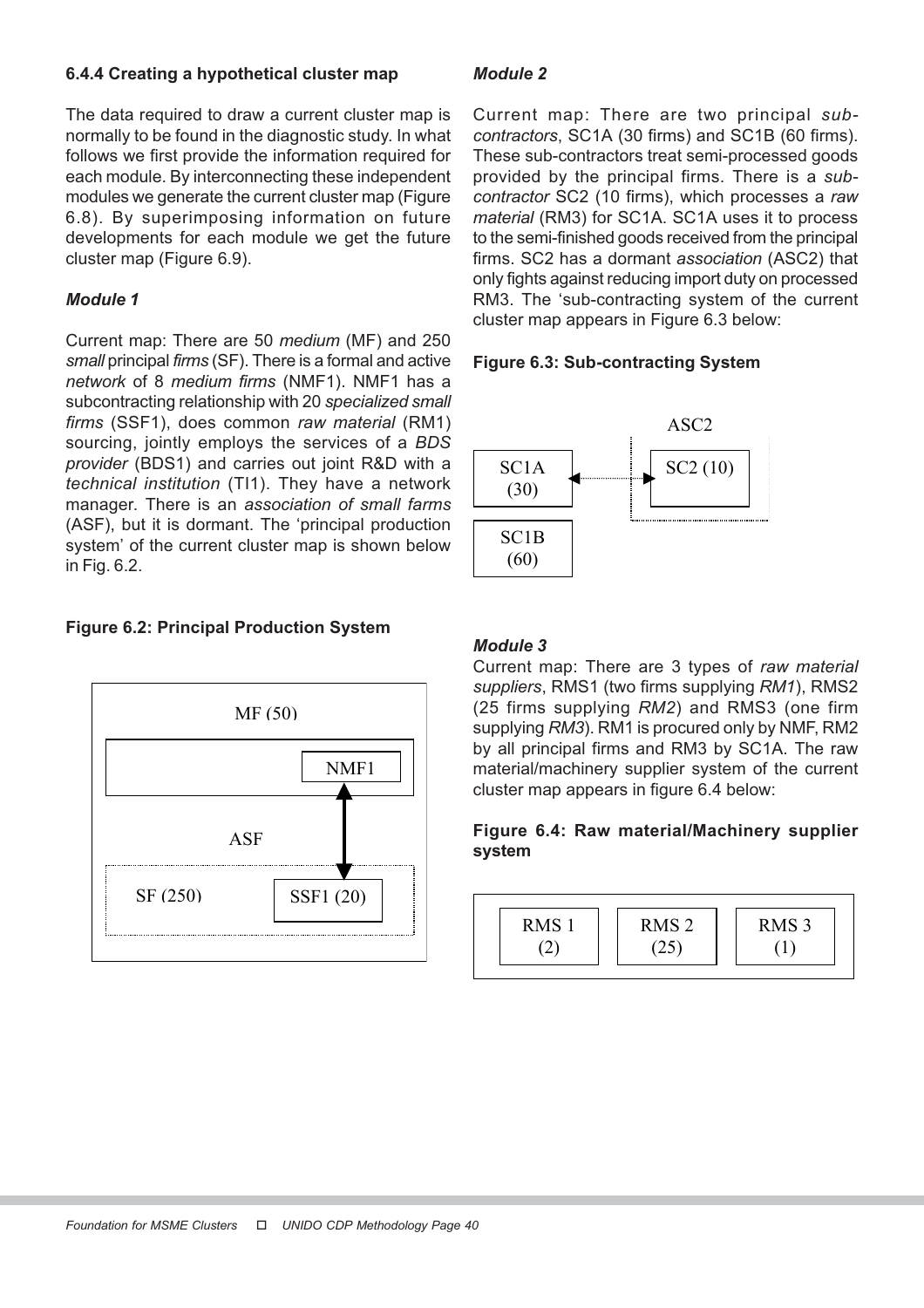### 6.4.4 Creating a hypothetical cluster map

The data required to draw a current cluster map is normally to be found in the diagnostic study. In what follows we first provide the information required for each module. By interconnecting these independent modules we generate the current cluster map (Figure 6.8). By superimposing information on future developments for each module we get the future cluster map (Figure 6.9).

***Module 1***

Current map: There are 50 *medium* (MF) and 250 *small* principal *firms* (SF). There is a formal and active *network* of 8 *medium firms* (NMF1). NMF1 has a subcontracting relationship with 20 *specialized small firms* (SSF1), does common *raw material* (RM1) sourcing, jointly employs the services of a *BDS provider* (BDS1) and carries out joint R&D with a *technical institution* (TI1). They have a network manager. There is an *association of small farms* (ASF), but it is dormant. The 'principal production system' of the current cluster map is shown below in Fig. 6.2.

**Figure 6.2: Principal Production System**

MF (50)

NMF1

ASF

SF (250)

SSF1 (20)

***Module 2***

Current map: There are two principal *sub-contractors*, SC1A (30 firms) and SC1B (60 firms). These sub-contractors treat semi-processed goods provided by the principal firms. There is a *sub-contractor* SC2 (10 firms), which processes a *raw material* (RM3) for SC1A. SC1A uses it to process to the semi-finished goods received from the principal firms. SC2 has a dormant *association* (ASC2) that only fights against reducing import duty on processed RM3. The 'sub-contracting system of the current cluster map appears in Figure 6.3 below:

**Figure 6.3: Sub-contracting System**

ASC2

SC1A (30)

SC2 (10)

SC1B (60)

***Module 3***

Current map: There are 3 types of *raw material suppliers*, RMS1 (two firms supplying *RM1*), RMS2 (25 firms supplying *RM2*) and RMS3 (one firm supplying *RM3*). RM1 is procured only by NMF, RM2 by all principal firms and RM3 by SC1A. The raw material/machinery supplier system of the current cluster map appears in figure 6.4 below:

**Figure 6.4: Raw material/Machinery supplier system**

RMS 1 (2)

RMS 2 (25)

RMS 3 (1)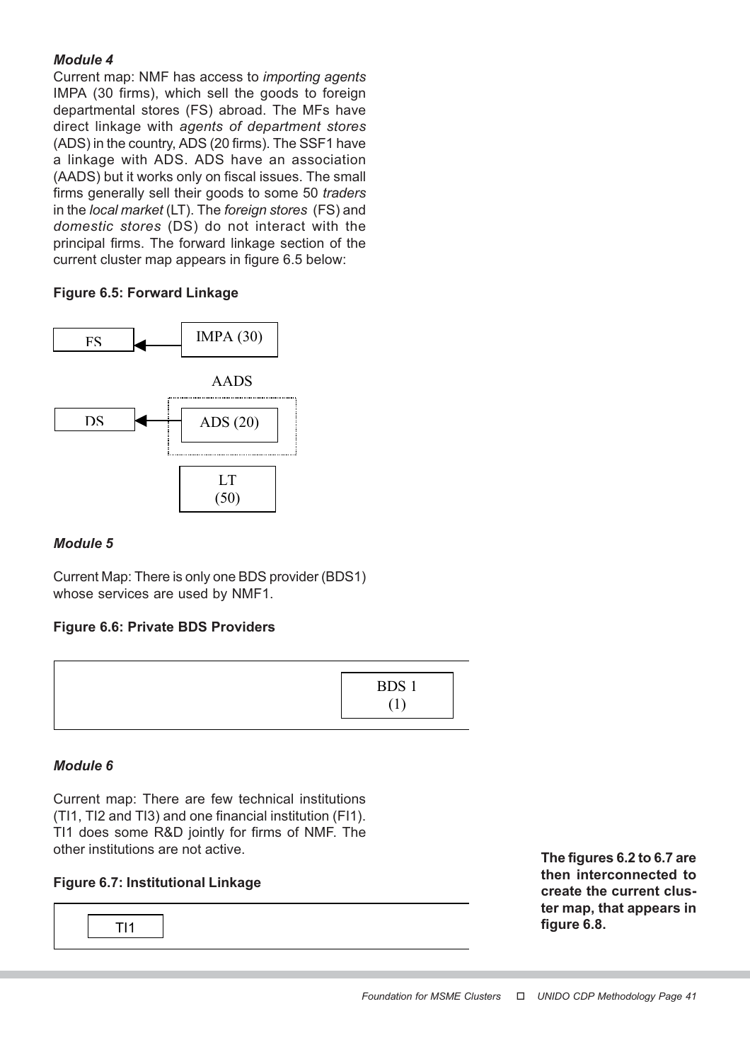***Module 4***

Current map: NMF has access to *importing agents* IMPA (30 firms), which sell the goods to foreign departmental stores (FS) abroad. The MFs have direct linkage with *agents of department stores* (ADS) in the country, ADS (20 firms). The SSF1 have a linkage with ADS. ADS have an association (AADS) but it works only on fiscal issues. The small firms generally sell their goods to some 50 *traders* in the *local market* (LT). The *foreign stores* (FS) and *domestic stores* (DS) do not interact with the principal firms. The forward linkage section of the current cluster map appears in figure 6.5 below:

**Figure 6.5: Forward Linkage**

FS ← IMPA (30)

AADS

DS ← ADS (20)

LT (50)

***Module 5***

Current Map: There is only one BDS provider (BDS1) whose services are used by NMF1.

**Figure 6.6: Private BDS Providers**

BDS 1 (1)

***Module 6***

Current map: There are few technical institutions (TI1, TI2 and TI3) and one financial institution (FI1). TI1 does some R&D jointly for firms of NMF. The other institutions are not active.

**Figure 6.7: Institutional Linkage**

TI1

**The figures 6.2 to 6.7 are then interconnected to create the current cluster map, that appears in figure 6.8.**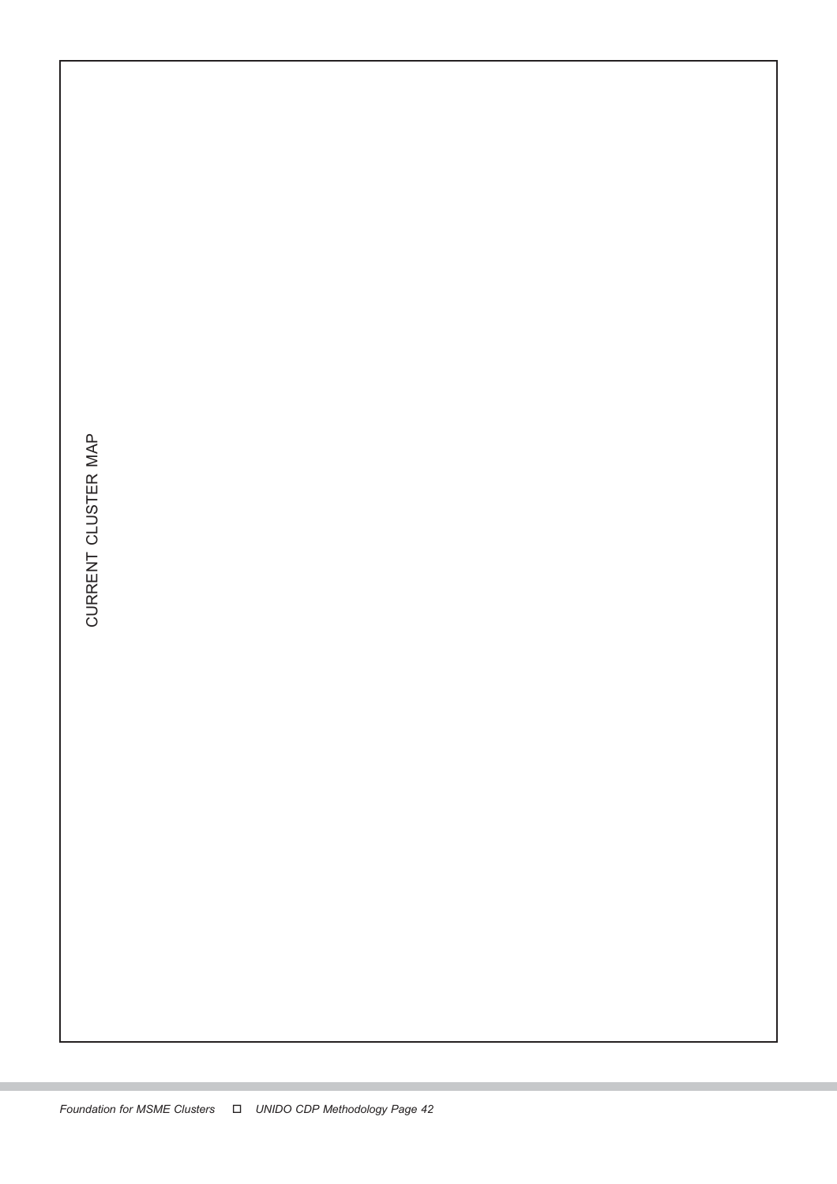CURRENT CLUSTER MAP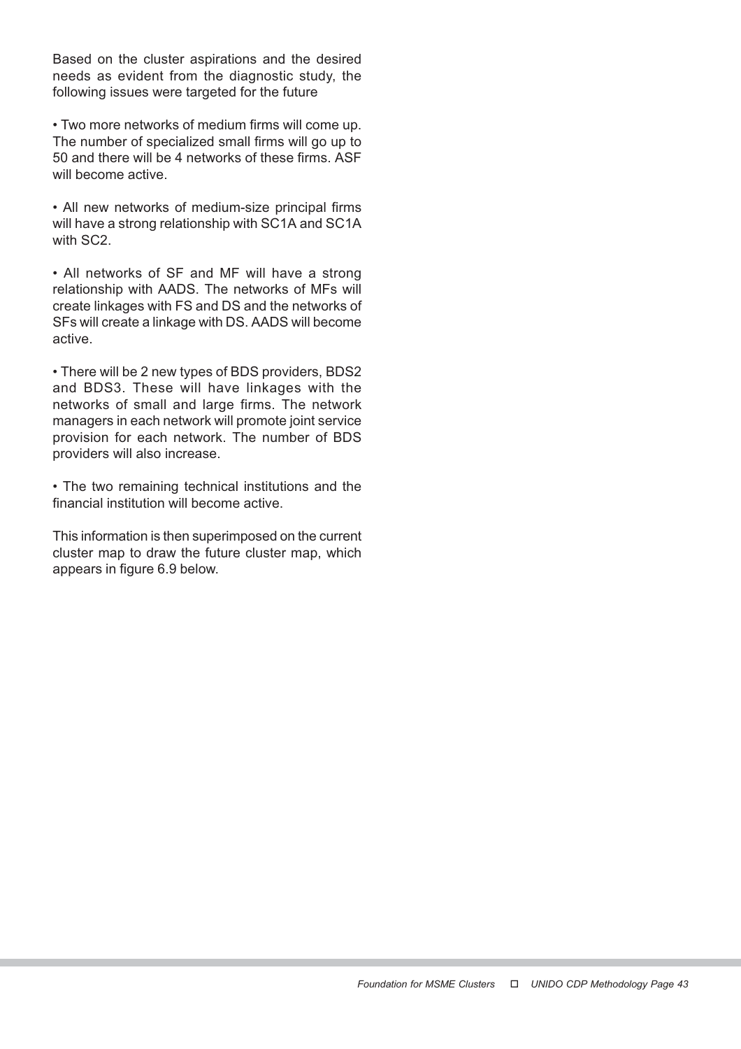Based on the cluster aspirations and the desired needs as evident from the diagnostic study, the following issues were targeted for the future

- Two more networks of medium firms will come up. The number of specialized small firms will go up to 50 and there will be 4 networks of these firms. ASF will become active.

- All new networks of medium-size principal firms will have a strong relationship with SC1A and SC1A with SC2.

- All networks of SF and MF will have a strong relationship with AADS. The networks of MFs will create linkages with FS and DS and the networks of SFs will create a linkage with DS. AADS will become active.

- There will be 2 new types of BDS providers, BDS2 and BDS3. These will have linkages with the networks of small and large firms. The network managers in each network will promote joint service provision for each network. The number of BDS providers will also increase.

- The two remaining technical institutions and the financial institution will become active.

This information is then superimposed on the current cluster map to draw the future cluster map, which appears in figure 6.9 below.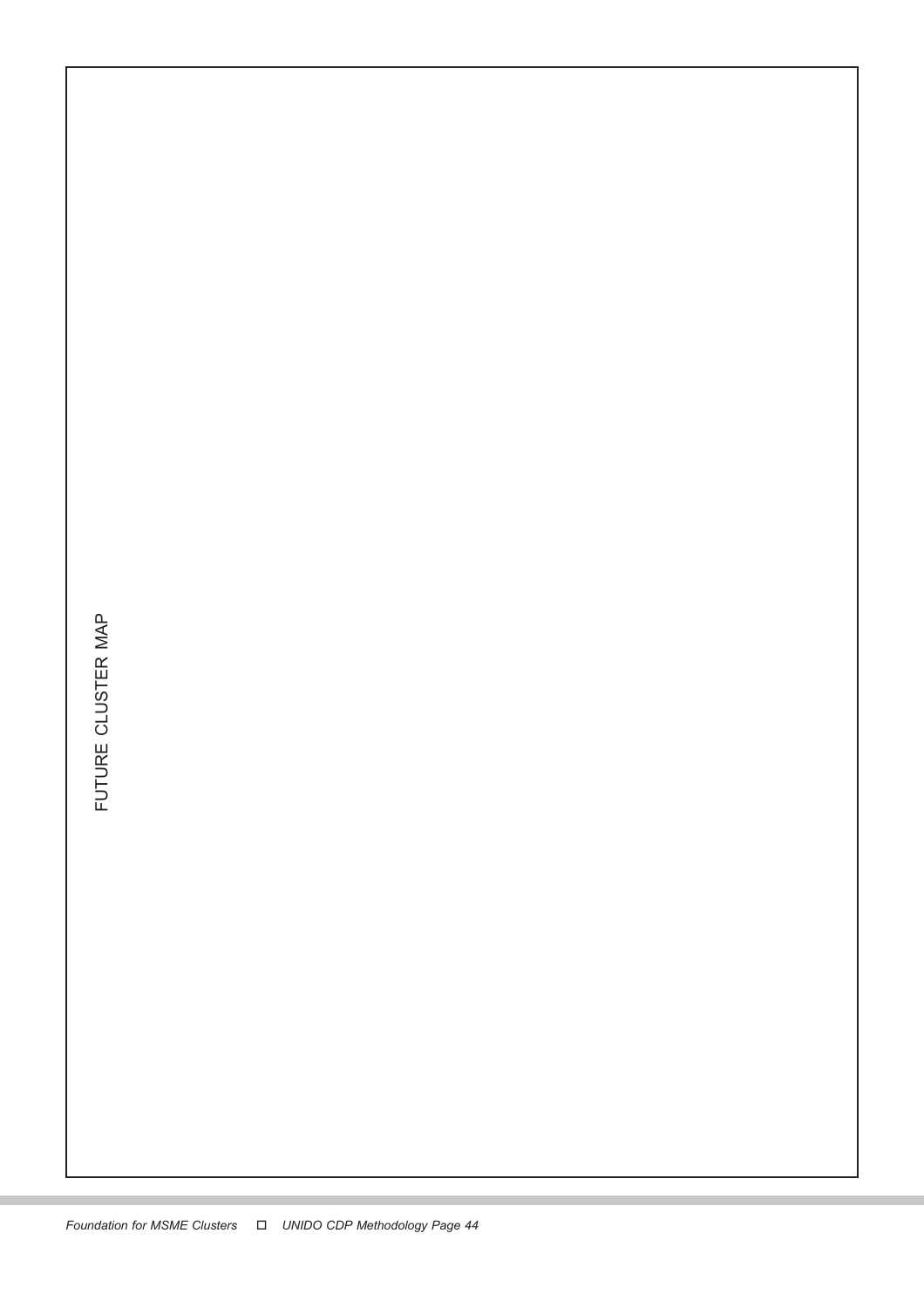FUTURE CLUSTER MAP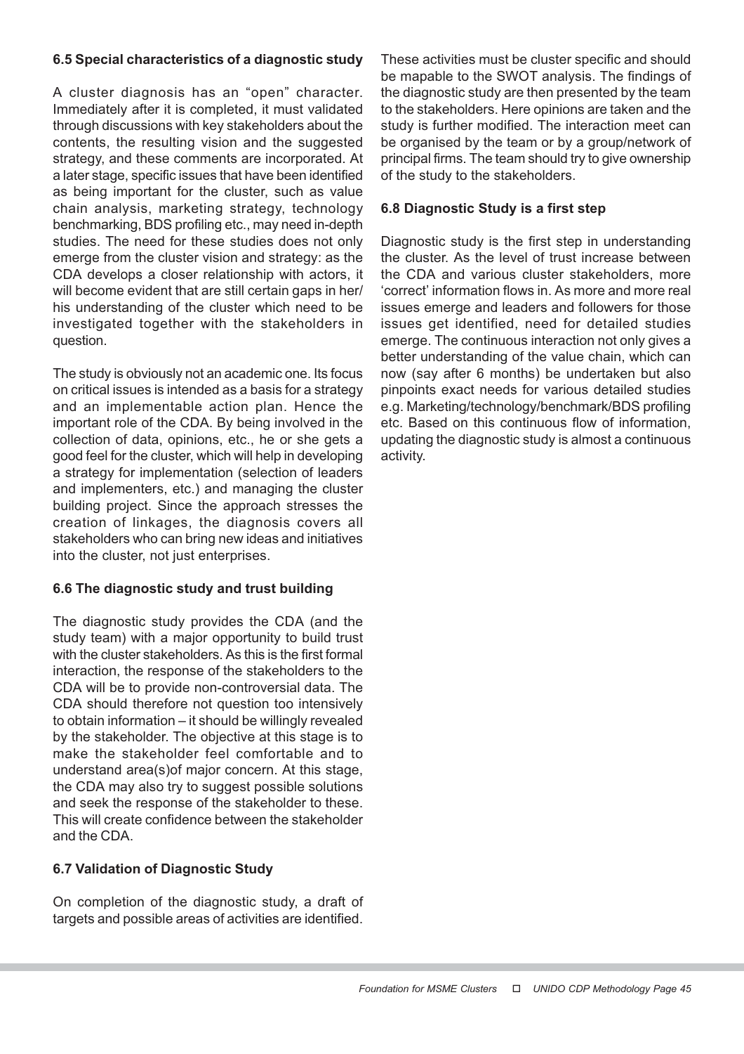### 6.5 Special characteristics of a diagnostic study

A cluster diagnosis has an "open" character. Immediately after it is completed, it must validated through discussions with key stakeholders about the contents, the resulting vision and the suggested strategy, and these comments are incorporated. At a later stage, specific issues that have been identified as being important for the cluster, such as value chain analysis, marketing strategy, technology benchmarking, BDS profiling etc., may need in-depth studies. The need for these studies does not only emerge from the cluster vision and strategy: as the CDA develops a closer relationship with actors, it will become evident that are still certain gaps in her/his understanding of the cluster which need to be investigated together with the stakeholders in question.

The study is obviously not an academic one. Its focus on critical issues is intended as a basis for a strategy and an implementable action plan. Hence the important role of the CDA. By being involved in the collection of data, opinions, etc., he or she gets a good feel for the cluster, which will help in developing a strategy for implementation (selection of leaders and implementers, etc.) and managing the cluster building project. Since the approach stresses the creation of linkages, the diagnosis covers all stakeholders who can bring new ideas and initiatives into the cluster, not just enterprises.

### 6.6 The diagnostic study and trust building

The diagnostic study provides the CDA (and the study team) with a major opportunity to build trust with the cluster stakeholders. As this is the first formal interaction, the response of the stakeholders to the CDA will be to provide non-controversial data. The CDA should therefore not question too intensively to obtain information – it should be willingly revealed by the stakeholder. The objective at this stage is to make the stakeholder feel comfortable and to understand area(s)of major concern. At this stage, the CDA may also try to suggest possible solutions and seek the response of the stakeholder to these. This will create confidence between the stakeholder and the CDA.

### 6.7 Validation of Diagnostic Study

On completion of the diagnostic study, a draft of targets and possible areas of activities are identified. These activities must be cluster specific and should be mapable to the SWOT analysis. The findings of the diagnostic study are then presented by the team to the stakeholders. Here opinions are taken and the study is further modified. The interaction meet can be organised by the team or by a group/network of principal firms. The team should try to give ownership of the study to the stakeholders.

### 6.8 Diagnostic Study is a first step

Diagnostic study is the first step in understanding the cluster. As the level of trust increase between the CDA and various cluster stakeholders, more 'correct' information flows in. As more and more real issues emerge and leaders and followers for those issues get identified, need for detailed studies emerge. The continuous interaction not only gives a better understanding of the value chain, which can now (say after 6 months) be undertaken but also pinpoints exact needs for various detailed studies e.g. Marketing/technology/benchmark/BDS profiling etc. Based on this continuous flow of information, updating the diagnostic study is almost a continuous activity.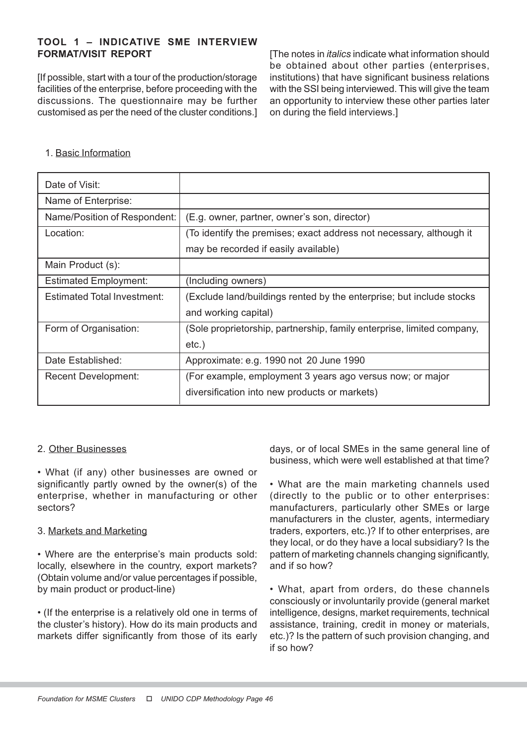## TOOL 1 – INDICATIVE SME INTERVIEW FORMAT/VISIT REPORT

[If possible, start with a tour of the production/storage facilities of the enterprise, before proceeding with the discussions. The questionnaire may be further customised as per the need of the cluster conditions.]

[The notes in *italics* indicate what information should be obtained about other parties (enterprises, institutions) that have significant business relations with the SSI being interviewed. This will give the team an opportunity to interview these other parties later on during the field interviews.]

1. Basic Information

| Date of Visit: | |
|---|---|
| Name of Enterprise: | |
| Name/Position of Respondent: | (E.g. owner, partner, owner's son, director) |
| Location: | (To identify the premises; exact address not necessary, although it may be recorded if easily available) |
| Main Product (s): | |
| Estimated Employment: | (Including owners) |
| Estimated Total Investment: | (Exclude land/buildings rented by the enterprise; but include stocks and working capital) |
| Form of Organisation: | (Sole proprietorship, partnership, family enterprise, limited company, etc.) |
| Date Established: | Approximate: e.g. 1990 not 20 June 1990 |
| Recent Development: | (For example, employment 3 years ago versus now; or major diversification into new products or markets) |

2. Other Businesses

- What (if any) other businesses are owned or significantly partly owned by the owner(s) of the enterprise, whether in manufacturing or other sectors?

3. Markets and Marketing

- Where are the enterprise's main products sold: locally, elsewhere in the country, export markets? (Obtain volume and/or value percentages if possible, by main product or product-line)

- (If the enterprise is a relatively old one in terms of the cluster's history). How do its main products and markets differ significantly from those of its early days, or of local SMEs in the same general line of business, which were well established at that time?

- What are the main marketing channels used (directly to the public or to other enterprises: manufacturers, particularly other SMEs or large manufacturers in the cluster, agents, intermediary traders, exporters, etc.)? If to other enterprises, are they local, or do they have a local subsidiary? Is the pattern of marketing channels changing significantly, and if so how?

- What, apart from orders, do these channels consciously or involuntarily provide (general market intelligence, designs, market requirements, technical assistance, training, credit in money or materials, etc.)? Is the pattern of such provision changing, and if so how?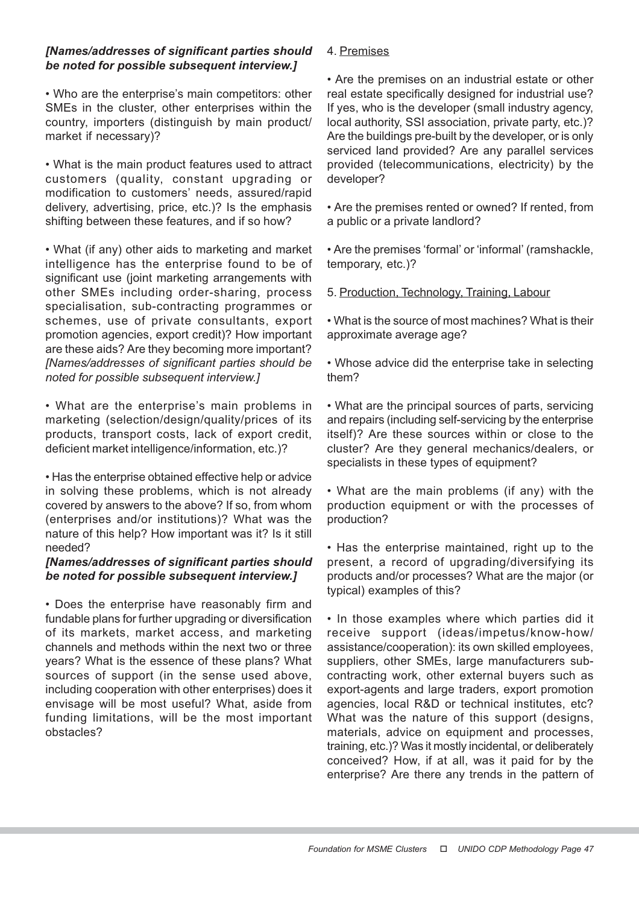***[Names/addresses of significant parties should be noted for possible subsequent interview.]***

• Who are the enterprise's main competitors: other SMEs in the cluster, other enterprises within the country, importers (distinguish by main product/ market if necessary)?

• What is the main product features used to attract customers (quality, constant upgrading or modification to customers' needs, assured/rapid delivery, advertising, price, etc.)? Is the emphasis shifting between these features, and if so how?

• What (if any) other aids to marketing and market intelligence has the enterprise found to be of significant use (joint marketing arrangements with other SMEs including order-sharing, process specialisation, sub-contracting programmes or schemes, use of private consultants, export promotion agencies, export credit)? How important are these aids? Are they becoming more important? *[Names/addresses of significant parties should be noted for possible subsequent interview.]*

• What are the enterprise's main problems in marketing (selection/design/quality/prices of its products, transport costs, lack of export credit, deficient market intelligence/information, etc.)?

• Has the enterprise obtained effective help or advice in solving these problems, which is not already covered by answers to the above? If so, from whom (enterprises and/or institutions)? What was the nature of this help? How important was it? Is it still needed?
***[Names/addresses of significant parties should be noted for possible subsequent interview.]***

• Does the enterprise have reasonably firm and fundable plans for further upgrading or diversification of its markets, market access, and marketing channels and methods within the next two or three years? What is the essence of these plans? What sources of support (in the sense used above, including cooperation with other enterprises) does it envisage will be most useful? What, aside from funding limitations, will be the most important obstacles?

4. Premises

• Are the premises on an industrial estate or other real estate specifically designed for industrial use? If yes, who is the developer (small industry agency, local authority, SSI association, private party, etc.)? Are the buildings pre-built by the developer, or is only serviced land provided? Are any parallel services provided (telecommunications, electricity) by the developer?

• Are the premises rented or owned? If rented, from a public or a private landlord?

• Are the premises 'formal' or 'informal' (ramshackle, temporary, etc.)?

5. Production, Technology, Training, Labour

• What is the source of most machines? What is their approximate average age?

• Whose advice did the enterprise take in selecting them?

• What are the principal sources of parts, servicing and repairs (including self-servicing by the enterprise itself)? Are these sources within or close to the cluster? Are they general mechanics/dealers, or specialists in these types of equipment?

• What are the main problems (if any) with the production equipment or with the processes of production?

• Has the enterprise maintained, right up to the present, a record of upgrading/diversifying its products and/or processes? What are the major (or typical) examples of this?

• In those examples where which parties did it receive support (ideas/impetus/know-how/ assistance/cooperation): its own skilled employees, suppliers, other SMEs, large manufacturers sub-contracting work, other external buyers such as export-agents and large traders, export promotion agencies, local R&D or technical institutes, etc? What was the nature of this support (designs, materials, advice on equipment and processes, training, etc.)? Was it mostly incidental, or deliberately conceived? How, if at all, was it paid for by the enterprise? Are there any trends in the pattern of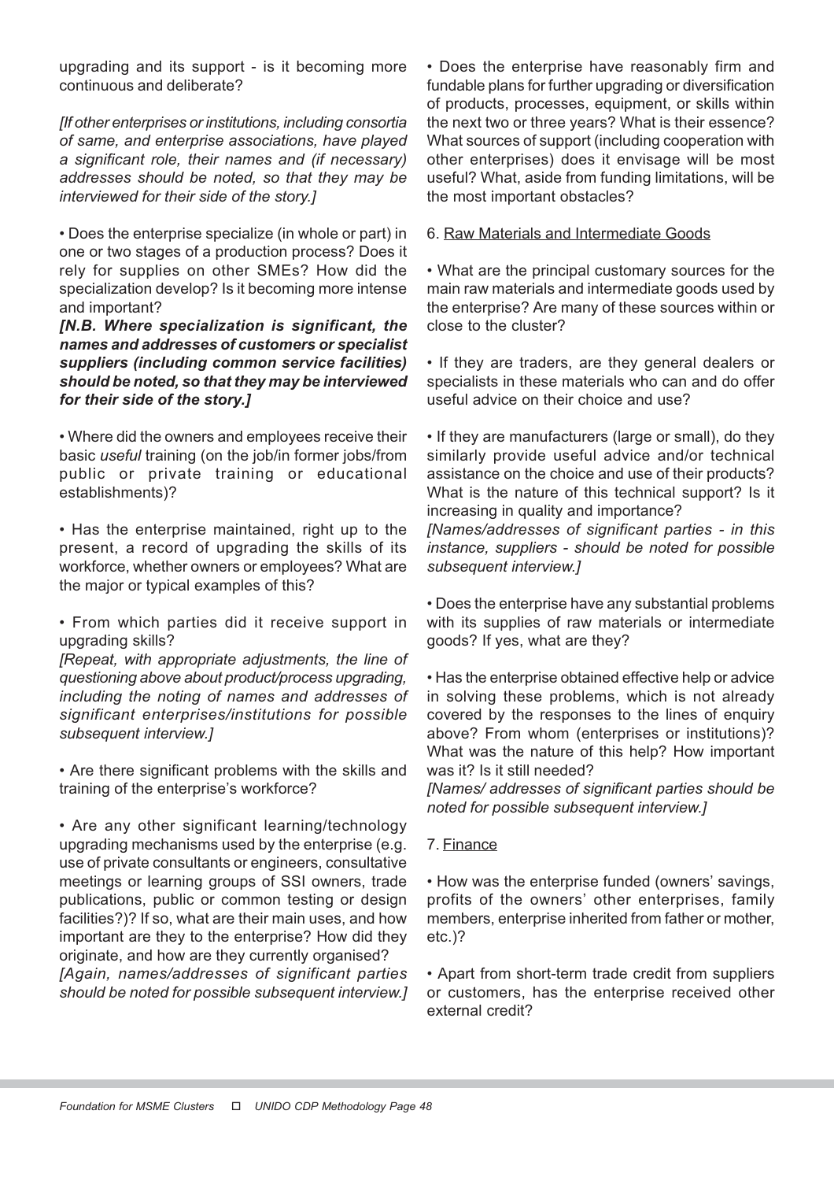upgrading and its support - is it becoming more continuous and deliberate?

*[If other enterprises or institutions, including consortia of same, and enterprise associations, have played a significant role, their names and (if necessary) addresses should be noted, so that they may be interviewed for their side of the story.]*

• Does the enterprise specialize (in whole or part) in one or two stages of a production process? Does it rely for supplies on other SMEs? How did the specialization develop? Is it becoming more intense and important?

***[N.B. Where specialization is significant, the names and addresses of customers or specialist suppliers (including common service facilities) should be noted, so that they may be interviewed for their side of the story.]***

• Where did the owners and employees receive their basic *useful* training (on the job/in former jobs/from public or private training or educational establishments)?

• Has the enterprise maintained, right up to the present, a record of upgrading the skills of its workforce, whether owners or employees? What are the major or typical examples of this?

• From which parties did it receive support in upgrading skills?

*[Repeat, with appropriate adjustments, the line of questioning above about product/process upgrading, including the noting of names and addresses of significant enterprises/institutions for possible subsequent interview.]*

• Are there significant problems with the skills and training of the enterprise's workforce?

• Are any other significant learning/technology upgrading mechanisms used by the enterprise (e.g. use of private consultants or engineers, consultative meetings or learning groups of SSI owners, trade publications, public or common testing or design facilities?)? If so, what are their main uses, and how important are they to the enterprise? How did they originate, and how are they currently organised?

*[Again, names/addresses of significant parties should be noted for possible subsequent interview.]*

• Does the enterprise have reasonably firm and fundable plans for further upgrading or diversification of products, processes, equipment, or skills within the next two or three years? What is their essence? What sources of support (including cooperation with other enterprises) does it envisage will be most useful? What, aside from funding limitations, will be the most important obstacles?

6. <u>Raw Materials and Intermediate Goods</u>

• What are the principal customary sources for the main raw materials and intermediate goods used by the enterprise? Are many of these sources within or close to the cluster?

• If they are traders, are they general dealers or specialists in these materials who can and do offer useful advice on their choice and use?

• If they are manufacturers (large or small), do they similarly provide useful advice and/or technical assistance on the choice and use of their products? What is the nature of this technical support? Is it increasing in quality and importance?

*[Names/addresses of significant parties - in this instance, suppliers - should be noted for possible subsequent interview.]*

• Does the enterprise have any substantial problems with its supplies of raw materials or intermediate goods? If yes, what are they?

• Has the enterprise obtained effective help or advice in solving these problems, which is not already covered by the responses to the lines of enquiry above? From whom (enterprises or institutions)? What was the nature of this help? How important was it? Is it still needed?

*[Names/ addresses of significant parties should be noted for possible subsequent interview.]*

7. <u>Finance</u>

• How was the enterprise funded (owners' savings, profits of the owners' other enterprises, family members, enterprise inherited from father or mother, etc.)?

• Apart from short-term trade credit from suppliers or customers, has the enterprise received other external credit?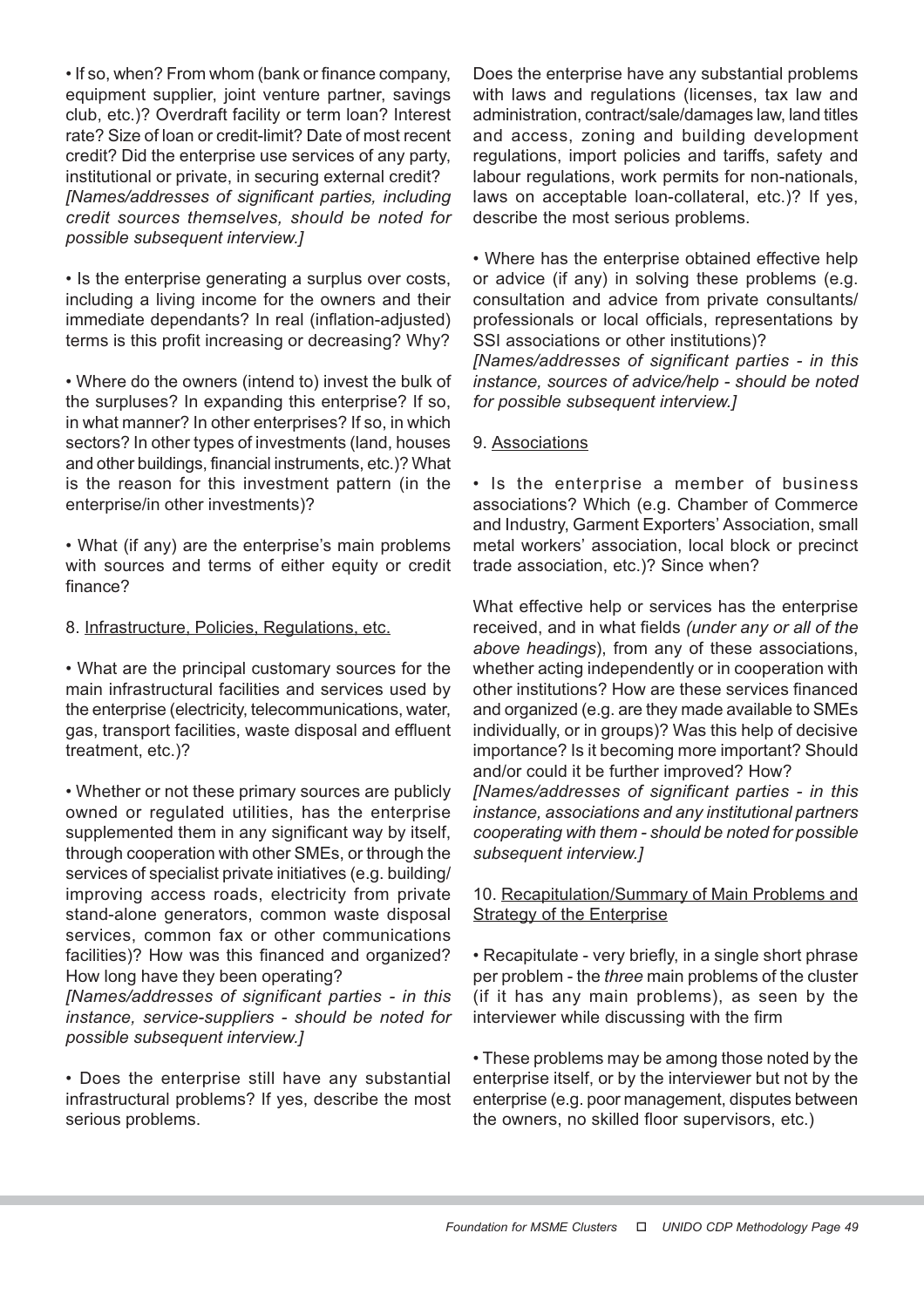• If so, when? From whom (bank or finance company, equipment supplier, joint venture partner, savings club, etc.)? Overdraft facility or term loan? Interest rate? Size of loan or credit-limit? Date of most recent credit? Did the enterprise use services of any party, institutional or private, in securing external credit? *[Names/addresses of significant parties, including credit sources themselves, should be noted for possible subsequent interview.]*

• Is the enterprise generating a surplus over costs, including a living income for the owners and their immediate dependants? In real (inflation-adjusted) terms is this profit increasing or decreasing? Why?

• Where do the owners (intend to) invest the bulk of the surpluses? In expanding this enterprise? If so, in what manner? In other enterprises? If so, in which sectors? In other types of investments (land, houses and other buildings, financial instruments, etc.)? What is the reason for this investment pattern (in the enterprise/in other investments)?

• What (if any) are the enterprise's main problems with sources and terms of either equity or credit finance?

8. <u>Infrastructure, Policies, Regulations, etc.</u>

• What are the principal customary sources for the main infrastructural facilities and services used by the enterprise (electricity, telecommunications, water, gas, transport facilities, waste disposal and effluent treatment, etc.)?

• Whether or not these primary sources are publicly owned or regulated utilities, has the enterprise supplemented them in any significant way by itself, through cooperation with other SMEs, or through the services of specialist private initiatives (e.g. building/ improving access roads, electricity from private stand-alone generators, common waste disposal services, common fax or other communications facilities)? How was this financed and organized? How long have they been operating?
*[Names/addresses of significant parties - in this instance, service-suppliers - should be noted for possible subsequent interview.]*

• Does the enterprise still have any substantial infrastructural problems? If yes, describe the most serious problems.

Does the enterprise have any substantial problems with laws and regulations (licenses, tax law and administration, contract/sale/damages law, land titles and access, zoning and building development regulations, import policies and tariffs, safety and labour regulations, work permits for non-nationals, laws on acceptable loan-collateral, etc.)? If yes, describe the most serious problems.

• Where has the enterprise obtained effective help or advice (if any) in solving these problems (e.g. consultation and advice from private consultants/ professionals or local officials, representations by SSI associations or other institutions)?
*[Names/addresses of significant parties - in this instance, sources of advice/help - should be noted for possible subsequent interview.]*

9. <u>Associations</u>

• Is the enterprise a member of business associations? Which (e.g. Chamber of Commerce and Industry, Garment Exporters' Association, small metal workers' association, local block or precinct trade association, etc.)? Since when?

What effective help or services has the enterprise received, and in what fields *(under any or all of the above headings*), from any of these associations, whether acting independently or in cooperation with other institutions? How are these services financed and organized (e.g. are they made available to SMEs individually, or in groups)? Was this help of decisive importance? Is it becoming more important? Should and/or could it be further improved? How?
*[Names/addresses of significant parties - in this instance, associations and any institutional partners cooperating with them - should be noted for possible subsequent interview.]*

10. <u>Recapitulation/Summary of Main Problems and Strategy of the Enterprise</u>

• Recapitulate - very briefly, in a single short phrase per problem - the *three* main problems of the cluster (if it has any main problems), as seen by the interviewer while discussing with the firm

• These problems may be among those noted by the enterprise itself, or by the interviewer but not by the enterprise (e.g. poor management, disputes between the owners, no skilled floor supervisors, etc.)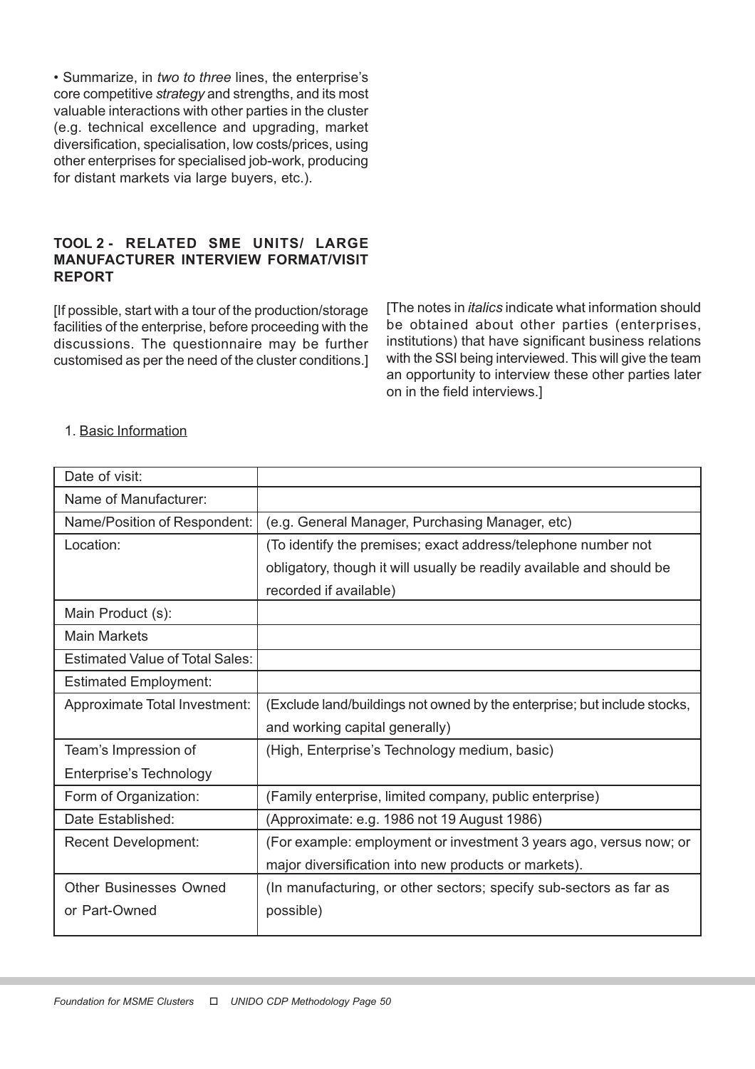• Summarize, in *two to three* lines, the enterprise's core competitive *strategy* and strengths, and its most valuable interactions with other parties in the cluster (e.g. technical excellence and upgrading, market diversification, specialisation, low costs/prices, using other enterprises for specialised job-work, producing for distant markets via large buyers, etc.).

### TOOL 2 - RELATED SME UNITS/ LARGE MANUFACTURER INTERVIEW FORMAT/VISIT REPORT

[If possible, start with a tour of the production/storage facilities of the enterprise, before proceeding with the discussions. The questionnaire may be further customised as per the need of the cluster conditions.]

[The notes in *italics* indicate what information should be obtained about other parties (enterprises, institutions) that have significant business relations with the SSI being interviewed. This will give the team an opportunity to interview these other parties later on in the field interviews.]

1. <u>Basic Information</u>

| Date of visit: | |
|---|---|
| Name of Manufacturer: | |
| Name/Position of Respondent: | (e.g. General Manager, Purchasing Manager, etc) |
| Location: | (To identify the premises; exact address/telephone number not obligatory, though it will usually be readily available and should be recorded if available) |
| Main Product (s): | |
| Main Markets | |
| Estimated Value of Total Sales: | |
| Estimated Employment: | |
| Approximate Total Investment: | (Exclude land/buildings not owned by the enterprise; but include stocks, and working capital generally) |
| Team's Impression of Enterprise's Technology | (High, Enterprise's Technology medium, basic) |
| Form of Organization: | (Family enterprise, limited company, public enterprise) |
| Date Established: | (Approximate: e.g. 1986 not 19 August 1986) |
| Recent Development: | (For example: employment or investment 3 years ago, versus now; or major diversification into new products or markets). |
| Other Businesses Owned or Part-Owned | (In manufacturing, or other sectors; specify sub-sectors as far as possible) |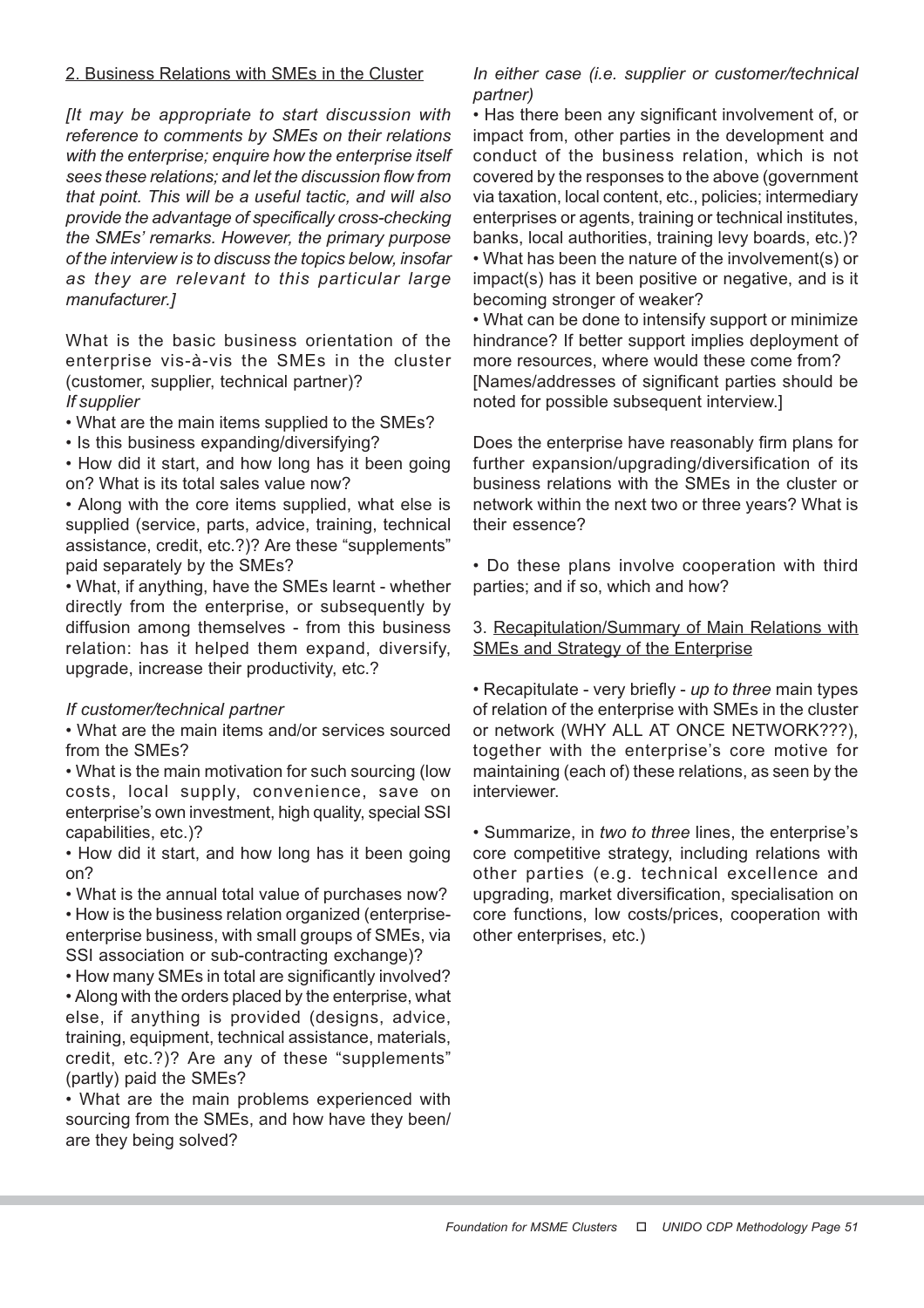2. Business Relations with SMEs in the Cluster

*[It may be appropriate to start discussion with reference to comments by SMEs on their relations with the enterprise; enquire how the enterprise itself sees these relations; and let the discussion flow from that point. This will be a useful tactic, and will also provide the advantage of specifically cross-checking the SMEs' remarks. However, the primary purpose of the interview is to discuss the topics below, insofar as they are relevant to this particular large manufacturer.]*

What is the basic business orientation of the enterprise vis-à-vis the SMEs in the cluster (customer, supplier, technical partner)?

*If supplier*

- What are the main items supplied to the SMEs?
- Is this business expanding/diversifying?
- How did it start, and how long has it been going on? What is its total sales value now?
- Along with the core items supplied, what else is supplied (service, parts, advice, training, technical assistance, credit, etc.?)? Are these "supplements" paid separately by the SMEs?
- What, if anything, have the SMEs learnt - whether directly from the enterprise, or subsequently by diffusion among themselves - from this business relation: has it helped them expand, diversify, upgrade, increase their productivity, etc.?

*If customer/technical partner*

- What are the main items and/or services sourced from the SMEs?
- What is the main motivation for such sourcing (low costs, local supply, convenience, save on enterprise's own investment, high quality, special SSI capabilities, etc.)?
- How did it start, and how long has it been going on?
- What is the annual total value of purchases now?
- How is the business relation organized (enterprise-enterprise business, with small groups of SMEs, via SSI association or sub-contracting exchange)?
- How many SMEs in total are significantly involved?
- Along with the orders placed by the enterprise, what else, if anything is provided (designs, advice, training, equipment, technical assistance, materials, credit, etc.?)? Are any of these "supplements" (partly) paid the SMEs?
- What are the main problems experienced with sourcing from the SMEs, and how have they been/ are they being solved?

*In either case (i.e. supplier or customer/technical partner)*

- Has there been any significant involvement of, or impact from, other parties in the development and conduct of the business relation, which is not covered by the responses to the above (government via taxation, local content, etc., policies; intermediary enterprises or agents, training or technical institutes, banks, local authorities, training levy boards, etc.)?
- What has been the nature of the involvement(s) or impact(s) has it been positive or negative, and is it becoming stronger of weaker?
- What can be done to intensify support or minimize hindrance? If better support implies deployment of more resources, where would these come from? [Names/addresses of significant parties should be noted for possible subsequent interview.]

Does the enterprise have reasonably firm plans for further expansion/upgrading/diversification of its business relations with the SMEs in the cluster or network within the next two or three years? What is their essence?

- Do these plans involve cooperation with third parties; and if so, which and how?

3. Recapitulation/Summary of Main Relations with SMEs and Strategy of the Enterprise

- Recapitulate - very briefly - *up to three* main types of relation of the enterprise with SMEs in the cluster or network (WHY ALL AT ONCE NETWORK???), together with the enterprise's core motive for maintaining (each of) these relations, as seen by the interviewer.

- Summarize, in *two to three* lines, the enterprise's core competitive strategy, including relations with other parties (e.g. technical excellence and upgrading, market diversification, specialisation on core functions, low costs/prices, cooperation with other enterprises, etc.)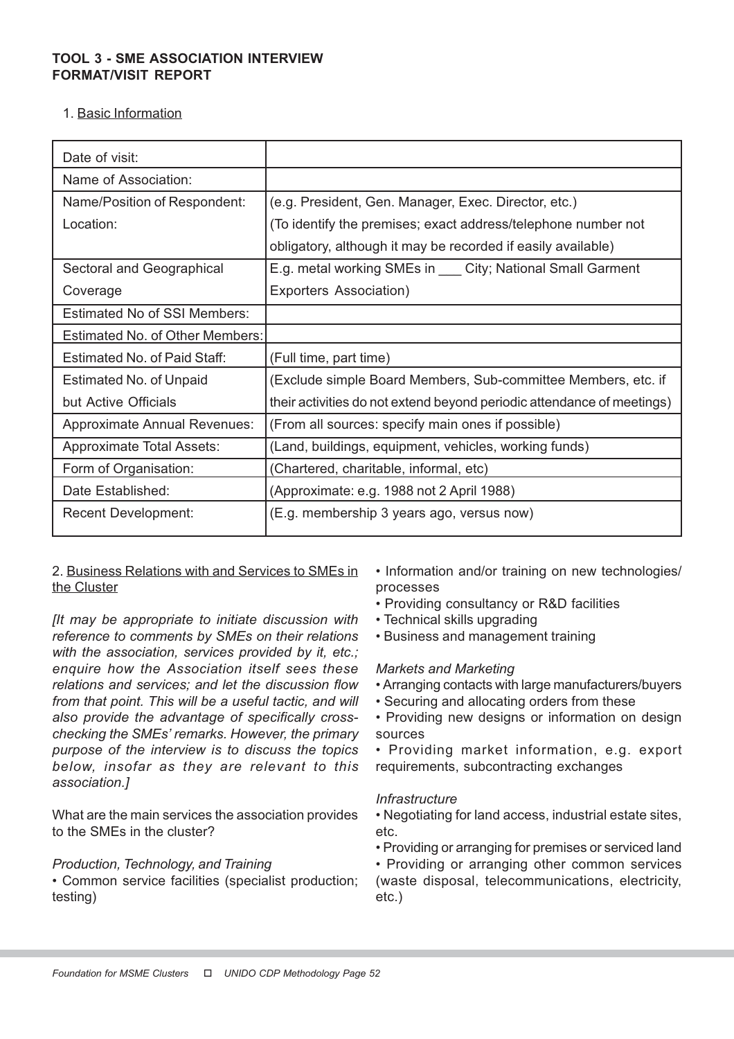**TOOL 3 - SME ASSOCIATION INTERVIEW FORMAT/VISIT REPORT**

1. Basic Information

| | |
|---|---|
| Date of visit: | |
| Name of Association: | |
| Name/Position of Respondent: | (e.g. President, Gen. Manager, Exec. Director, etc.) |
| Location: | (To identify the premises; exact address/telephone number not obligatory, although it may be recorded if easily available) |
| Sectoral and Geographical Coverage | E.g. metal working SMEs in ___ City; National Small Garment Exporters Association) |
| Estimated No of SSI Members: | |
| Estimated No. of Other Members: | |
| Estimated No. of Paid Staff: | (Full time, part time) |
| Estimated No. of Unpaid but Active Officials | (Exclude simple Board Members, Sub-committee Members, etc. if their activities do not extend beyond periodic attendance of meetings) |
| Approximate Annual Revenues: | (From all sources: specify main ones if possible) |
| Approximate Total Assets: | (Land, buildings, equipment, vehicles, working funds) |
| Form of Organisation: | (Chartered, charitable, informal, etc) |
| Date Established: | (Approximate: e.g. 1988 not 2 April 1988) |
| Recent Development: | (E.g. membership 3 years ago, versus now) |

2. Business Relations with and Services to SMEs in the Cluster

*[It may be appropriate to initiate discussion with reference to comments by SMEs on their relations with the association, services provided by it, etc.; enquire how the Association itself sees these relations and services; and let the discussion flow from that point. This will be a useful tactic, and will also provide the advantage of specifically cross-checking the SMEs' remarks. However, the primary purpose of the interview is to discuss the topics below, insofar as they are relevant to this association.]*

What are the main services the association provides to the SMEs in the cluster?

*Production, Technology, and Training*

- Common service facilities (specialist production; testing)
- Information and/or training on new technologies/ processes
- Providing consultancy or R&D facilities
- Technical skills upgrading
- Business and management training

*Markets and Marketing*

- Arranging contacts with large manufacturers/buyers
- Securing and allocating orders from these
- Providing new designs or information on design sources
- Providing market information, e.g. export requirements, subcontracting exchanges

*Infrastructure*

- Negotiating for land access, industrial estate sites, etc.
- Providing or arranging for premises or serviced land
- Providing or arranging other common services (waste disposal, telecommunications, electricity, etc.)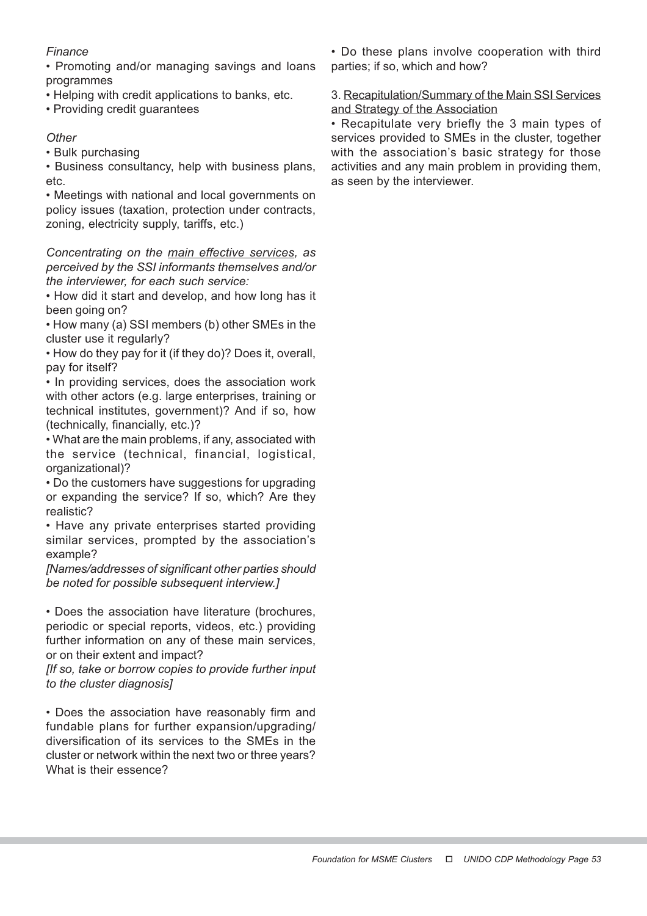*Finance*

- Promoting and/or managing savings and loans programmes
- Helping with credit applications to banks, etc.
- Providing credit guarantees

*Other*

- Bulk purchasing
- Business consultancy, help with business plans, etc.
- Meetings with national and local governments on policy issues (taxation, protection under contracts, zoning, electricity supply, tariffs, etc.)

*Concentrating on the <u>main effective services</u>, as perceived by the SSI informants themselves and/or the interviewer, for each such service:*

- How did it start and develop, and how long has it been going on?
- How many (a) SSI members (b) other SMEs in the cluster use it regularly?
- How do they pay for it (if they do)? Does it, overall, pay for itself?
- In providing services, does the association work with other actors (e.g. large enterprises, training or technical institutes, government)? And if so, how (technically, financially, etc.)?
- What are the main problems, if any, associated with the service (technical, financial, logistical, organizational)?
- Do the customers have suggestions for upgrading or expanding the service? If so, which? Are they realistic?
- Have any private enterprises started providing similar services, prompted by the association's example?

*[Names/addresses of significant other parties should be noted for possible subsequent interview.]*

- Does the association have literature (brochures, periodic or special reports, videos, etc.) providing further information on any of these main services, or on their extent and impact?

*[If so, take or borrow copies to provide further input to the cluster diagnosis]*

- Does the association have reasonably firm and fundable plans for further expansion/upgrading/diversification of its services to the SMEs in the cluster or network within the next two or three years? What is their essence?
- Do these plans involve cooperation with third parties; if so, which and how?

3. <u>Recapitulation/Summary of the Main SSI Services and Strategy of the Association</u>

- Recapitulate very briefly the 3 main types of services provided to SMEs in the cluster, together with the association's basic strategy for those activities and any main problem in providing them, as seen by the interviewer.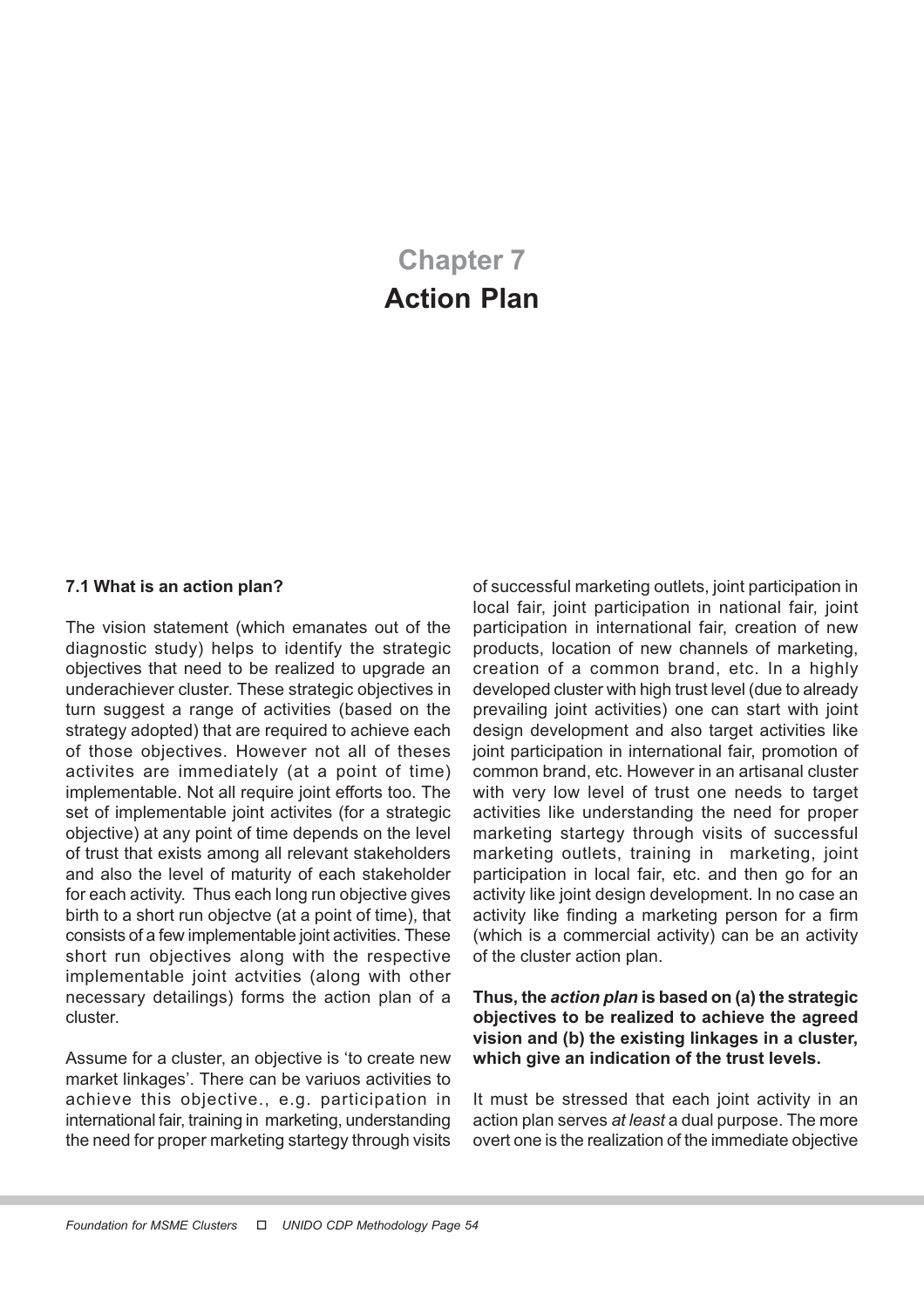# Chapter 7
# Action Plan

### 7.1 What is an action plan?

The vision statement (which emanates out of the diagnostic study) helps to identify the strategic objectives that need to be realized to upgrade an underachiever cluster. These strategic objectives in turn suggest a range of activities (based on the strategy adopted) that are required to achieve each of those objectives. However not all of theses activites are immediately (at a point of time) implementable. Not all require joint efforts too. The set of implementable joint activites (for a strategic objective) at any point of time depends on the level of trust that exists among all relevant stakeholders and also the level of maturity of each stakeholder for each activity. Thus each long run objective gives birth to a short run objectve (at a point of time), that consists of a few implementable joint activities. These short run objectives along with the respective implementable joint actvities (along with other necessary detailings) forms the action plan of a cluster.

Assume for a cluster, an objective is 'to create new market linkages'. There can be variuos activities to achieve this objective., e.g. participation in international fair, training in marketing, understanding the need for proper marketing startegy through visits of successful marketing outlets, joint participation in local fair, joint participation in national fair, joint participation in international fair, creation of new products, location of new channels of marketing, creation of a common brand, etc. In a highly developed cluster with high trust level (due to already prevailing joint activities) one can start with joint design development and also target activities like joint participation in international fair, promotion of common brand, etc. However in an artisanal cluster with very low level of trust one needs to target activities like understanding the need for proper marketing startegy through visits of successful marketing outlets, training in marketing, joint participation in local fair, etc. and then go for an activity like joint design development. In no case an activity like finding a marketing person for a firm (which is a commercial activity) can be an activity of the cluster action plan.

**Thus, the *action plan* is based on (a) the strategic objectives to be realized to achieve the agreed vision and (b) the existing linkages in a cluster, which give an indication of the trust levels.**

It must be stressed that each joint activity in an action plan serves *at least* a dual purpose. The more overt one is the realization of the immediate objective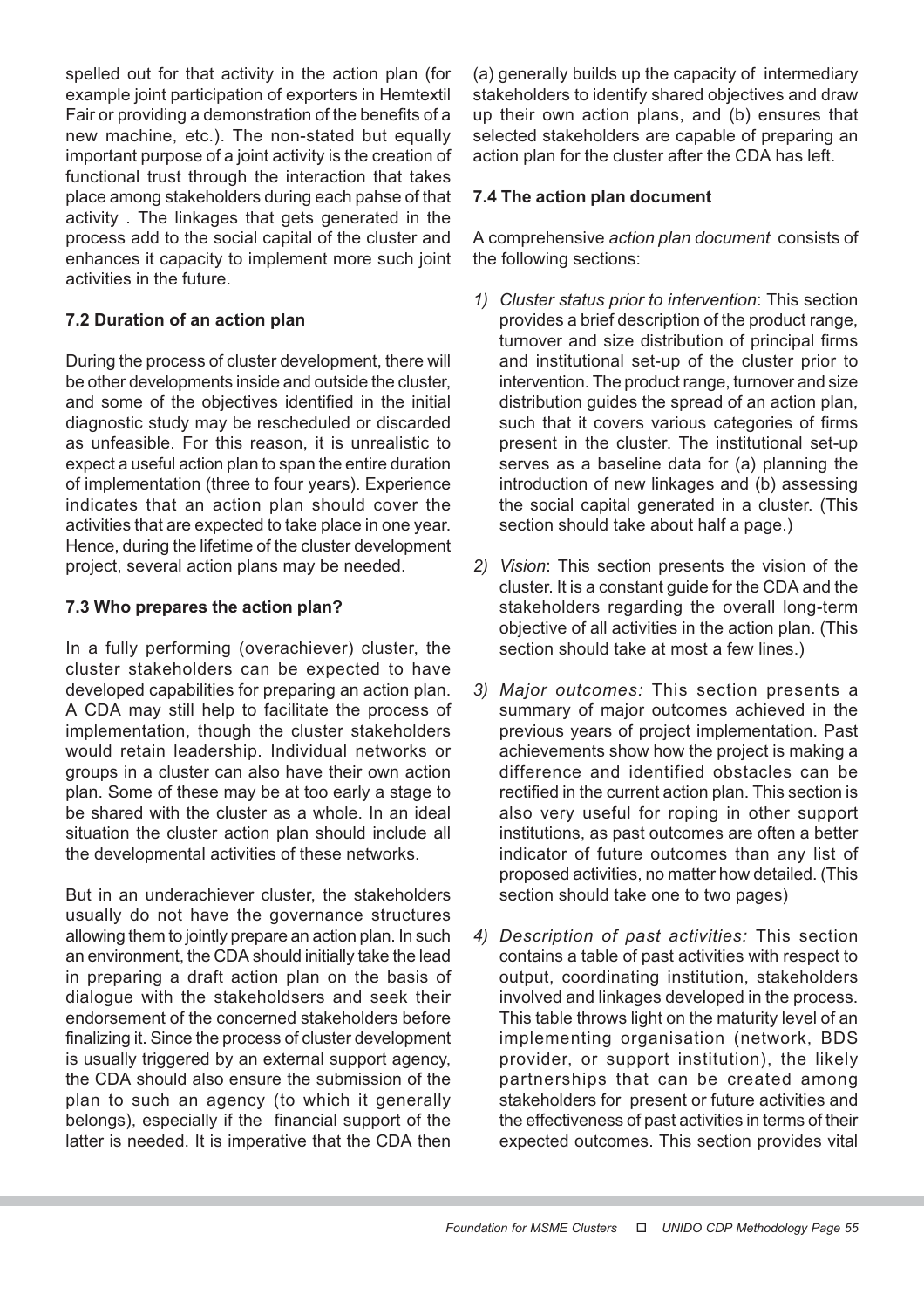spelled out for that activity in the action plan (for example joint participation of exporters in Hemtextil Fair or providing a demonstration of the benefits of a new machine, etc.). The non-stated but equally important purpose of a joint activity is the creation of functional trust through the interaction that takes place among stakeholders during each pahse of that activity . The linkages that gets generated in the process add to the social capital of the cluster and enhances it capacity to implement more such joint activities in the future.

### 7.2 Duration of an action plan

During the process of cluster development, there will be other developments inside and outside the cluster, and some of the objectives identified in the initial diagnostic study may be rescheduled or discarded as unfeasible. For this reason, it is unrealistic to expect a useful action plan to span the entire duration of implementation (three to four years). Experience indicates that an action plan should cover the activities that are expected to take place in one year. Hence, during the lifetime of the cluster development project, several action plans may be needed.

### 7.3 Who prepares the action plan?

In a fully performing (overachiever) cluster, the cluster stakeholders can be expected to have developed capabilities for preparing an action plan. A CDA may still help to facilitate the process of implementation, though the cluster stakeholders would retain leadership. Individual networks or groups in a cluster can also have their own action plan. Some of these may be at too early a stage to be shared with the cluster as a whole. In an ideal situation the cluster action plan should include all the developmental activities of these networks.

But in an underachiever cluster, the stakeholders usually do not have the governance structures allowing them to jointly prepare an action plan. In such an environment, the CDA should initially take the lead in preparing a draft action plan on the basis of dialogue with the stakeholdsers and seek their endorsement of the concerned stakeholders before finalizing it. Since the process of cluster development is usually triggered by an external support agency, the CDA should also ensure the submission of the plan to such an agency (to which it generally belongs), especially if the financial support of the latter is needed. It is imperative that the CDA then (a) generally builds up the capacity of intermediary stakeholders to identify shared objectives and draw up their own action plans, and (b) ensures that selected stakeholders are capable of preparing an action plan for the cluster after the CDA has left.

### 7.4 The action plan document

A comprehensive *action plan document* consists of the following sections:

1) *Cluster status prior to intervention*: This section provides a brief description of the product range, turnover and size distribution of principal firms and institutional set-up of the cluster prior to intervention. The product range, turnover and size distribution guides the spread of an action plan, such that it covers various categories of firms present in the cluster. The institutional set-up serves as a baseline data for (a) planning the introduction of new linkages and (b) assessing the social capital generated in a cluster. (This section should take about half a page.)

2) *Vision*: This section presents the vision of the cluster. It is a constant guide for the CDA and the stakeholders regarding the overall long-term objective of all activities in the action plan. (This section should take at most a few lines.)

3) *Major outcomes:* This section presents a summary of major outcomes achieved in the previous years of project implementation. Past achievements show how the project is making a difference and identified obstacles can be rectified in the current action plan. This section is also very useful for roping in other support institutions, as past outcomes are often a better indicator of future outcomes than any list of proposed activities, no matter how detailed. (This section should take one to two pages)

4) *Description of past activities:* This section contains a table of past activities with respect to output, coordinating institution, stakeholders involved and linkages developed in the process. This table throws light on the maturity level of an implementing organisation (network, BDS provider, or support institution), the likely partnerships that can be created among stakeholders for present or future activities and the effectiveness of past activities in terms of their expected outcomes. This section provides vital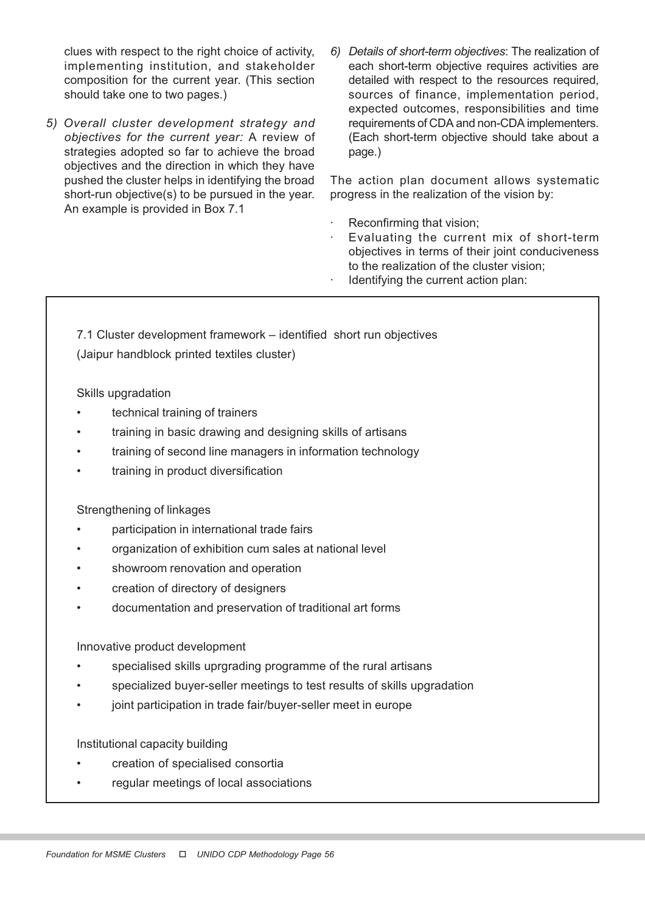clues with respect to the right choice of activity, implementing institution, and stakeholder composition for the current year. (This section should take one to two pages.)

5) *Overall cluster development strategy and objectives for the current year:* A review of strategies adopted so far to achieve the broad objectives and the direction in which they have pushed the cluster helps in identifying the broad short-run objective(s) to be pursued in the year. An example is provided in Box 7.1

6) *Details of short-term objectives*: The realization of each short-term objective requires activities are detailed with respect to the resources required, sources of finance, implementation period, expected outcomes, responsibilities and time requirements of CDA and non-CDA implementers. (Each short-term objective should take about a page.)

The action plan document allows systematic progress in the realization of the vision by:

- Reconfirming that vision;
- Evaluating the current mix of short-term objectives in terms of their joint conduciveness to the realization of the cluster vision;
- Identifying the current action plan:

---

7.1 Cluster development framework – identified short run objectives
(Jaipur handblock printed textiles cluster)

Skills upgradation

- technical training of trainers
- training in basic drawing and designing skills of artisans
- training of second line managers in information technology
- training in product diversification

Strengthening of linkages

- participation in international trade fairs
- organization of exhibition cum sales at national level
- showroom renovation and operation
- creation of directory of designers
- documentation and preservation of traditional art forms

Innovative product development

- specialised skills uprgrading programme of the rural artisans
- specialized buyer-seller meetings to test results of skills upgradation
- joint participation in trade fair/buyer-seller meet in europe

Institutional capacity building

- creation of specialised consortia
- regular meetings of local associations

---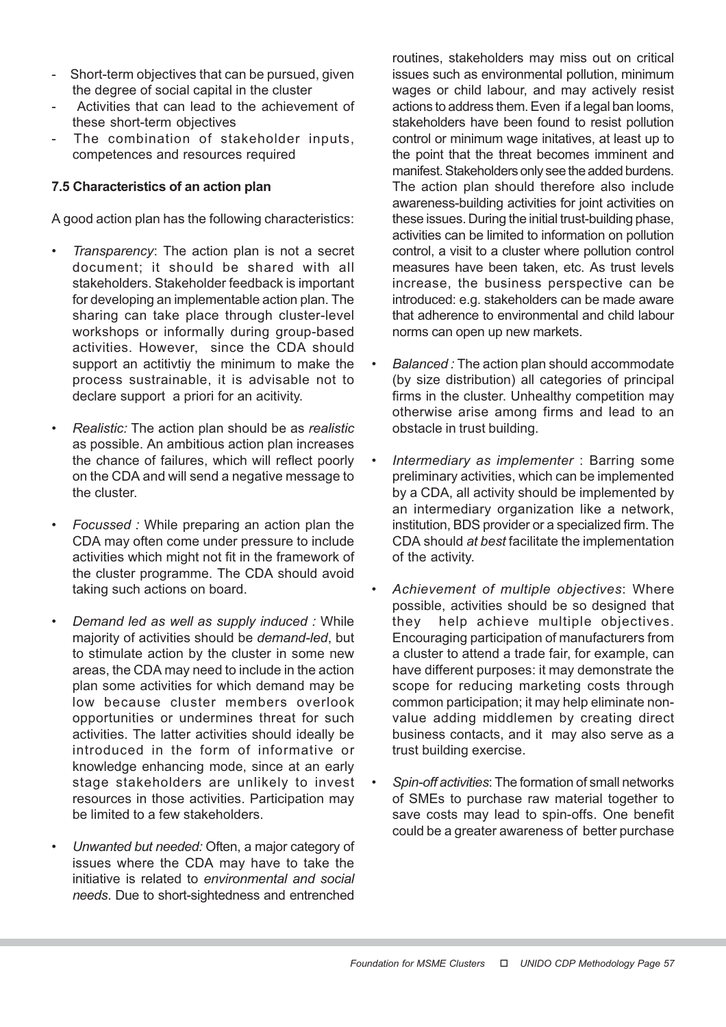- Short-term objectives that can be pursued, given the degree of social capital in the cluster
- Activities that can lead to the achievement of these short-term objectives
- The combination of stakeholder inputs, competences and resources required

### 7.5 Characteristics of an action plan

A good action plan has the following characteristics:

- *Transparency*: The action plan is not a secret document; it should be shared with all stakeholders. Stakeholder feedback is important for developing an implementable action plan. The sharing can take place through cluster-level workshops or informally during group-based activities. However, since the CDA should support an actitivtiy the minimum to make the process sustrainable, it is advisable not to declare support a priori for an acitivity.

- *Realistic:* The action plan should be as *realistic* as possible. An ambitious action plan increases the chance of failures, which will reflect poorly on the CDA and will send a negative message to the cluster.

- *Focussed :* While preparing an action plan the CDA may often come under pressure to include activities which might not fit in the framework of the cluster programme. The CDA should avoid taking such actions on board.

- *Demand led as well as supply induced :* While majority of activities should be *demand-led*, but to stimulate action by the cluster in some new areas, the CDA may need to include in the action plan some activities for which demand may be low because cluster members overlook opportunities or undermines threat for such activities. The latter activities should ideally be introduced in the form of informative or knowledge enhancing mode, since at an early stage stakeholders are unlikely to invest resources in those activities. Participation may be limited to a few stakeholders.

- *Unwanted but needed:* Often, a major category of issues where the CDA may have to take the initiative is related to *environmental and social needs*. Due to short-sightedness and entrenched routines, stakeholders may miss out on critical issues such as environmental pollution, minimum wages or child labour, and may actively resist actions to address them. Even if a legal ban looms, stakeholders have been found to resist pollution control or minimum wage initatives, at least up to the point that the threat becomes imminent and manifest. Stakeholders only see the added burdens. The action plan should therefore also include awareness-building activities for joint activities on these issues. During the initial trust-building phase, activities can be limited to information on pollution control, a visit to a cluster where pollution control measures have been taken, etc. As trust levels increase, the business perspective can be introduced: e.g. stakeholders can be made aware that adherence to environmental and child labour norms can open up new markets.

- *Balanced :* The action plan should accommodate (by size distribution) all categories of principal firms in the cluster. Unhealthy competition may otherwise arise among firms and lead to an obstacle in trust building.

- *Intermediary as implementer* : Barring some preliminary activities, which can be implemented by a CDA, all activity should be implemented by an intermediary organization like a network, institution, BDS provider or a specialized firm. The CDA should *at best* facilitate the implementation of the activity.

- *Achievement of multiple objectives*: Where possible, activities should be so designed that they help achieve multiple objectives. Encouraging participation of manufacturers from a cluster to attend a trade fair, for example, can have different purposes: it may demonstrate the scope for reducing marketing costs through common participation; it may help eliminate non-value adding middlemen by creating direct business contacts, and it may also serve as a trust building exercise.

- *Spin-off activities*: The formation of small networks of SMEs to purchase raw material together to save costs may lead to spin-offs. One benefit could be a greater awareness of better purchase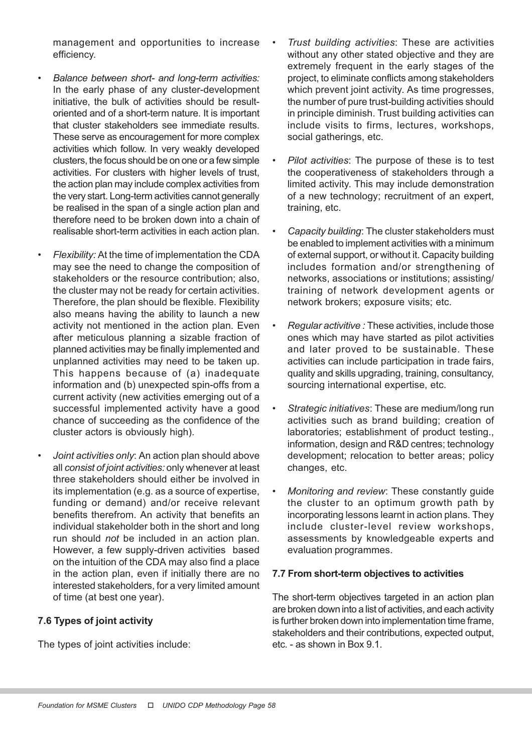management and opportunities to increase efficiency.

- *Balance between short- and long-term activities:* In the early phase of any cluster-development initiative, the bulk of activities should be result-oriented and of a short-term nature. It is important that cluster stakeholders see immediate results. These serve as encouragement for more complex activities which follow. In very weakly developed clusters, the focus should be on one or a few simple activities. For clusters with higher levels of trust, the action plan may include complex activities from the very start. Long-term activities cannot generally be realised in the span of a single action plan and therefore need to be broken down into a chain of realisable short-term activities in each action plan.

- *Flexibility:* At the time of implementation the CDA may see the need to change the composition of stakeholders or the resource contribution; also, the cluster may not be ready for certain activities. Therefore, the plan should be flexible. Flexibility also means having the ability to launch a new activity not mentioned in the action plan. Even after meticulous planning a sizable fraction of planned activities may be finally implemented and unplanned activities may need to be taken up. This happens because of (a) inadequate information and (b) unexpected spin-offs from a current activity (new activities emerging out of a successful implemented activity have a good chance of succeeding as the confidence of the cluster actors is obviously high).

- *Joint activities only*: An action plan should above all *consist of joint activities:* only whenever at least three stakeholders should either be involved in its implementation (e.g. as a source of expertise, funding or demand) and/or receive relevant benefits therefrom. An activity that benefits an individual stakeholder both in the short and long run should *not* be included in an action plan. However, a few supply-driven activities based on the intuition of the CDA may also find a place in the action plan, even if initially there are no interested stakeholders, for a very limited amount of time (at best one year).

**7.6 Types of joint activity**

The types of joint activities include:

- *Trust building activities*: These are activities without any other stated objective and they are extremely frequent in the early stages of the project, to eliminate conflicts among stakeholders which prevent joint activity. As time progresses, the number of pure trust-building activities should in principle diminish. Trust building activities can include visits to firms, lectures, workshops, social gatherings, etc.

- *Pilot activities*: The purpose of these is to test the cooperativeness of stakeholders through a limited activity. This may include demonstration of a new technology; recruitment of an expert, training, etc.

- *Capacity building*: The cluster stakeholders must be enabled to implement activities with a minimum of external support, or without it. Capacity building includes formation and/or strengthening of networks, associations or institutions; assisting/ training of network development agents or network brokers; exposure visits; etc.

- *Regular activitive :* These activities, include those ones which may have started as pilot activities and later proved to be sustainable. These activities can include participation in trade fairs, quality and skills upgrading, training, consultancy, sourcing international expertise, etc.

- *Strategic initiatives*: These are medium/long run activities such as brand building; creation of laboratories; establishment of product testing., information, design and R&D centres; technology development; relocation to better areas; policy changes, etc.

- *Monitoring and review*: These constantly guide the cluster to an optimum growth path by incorporating lessons learnt in action plans. They include cluster-level review workshops, assessments by knowledgeable experts and evaluation programmes.

**7.7 From short-term objectives to activities**

The short-term objectives targeted in an action plan are broken down into a list of activities, and each activity is further broken down into implementation time frame, stakeholders and their contributions, expected output, etc. - as shown in Box 9.1.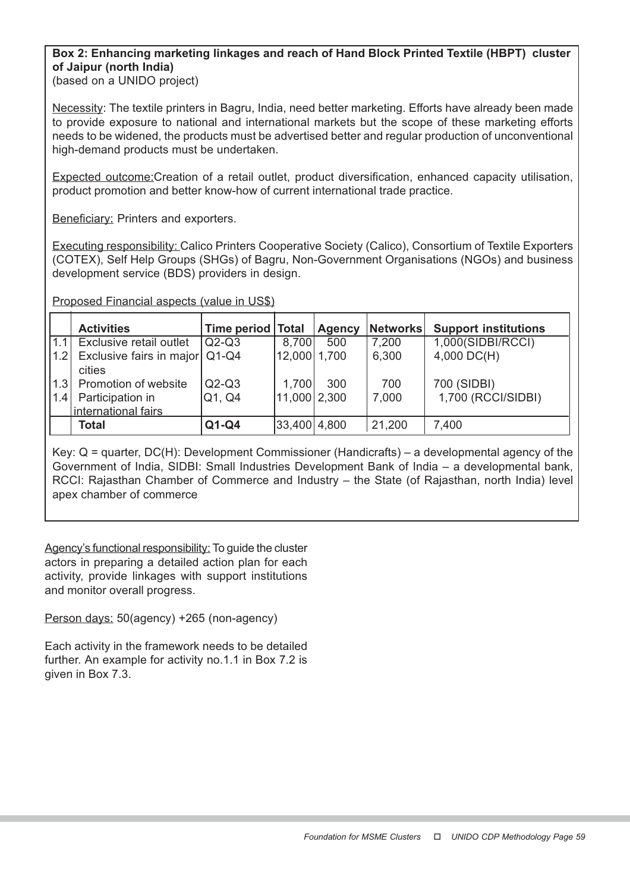**Box 2: Enhancing marketing linkages and reach of Hand Block Printed Textile (HBPT) cluster of Jaipur (north India)**
(based on a UNIDO project)

Necessity: The textile printers in Bagru, India, need better marketing. Efforts have already been made to provide exposure to national and international markets but the scope of these marketing efforts needs to be widened, the products must be advertised better and regular production of unconventional high-demand products must be undertaken.

Expected outcome: Creation of a retail outlet, product diversification, enhanced capacity utilisation, product promotion and better know-how of current international trade practice.

Beneficiary: Printers and exporters.

Executing responsibility: Calico Printers Cooperative Society (Calico), Consortium of Textile Exporters (COTEX), Self Help Groups (SHGs) of Bagru, Non-Government Organisations (NGOs) and business development service (BDS) providers in design.

Proposed Financial aspects (value in US$)

| | **Activities** | **Time period** | **Total** | **Agency** | **Networks** | **Support institutions** |
|---|---|---|---|---|---|---|
| 1.1 | Exclusive retail outlet | Q2-Q3 | 8,700 | 500 | 7,200 | 1,000(SIDBI/RCCI) |
| 1.2 | Exclusive fairs in major cities | Q1-Q4 | 12,000 | 1,700 | 6,300 | 4,000 DC(H) |
| 1.3 | Promotion of website | Q2-Q3 | 1,700 | 300 | 700 | 700 (SIDBI) |
| 1.4 | Participation in international fairs | Q1, Q4 | 11,000 | 2,300 | 7,000 | 1,700 (RCCI/SIDBI) |
| | **Total** | **Q1-Q4** | 33,400 | 4,800 | 21,200 | 7,400 |

Key: Q = quarter, DC(H): Development Commissioner (Handicrafts) – a developmental agency of the Government of India, SIDBI: Small Industries Development Bank of India – a developmental bank, RCCI: Rajasthan Chamber of Commerce and Industry – the State (of Rajasthan, north India) level apex chamber of commerce

Agency's functional responsibility: To guide the cluster actors in preparing a detailed action plan for each activity, provide linkages with support institutions and monitor overall progress.

Person days: 50(agency) +265 (non-agency)

Each activity in the framework needs to be detailed further. An example for activity no.1.1 in Box 7.2 is given in Box 7.3.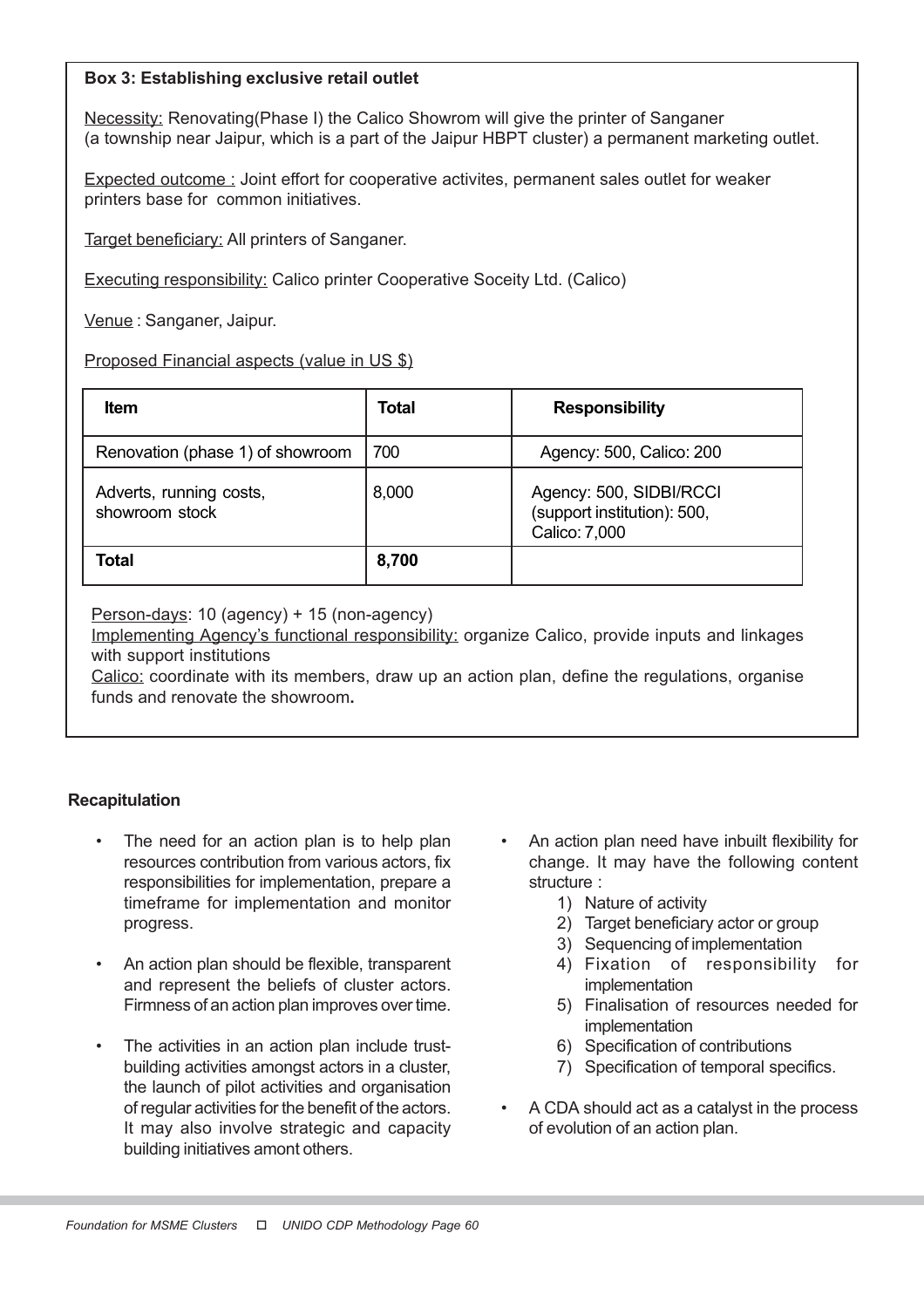**Box 3: Establishing exclusive retail outlet**

Necessity: Renovating(Phase I) the Calico Showrom will give the printer of Sanganer (a township near Jaipur, which is a part of the Jaipur HBPT cluster) a permanent marketing outlet.

Expected outcome : Joint effort for cooperative activites, permanent sales outlet for weaker printers base for common initiatives.

Target beneficiary: All printers of Sanganer.

Executing responsibility: Calico printer Cooperative Soceity Ltd. (Calico)

Venue : Sanganer, Jaipur.

Proposed Financial aspects (value in US $)

| Item | Total | Responsibility |
|---|---|---|
| Renovation (phase 1) of showroom | 700 | Agency: 500, Calico: 200 |
| Adverts, running costs, showroom stock | 8,000 | Agency: 500, SIDBI/RCCI (support institution): 500, Calico: 7,000 |
| **Total** | **8,700** | |

Person-days: 10 (agency) + 15 (non-agency)

Implementing Agency's functional responsibility: organize Calico, provide inputs and linkages with support institutions

Calico: coordinate with its members, draw up an action plan, define the regulations, organise funds and renovate the showroom**.**

**Recapitulation**

- The need for an action plan is to help plan resources contribution from various actors, fix responsibilities for implementation, prepare a timeframe for implementation and monitor progress.
- An action plan should be flexible, transparent and represent the beliefs of cluster actors. Firmness of an action plan improves over time.
- The activities in an action plan include trust-building activities amongst actors in a cluster, the launch of pilot activities and organisation of regular activities for the benefit of the actors. It may also involve strategic and capacity building initiatives amont others.
- An action plan need have inbuilt flexibility for change. It may have the following content structure :
    1) Nature of activity
    2) Target beneficiary actor or group
    3) Sequencing of implementation
    4) Fixation of responsibility for implementation
    5) Finalisation of resources needed for implementation
    6) Specification of contributions
    7) Specification of temporal specifics.
- A CDA should act as a catalyst in the process of evolution of an action plan.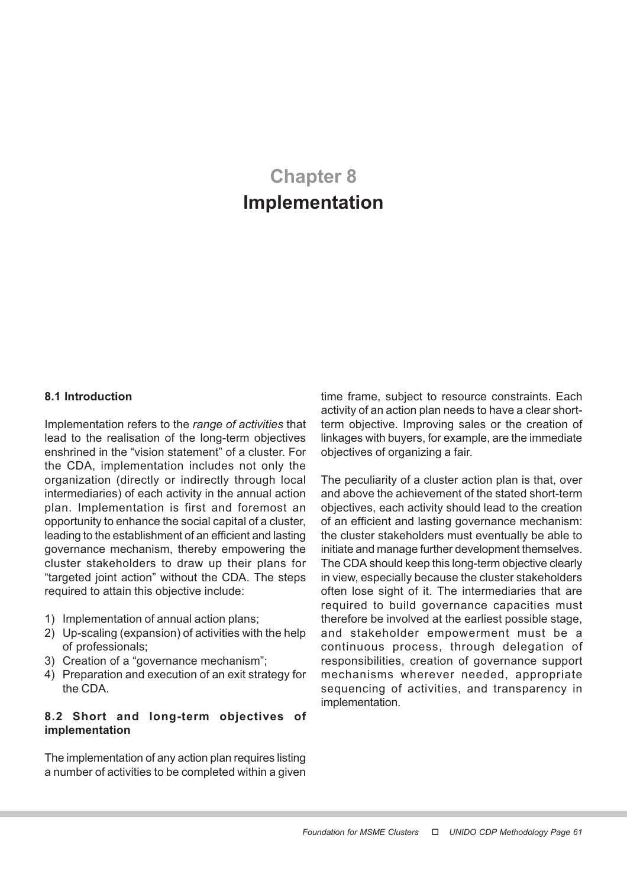# Chapter 8
# Implementation

### 8.1 Introduction

Implementation refers to the *range of activities* that lead to the realisation of the long-term objectives enshrined in the "vision statement" of a cluster. For the CDA, implementation includes not only the organization (directly or indirectly through local intermediaries) of each activity in the annual action plan. Implementation is first and foremost an opportunity to enhance the social capital of a cluster, leading to the establishment of an efficient and lasting governance mechanism, thereby empowering the cluster stakeholders to draw up their plans for "targeted joint action" without the CDA. The steps required to attain this objective include:

1) Implementation of annual action plans;
2) Up-scaling (expansion) of activities with the help of professionals;
3) Creation of a "governance mechanism";
4) Preparation and execution of an exit strategy for the CDA.

### 8.2 Short and long-term objectives of implementation

The implementation of any action plan requires listing a number of activities to be completed within a given time frame, subject to resource constraints. Each activity of an action plan needs to have a clear short-term objective. Improving sales or the creation of linkages with buyers, for example, are the immediate objectives of organizing a fair.

The peculiarity of a cluster action plan is that, over and above the achievement of the stated short-term objectives, each activity should lead to the creation of an efficient and lasting governance mechanism: the cluster stakeholders must eventually be able to initiate and manage further development themselves. The CDA should keep this long-term objective clearly in view, especially because the cluster stakeholders often lose sight of it. The intermediaries that are required to build governance capacities must therefore be involved at the earliest possible stage, and stakeholder empowerment must be a continuous process, through delegation of responsibilities, creation of governance support mechanisms wherever needed, appropriate sequencing of activities, and transparency in implementation.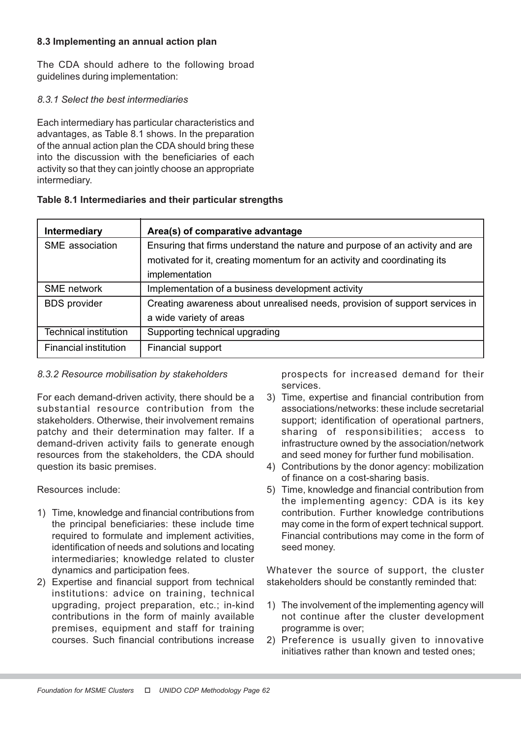### 8.3 Implementing an annual action plan

The CDA should adhere to the following broad guidelines during implementation:

*8.3.1 Select the best intermediaries*

Each intermediary has particular characteristics and advantages, as Table 8.1 shows. In the preparation of the annual action plan the CDA should bring these into the discussion with the beneficiaries of each activity so that they can jointly choose an appropriate intermediary.

**Table 8.1 Intermediaries and their particular strengths**

| Intermediary | Area(s) of comparative advantage |
|---|---|
| SME association | Ensuring that firms understand the nature and purpose of an activity and are motivated for it, creating momentum for an activity and coordinating its implementation |
| SME network | Implementation of a business development activity |
| BDS provider | Creating awareness about unrealised needs, provision of support services in a wide variety of areas |
| Technical institution | Supporting technical upgrading |
| Financial institution | Financial support |

*8.3.2 Resource mobilisation by stakeholders*

For each demand-driven activity, there should be a substantial resource contribution from the stakeholders. Otherwise, their involvement remains patchy and their determination may falter. If a demand-driven activity fails to generate enough resources from the stakeholders, the CDA should question its basic premises.

Resources include:

1) Time, knowledge and financial contributions from the principal beneficiaries: these include time required to formulate and implement activities, identification of needs and solutions and locating intermediaries; knowledge related to cluster dynamics and participation fees.
2) Expertise and financial support from technical institutions: advice on training, technical upgrading, project preparation, etc.; in-kind contributions in the form of mainly available premises, equipment and staff for training courses. Such financial contributions increase prospects for increased demand for their services.
3) Time, expertise and financial contribution from associations/networks: these include secretarial support; identification of operational partners, sharing of responsibilities; access to infrastructure owned by the association/network and seed money for further fund mobilisation.
4) Contributions by the donor agency: mobilization of finance on a cost-sharing basis.
5) Time, knowledge and financial contribution from the implementing agency: CDA is its key contribution. Further knowledge contributions may come in the form of expert technical support. Financial contributions may come in the form of seed money.

Whatever the source of support, the cluster stakeholders should be constantly reminded that:

1) The involvement of the implementing agency will not continue after the cluster development programme is over;
2) Preference is usually given to innovative initiatives rather than known and tested ones;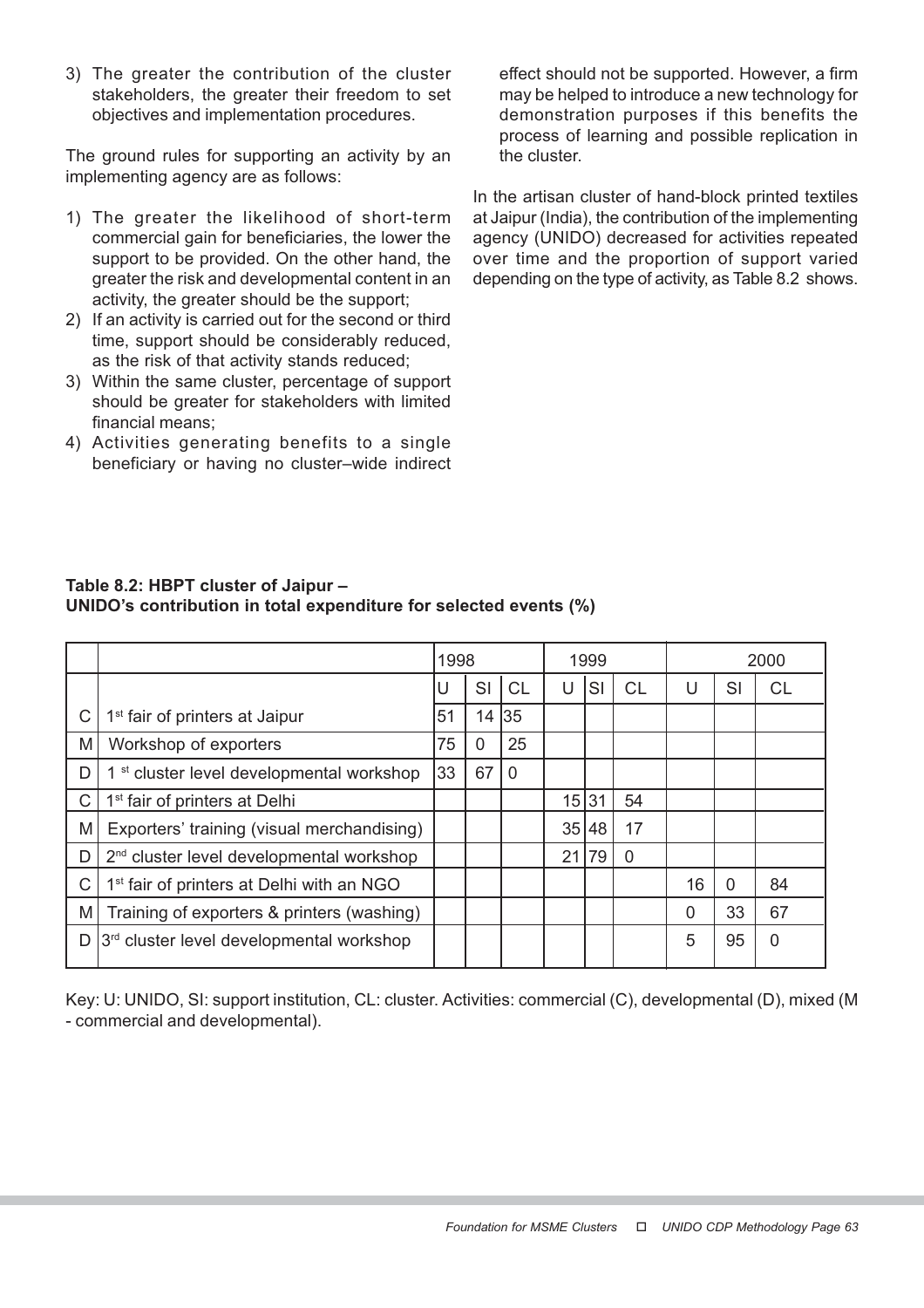3) The greater the contribution of the cluster stakeholders, the greater their freedom to set objectives and implementation procedures.

The ground rules for supporting an activity by an implementing agency are as follows:

1) The greater the likelihood of short-term commercial gain for beneficiaries, the lower the support to be provided. On the other hand, the greater the risk and developmental content in an activity, the greater should be the support;
2) If an activity is carried out for the second or third time, support should be considerably reduced, as the risk of that activity stands reduced;
3) Within the same cluster, percentage of support should be greater for stakeholders with limited financial means;
4) Activities generating benefits to a single beneficiary or having no cluster–wide indirect effect should not be supported. However, a firm may be helped to introduce a new technology for demonstration purposes if this benefits the process of learning and possible replication in the cluster.

In the artisan cluster of hand-block printed textiles at Jaipur (India), the contribution of the implementing agency (UNIDO) decreased for activities repeated over time and the proportion of support varied depending on the type of activity, as Table 8.2 shows.

**Table 8.2: HBPT cluster of Jaipur – UNIDO's contribution in total expenditure for selected events (%)**

| | | 1998 | | | 1999 | | | 2000 | | |
|---|---|---|---|---|---|---|---|---|---|---|
| | | U | SI | CL | U | SI | CL | U | SI | CL |
| C | 1st fair of printers at Jaipur | 51 | 14 | 35 | | | | | | |
| M | Workshop of exporters | 75 | 0 | 25 | | | | | | |
| D | 1 st cluster level developmental workshop | 33 | 67 | 0 | | | | | | |
| C | 1st fair of printers at Delhi | | | | 15 | 31 | 54 | | | |
| M | Exporters' training (visual merchandising) | | | | 35 | 48 | 17 | | | |
| D | 2nd cluster level developmental workshop | | | | 21 | 79 | 0 | | | |
| C | 1st fair of printers at Delhi with an NGO | | | | | | | 16 | 0 | 84 |
| M | Training of exporters & printers (washing) | | | | | | | 0 | 33 | 67 |
| D | 3rd cluster level developmental workshop | | | | | | | 5 | 95 | 0 |

Key: U: UNIDO, SI: support institution, CL: cluster. Activities: commercial (C), developmental (D), mixed (M - commercial and developmental).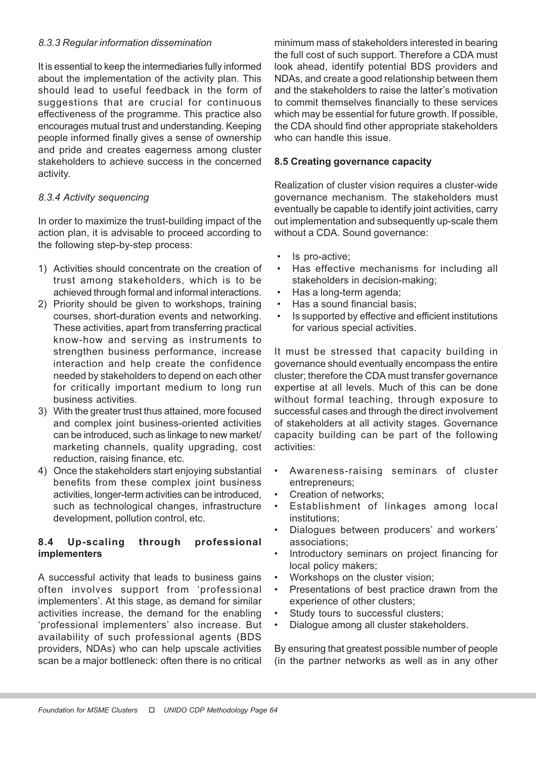#### *8.3.3 Regular information dissemination*

It is essential to keep the intermediaries fully informed about the implementation of the activity plan. This should lead to useful feedback in the form of suggestions that are crucial for continuous effectiveness of the programme. This practice also encourages mutual trust and understanding. Keeping people informed finally gives a sense of ownership and pride and creates eagerness among cluster stakeholders to achieve success in the concerned activity.

#### *8.3.4 Activity sequencing*

In order to maximize the trust-building impact of the action plan, it is advisable to proceed according to the following step-by-step process:

1) Activities should concentrate on the creation of trust among stakeholders, which is to be achieved through formal and informal interactions.
2) Priority should be given to workshops, training courses, short-duration events and networking. These activities, apart from transferring practical know-how and serving as instruments to strengthen business performance, increase interaction and help create the confidence needed by stakeholders to depend on each other for critically important medium to long run business activities.
3) With the greater trust thus attained, more focused and complex joint business-oriented activities can be introduced, such as linkage to new market/ marketing channels, quality upgrading, cost reduction, raising finance, etc.
4) Once the stakeholders start enjoying substantial benefits from these complex joint business activities, longer-term activities can be introduced, such as technological changes, infrastructure development, pollution control, etc.

### 8.4 Up-scaling through professional implementers

A successful activity that leads to business gains often involves support from 'professional implementers'. At this stage, as demand for similar activities increase, the demand for the enabling 'professional implementers' also increase. But availability of such professional agents (BDS providers, NDAs) who can help upscale activities scan be a major bottleneck: often there is no critical minimum mass of stakeholders interested in bearing the full cost of such support. Therefore a CDA must look ahead, identify potential BDS providers and NDAs, and create a good relationship between them and the stakeholders to raise the latter's motivation to commit themselves financially to these services which may be essential for future growth. If possible, the CDA should find other appropriate stakeholders who can handle this issue.

### 8.5 Creating governance capacity

Realization of cluster vision requires a cluster-wide governance mechanism. The stakeholders must eventually be capable to identify joint activities, carry out implementation and subsequently up-scale them without a CDA. Sound governance:

- Is pro-active;
- Has effective mechanisms for including all stakeholders in decision-making;
- Has a long-term agenda;
- Has a sound financial basis;
- Is supported by effective and efficient institutions for various special activities.

It must be stressed that capacity building in governance should eventually encompass the entire cluster; therefore the CDA must transfer governance expertise at all levels. Much of this can be done without formal teaching, through exposure to successful cases and through the direct involvement of stakeholders at all activity stages. Governance capacity building can be part of the following activities:

- Awareness-raising seminars of cluster entrepreneurs;
- Creation of networks;
- Establishment of linkages among local institutions;
- Dialogues between producers' and workers' associations;
- Introductory seminars on project financing for local policy makers;
- Workshops on the cluster vision;
- Presentations of best practice drawn from the experience of other clusters;
- Study tours to successful clusters;
- Dialogue among all cluster stakeholders.

By ensuring that greatest possible number of people (in the partner networks as well as in any other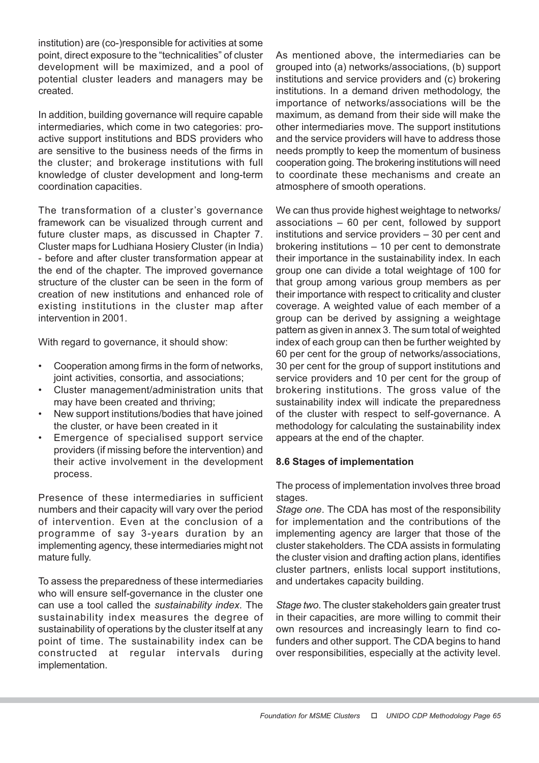institution) are (co-)responsible for activities at some point, direct exposure to the "technicalities" of cluster development will be maximized, and a pool of potential cluster leaders and managers may be created.

In addition, building governance will require capable intermediaries, which come in two categories: pro-active support institutions and BDS providers who are sensitive to the business needs of the firms in the cluster; and brokerage institutions with full knowledge of cluster development and long-term coordination capacities.

The transformation of a cluster's governance framework can be visualized through current and future cluster maps, as discussed in Chapter 7. Cluster maps for Ludhiana Hosiery Cluster (in India) - before and after cluster transformation appear at the end of the chapter. The improved governance structure of the cluster can be seen in the form of creation of new institutions and enhanced role of existing institutions in the cluster map after intervention in 2001.

With regard to governance, it should show:

- Cooperation among firms in the form of networks, joint activities, consortia, and associations;
- Cluster management/administration units that may have been created and thriving;
- New support institutions/bodies that have joined the cluster, or have been created in it
- Emergence of specialised support service providers (if missing before the intervention) and their active involvement in the development process.

Presence of these intermediaries in sufficient numbers and their capacity will vary over the period of intervention. Even at the conclusion of a programme of say 3-years duration by an implementing agency, these intermediaries might not mature fully.

To assess the preparedness of these intermediaries who will ensure self-governance in the cluster one can use a tool called the *sustainability index*. The sustainability index measures the degree of sustainability of operations by the cluster itself at any point of time. The sustainability index can be constructed at regular intervals during implementation.

As mentioned above, the intermediaries can be grouped into (a) networks/associations, (b) support institutions and service providers and (c) brokering institutions. In a demand driven methodology, the importance of networks/associations will be the maximum, as demand from their side will make the other intermediaries move. The support institutions and the service providers will have to address those needs promptly to keep the momentum of business cooperation going. The brokering institutions will need to coordinate these mechanisms and create an atmosphere of smooth operations.

We can thus provide highest weightage to networks/associations – 60 per cent, followed by support institutions and service providers – 30 per cent and brokering institutions – 10 per cent to demonstrate their importance in the sustainability index. In each group one can divide a total weightage of 100 for that group among various group members as per their importance with respect to criticality and cluster coverage. A weighted value of each member of a group can be derived by assigning a weightage pattern as given in annex 3. The sum total of weighted index of each group can then be further weighted by 60 per cent for the group of networks/associations, 30 per cent for the group of support institutions and service providers and 10 per cent for the group of brokering institutions. The gross value of the sustainability index will indicate the preparedness of the cluster with respect to self-governance. A methodology for calculating the sustainability index appears at the end of the chapter.

### 8.6 Stages of implementation

The process of implementation involves three broad stages.

*Stage one*. The CDA has most of the responsibility for implementation and the contributions of the implementing agency are larger that those of the cluster stakeholders. The CDA assists in formulating the cluster vision and drafting action plans, identifies cluster partners, enlists local support institutions, and undertakes capacity building.

*Stage two*. The cluster stakeholders gain greater trust in their capacities, are more willing to commit their own resources and increasingly learn to find co-funders and other support. The CDA begins to hand over responsibilities, especially at the activity level.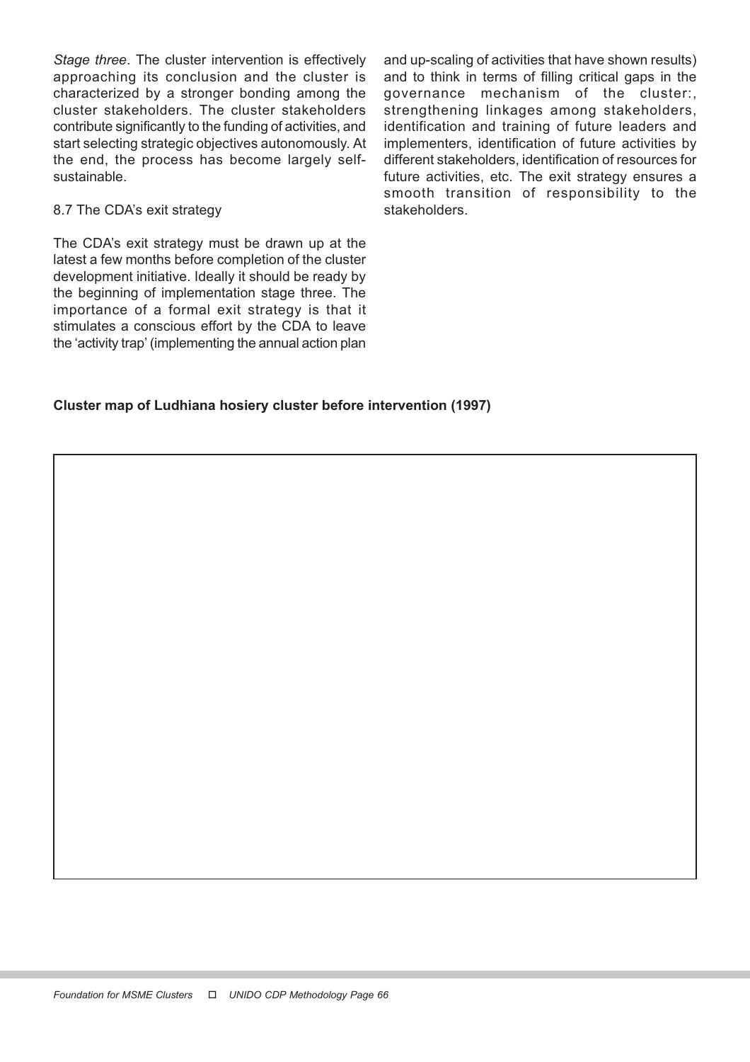*Stage three*. The cluster intervention is effectively approaching its conclusion and the cluster is characterized by a stronger bonding among the cluster stakeholders. The cluster stakeholders contribute significantly to the funding of activities, and start selecting strategic objectives autonomously. At the end, the process has become largely self-sustainable.

8.7 The CDA's exit strategy

The CDA's exit strategy must be drawn up at the latest a few months before completion of the cluster development initiative. Ideally it should be ready by the beginning of implementation stage three. The importance of a formal exit strategy is that it stimulates a conscious effort by the CDA to leave the 'activity trap' (implementing the annual action plan and up-scaling of activities that have shown results) and to think in terms of filling critical gaps in the governance mechanism of the cluster:, strengthening linkages among stakeholders, identification and training of future leaders and implementers, identification of future activities by different stakeholders, identification of resources for future activities, etc. The exit strategy ensures a smooth transition of responsibility to the stakeholders.

**Cluster map of Ludhiana hosiery cluster before intervention (1997)**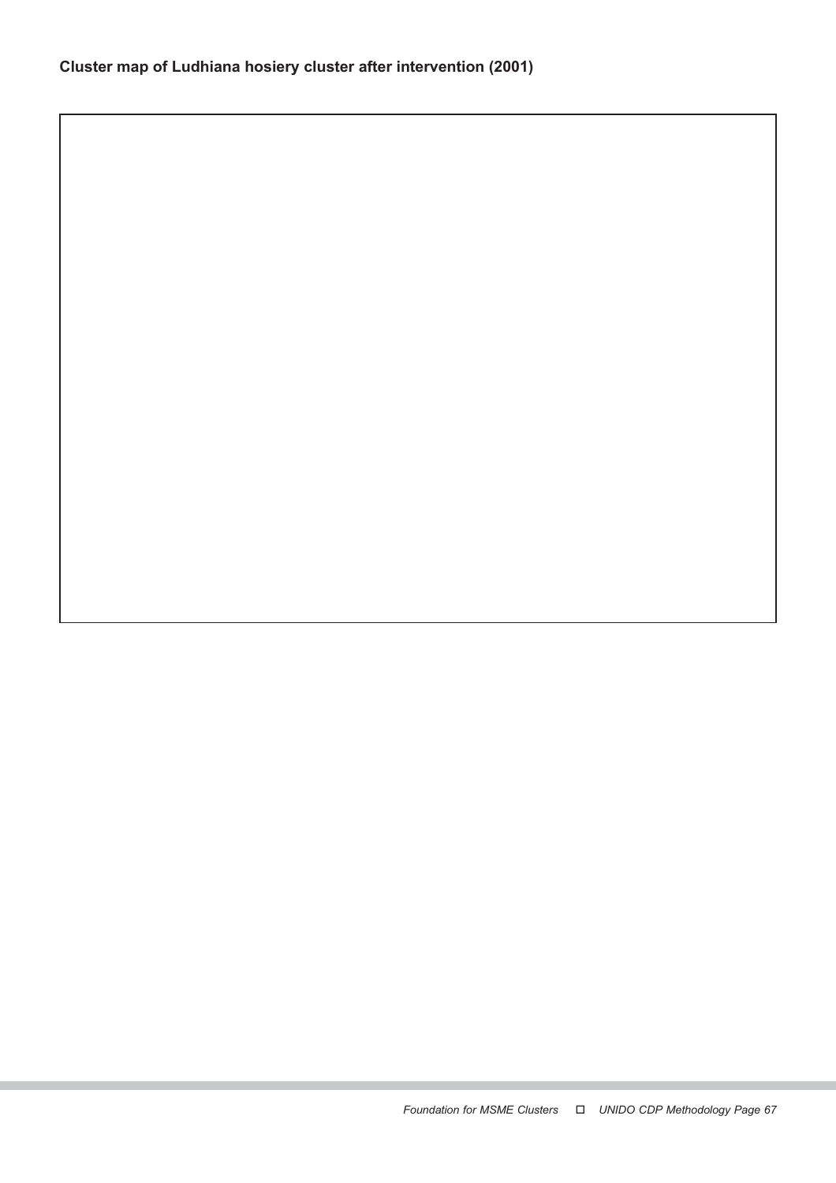**Cluster map of Ludhiana hosiery cluster after intervention (2001)**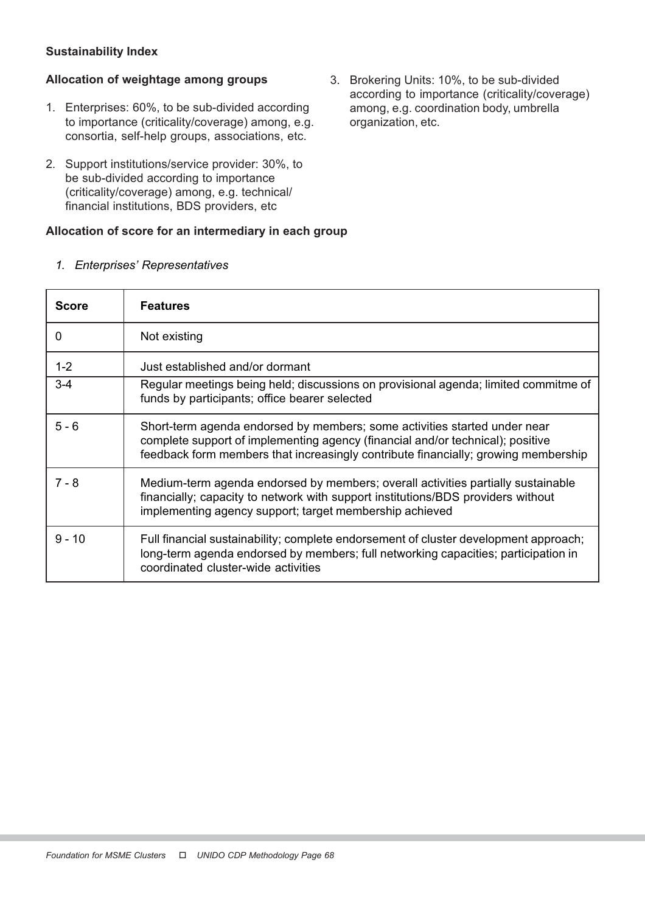**Sustainability Index**

**Allocation of weightage among groups**

1. Enterprises: 60%, to be sub-divided according to importance (criticality/coverage) among, e.g. consortia, self-help groups, associations, etc.
2. Support institutions/service provider: 30%, to be sub-divided according to importance (criticality/coverage) among, e.g. technical/ financial institutions, BDS providers, etc
3. Brokering Units: 10%, to be sub-divided according to importance (criticality/coverage) among, e.g. coordination body, umbrella organization, etc.

**Allocation of score for an intermediary in each group**

*1. Enterprises' Representatives*

| Score | Features |
|---|---|
| 0 | Not existing |
| 1-2 | Just established and/or dormant |
| 3-4 | Regular meetings being held; discussions on provisional agenda; limited commitme of funds by participants; office bearer selected |
| 5 - 6 | Short-term agenda endorsed by members; some activities started under near complete support of implementing agency (financial and/or technical); positive feedback form members that increasingly contribute financially; growing membership |
| 7 - 8 | Medium-term agenda endorsed by members; overall activities partially sustainable financially; capacity to network with support institutions/BDS providers without implementing agency support; target membership achieved |
| 9 - 10 | Full financial sustainability; complete endorsement of cluster development approach; long-term agenda endorsed by members; full networking capacities; participation in coordinated cluster-wide activities |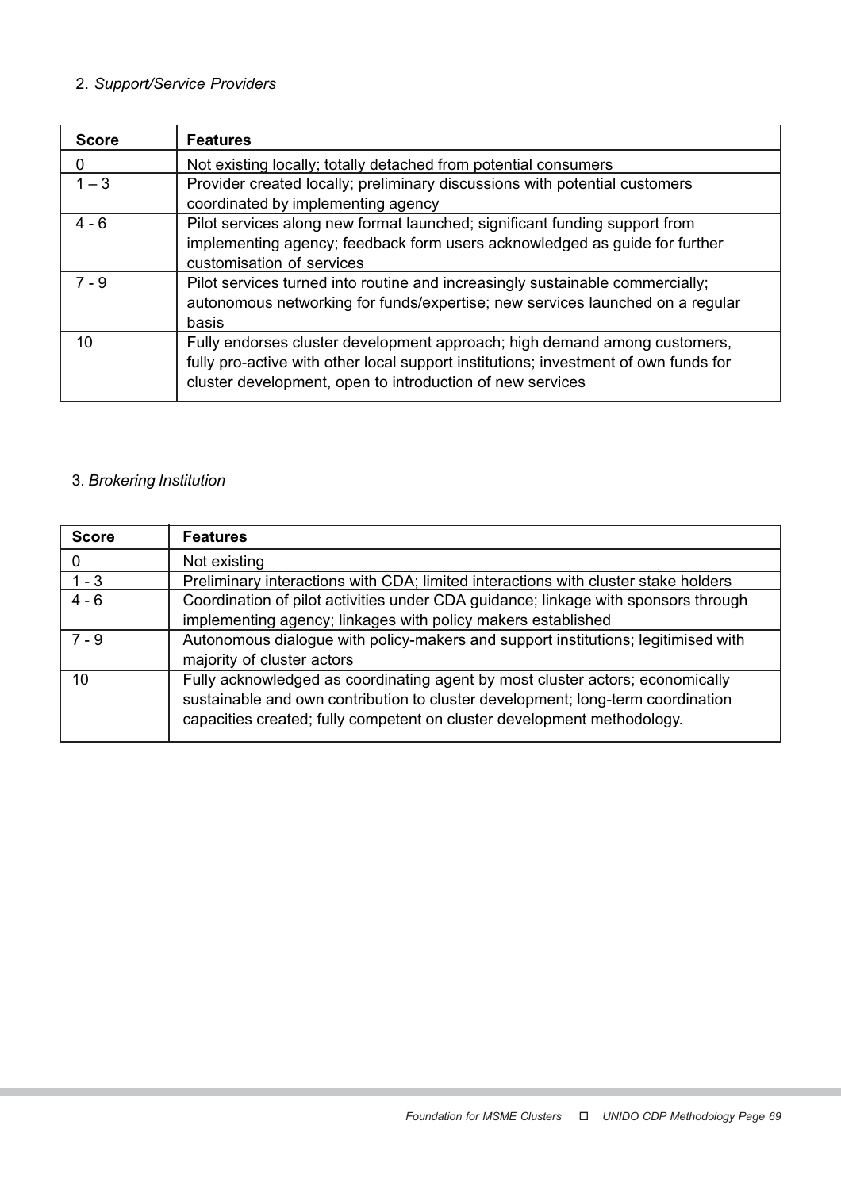2. *Support/Service Providers*

| Score | Features |
|---|---|
| 0 | Not existing locally; totally detached from potential consumers |
| 1 – 3 | Provider created locally; preliminary discussions with potential customers coordinated by implementing agency |
| 4 - 6 | Pilot services along new format launched; significant funding support from implementing agency; feedback form users acknowledged as guide for further customisation of services |
| 7 - 9 | Pilot services turned into routine and increasingly sustainable commercially; autonomous networking for funds/expertise; new services launched on a regular basis |
| 10 | Fully endorses cluster development approach; high demand among customers, fully pro-active with other local support institutions; investment of own funds for cluster development, open to introduction of new services |

3. *Brokering Institution*

| Score | Features |
|---|---|
| 0 | Not existing |
| 1 - 3 | Preliminary interactions with CDA; limited interactions with cluster stake holders |
| 4 - 6 | Coordination of pilot activities under CDA guidance; linkage with sponsors through implementing agency; linkages with policy makers established |
| 7 - 9 | Autonomous dialogue with policy-makers and support institutions; legitimised with majority of cluster actors |
| 10 | Fully acknowledged as coordinating agent by most cluster actors; economically sustainable and own contribution to cluster development; long-term coordination capacities created; fully competent on cluster development methodology. |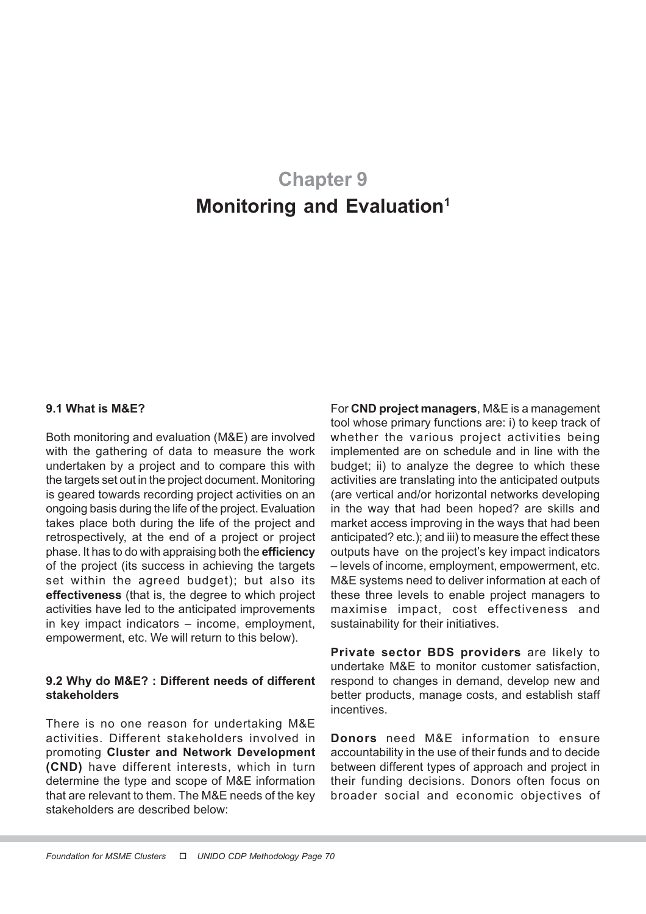# Chapter 9

# Monitoring and Evaluation[1]

### 9.1 What is M&E?

Both monitoring and evaluation (M&E) are involved with the gathering of data to measure the work undertaken by a project and to compare this with the targets set out in the project document. Monitoring is geared towards recording project activities on an ongoing basis during the life of the project. Evaluation takes place both during the life of the project and retrospectively, at the end of a project or project phase. It has to do with appraising both the **efficiency** of the project (its success in achieving the targets set within the agreed budget); but also its **effectiveness** (that is, the degree to which project activities have led to the anticipated improvements in key impact indicators – income, employment, empowerment, etc. We will return to this below).

### 9.2 Why do M&E? : Different needs of different stakeholders

There is no one reason for undertaking M&E activities. Different stakeholders involved in promoting **Cluster and Network Development (CND)** have different interests, which in turn determine the type and scope of M&E information that are relevant to them. The M&E needs of the key stakeholders are described below:

For **CND project managers**, M&E is a management tool whose primary functions are: i) to keep track of whether the various project activities being implemented are on schedule and in line with the budget; ii) to analyze the degree to which these activities are translating into the anticipated outputs (are vertical and/or horizontal networks developing in the way that had been hoped? are skills and market access improving in the ways that had been anticipated? etc.); and iii) to measure the effect these outputs have on the project's key impact indicators – levels of income, employment, empowerment, etc. M&E systems need to deliver information at each of these three levels to enable project managers to maximise impact, cost effectiveness and sustainability for their initiatives.

**Private sector BDS providers** are likely to undertake M&E to monitor customer satisfaction, respond to changes in demand, develop new and better products, manage costs, and establish staff incentives.

**Donors** need M&E information to ensure accountability in the use of their funds and to decide between different types of approach and project in their funding decisions. Donors often focus on broader social and economic objectives of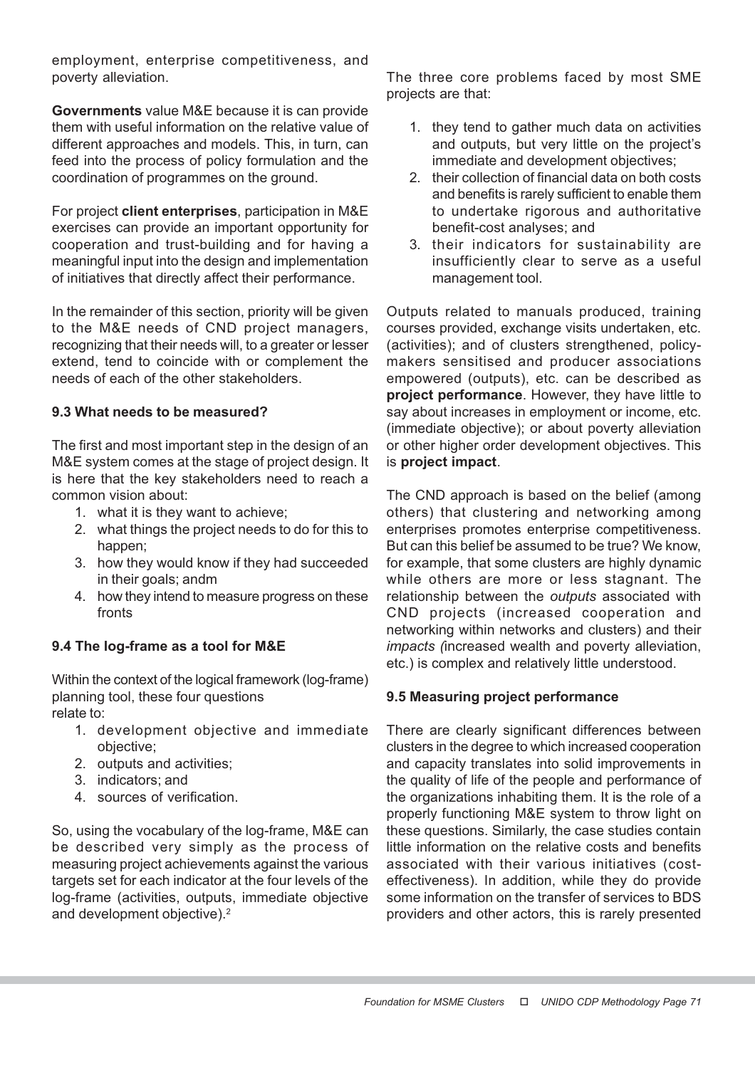employment, enterprise competitiveness, and poverty alleviation.

**Governments** value M&E because it is can provide them with useful information on the relative value of different approaches and models. This, in turn, can feed into the process of policy formulation and the coordination of programmes on the ground.

For project **client enterprises**, participation in M&E exercises can provide an important opportunity for cooperation and trust-building and for having a meaningful input into the design and implementation of initiatives that directly affect their performance.

In the remainder of this section, priority will be given to the M&E needs of CND project managers, recognizing that their needs will, to a greater or lesser extend, tend to coincide with or complement the needs of each of the other stakeholders.

### 9.3 What needs to be measured?

The first and most important step in the design of an M&E system comes at the stage of project design. It is here that the key stakeholders need to reach a common vision about:

1. what it is they want to achieve;
2. what things the project needs to do for this to happen;
3. how they would know if they had succeeded in their goals; andm
4. how they intend to measure progress on these fronts

### 9.4 The log-frame as a tool for M&E

Within the context of the logical framework (log-frame) planning tool, these four questions relate to:

1. development objective and immediate objective;
2. outputs and activities;
3. indicators; and
4. sources of verification.

So, using the vocabulary of the log-frame, M&E can be described very simply as the process of measuring project achievements against the various targets set for each indicator at the four levels of the log-frame (activities, outputs, immediate objective and development objective).[2]

The three core problems faced by most SME projects are that:

1. they tend to gather much data on activities and outputs, but very little on the project's immediate and development objectives;
2. their collection of financial data on both costs and benefits is rarely sufficient to enable them to undertake rigorous and authoritative benefit-cost analyses; and
3. their indicators for sustainability are insufficiently clear to serve as a useful management tool.

Outputs related to manuals produced, training courses provided, exchange visits undertaken, etc. (activities); and of clusters strengthened, policy-makers sensitised and producer associations empowered (outputs), etc. can be described as **project performance**. However, they have little to say about increases in employment or income, etc. (immediate objective); or about poverty alleviation or other higher order development objectives. This is **project impact**.

The CND approach is based on the belief (among others) that clustering and networking among enterprises promotes enterprise competitiveness. But can this belief be assumed to be true? We know, for example, that some clusters are highly dynamic while others are more or less stagnant. The relationship between the *outputs* associated with CND projects (increased cooperation and networking within networks and clusters) and their *impacts (*increased wealth and poverty alleviation, etc.) is complex and relatively little understood.

### 9.5 Measuring project performance

There are clearly significant differences between clusters in the degree to which increased cooperation and capacity translates into solid improvements in the quality of life of the people and performance of the organizations inhabiting them. It is the role of a properly functioning M&E system to throw light on these questions. Similarly, the case studies contain little information on the relative costs and benefits associated with their various initiatives (cost-effectiveness). In addition, while they do provide some information on the transfer of services to BDS providers and other actors, this is rarely presented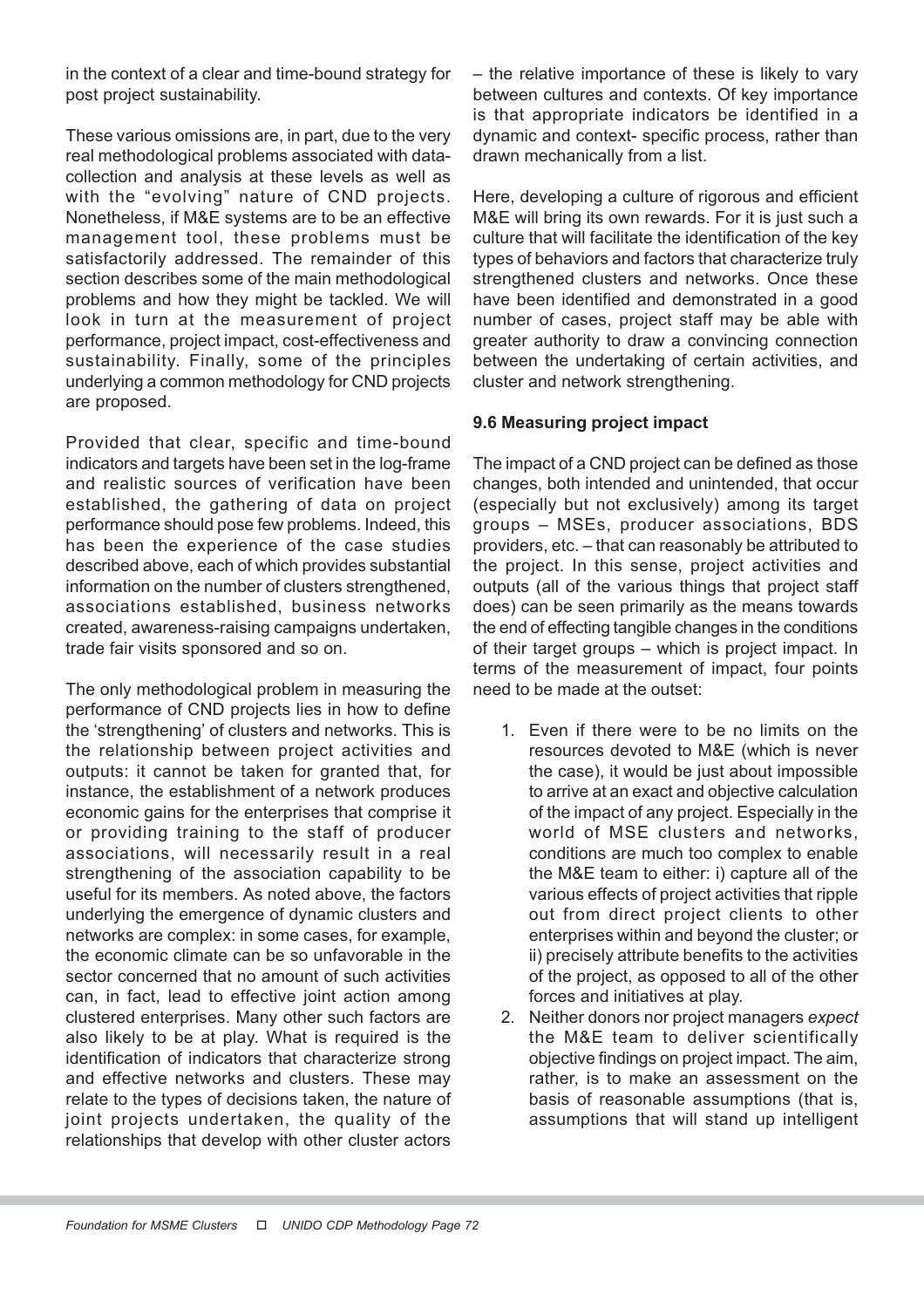in the context of a clear and time-bound strategy for post project sustainability.

These various omissions are, in part, due to the very real methodological problems associated with data-collection and analysis at these levels as well as with the "evolving" nature of CND projects. Nonetheless, if M&E systems are to be an effective management tool, these problems must be satisfactorily addressed. The remainder of this section describes some of the main methodological problems and how they might be tackled. We will look in turn at the measurement of project performance, project impact, cost-effectiveness and sustainability. Finally, some of the principles underlying a common methodology for CND projects are proposed.

Provided that clear, specific and time-bound indicators and targets have been set in the log-frame and realistic sources of verification have been established, the gathering of data on project performance should pose few problems. Indeed, this has been the experience of the case studies described above, each of which provides substantial information on the number of clusters strengthened, associations established, business networks created, awareness-raising campaigns undertaken, trade fair visits sponsored and so on.

The only methodological problem in measuring the performance of CND projects lies in how to define the 'strengthening' of clusters and networks. This is the relationship between project activities and outputs: it cannot be taken for granted that, for instance, the establishment of a network produces economic gains for the enterprises that comprise it or providing training to the staff of producer associations, will necessarily result in a real strengthening of the association capability to be useful for its members. As noted above, the factors underlying the emergence of dynamic clusters and networks are complex: in some cases, for example, the economic climate can be so unfavorable in the sector concerned that no amount of such activities can, in fact, lead to effective joint action among clustered enterprises. Many other such factors are also likely to be at play. What is required is the identification of indicators that characterize strong and effective networks and clusters. These may relate to the types of decisions taken, the nature of joint projects undertaken, the quality of the relationships that develop with other cluster actors – the relative importance of these is likely to vary between cultures and contexts. Of key importance is that appropriate indicators be identified in a dynamic and context- specific process, rather than drawn mechanically from a list.

Here, developing a culture of rigorous and efficient M&E will bring its own rewards. For it is just such a culture that will facilitate the identification of the key types of behaviors and factors that characterize truly strengthened clusters and networks. Once these have been identified and demonstrated in a good number of cases, project staff may be able with greater authority to draw a convincing connection between the undertaking of certain activities, and cluster and network strengthening.

### 9.6 Measuring project impact

The impact of a CND project can be defined as those changes, both intended and unintended, that occur (especially but not exclusively) among its target groups – MSEs, producer associations, BDS providers, etc. – that can reasonably be attributed to the project. In this sense, project activities and outputs (all of the various things that project staff does) can be seen primarily as the means towards the end of effecting tangible changes in the conditions of their target groups – which is project impact. In terms of the measurement of impact, four points need to be made at the outset:

1. Even if there were to be no limits on the resources devoted to M&E (which is never the case), it would be just about impossible to arrive at an exact and objective calculation of the impact of any project. Especially in the world of MSE clusters and networks, conditions are much too complex to enable the M&E team to either: i) capture all of the various effects of project activities that ripple out from direct project clients to other enterprises within and beyond the cluster; or ii) precisely attribute benefits to the activities of the project, as opposed to all of the other forces and initiatives at play.
2. Neither donors nor project managers *expect* the M&E team to deliver scientifically objective findings on project impact. The aim, rather, is to make an assessment on the basis of reasonable assumptions (that is, assumptions that will stand up intelligent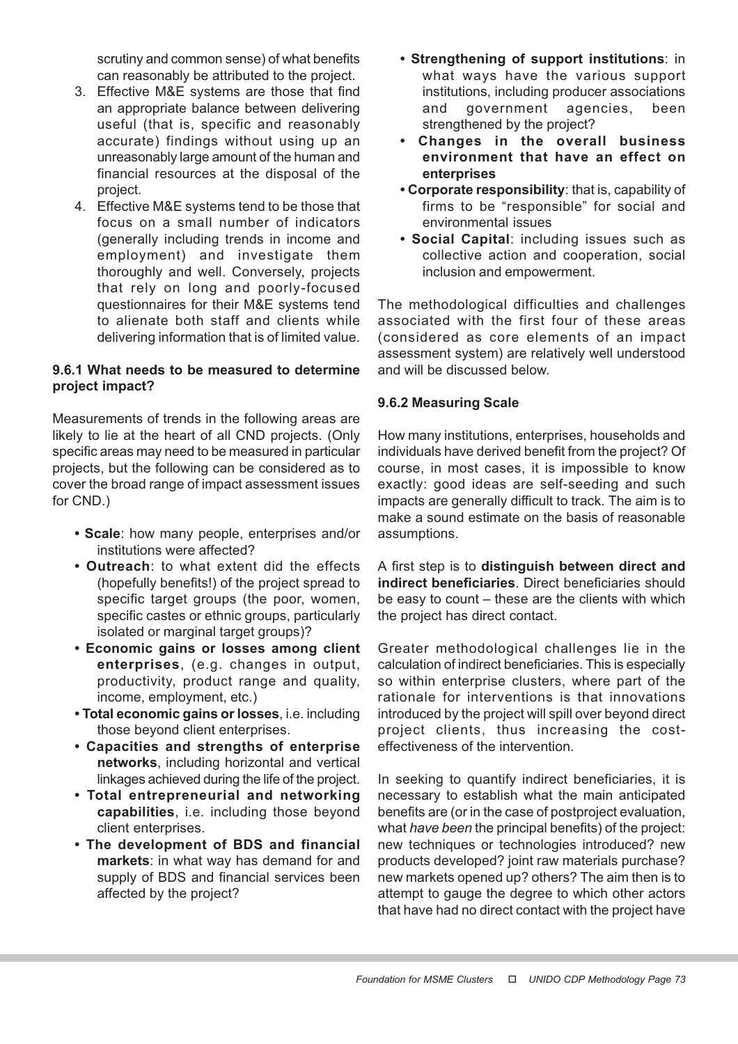scrutiny and common sense) of what benefits can reasonably be attributed to the project.

3. Effective M&E systems are those that find an appropriate balance between delivering useful (that is, specific and reasonably accurate) findings without using up an unreasonably large amount of the human and financial resources at the disposal of the project.
4. Effective M&E systems tend to be those that focus on a small number of indicators (generally including trends in income and employment) and investigate them thoroughly and well. Conversely, projects that rely on long and poorly-focused questionnaires for their M&E systems tend to alienate both staff and clients while delivering information that is of limited value.

### 9.6.1 What needs to be measured to determine project impact?

Measurements of trends in the following areas are likely to lie at the heart of all CND projects. (Only specific areas may need to be measured in particular projects, but the following can be considered as to cover the broad range of impact assessment issues for CND.)

- **Scale**: how many people, enterprises and/or institutions were affected?
- **Outreach**: to what extent did the effects (hopefully benefits!) of the project spread to specific target groups (the poor, women, specific castes or ethnic groups, particularly isolated or marginal target groups)?
- **Economic gains or losses among client enterprises**, (e.g. changes in output, productivity, product range and quality, income, employment, etc.)
- **Total economic gains or losses**, i.e. including those beyond client enterprises.
- **Capacities and strengths of enterprise networks**, including horizontal and vertical linkages achieved during the life of the project.
- **Total entrepreneurial and networking capabilities**, i.e. including those beyond client enterprises.
- **The development of BDS and financial markets**: in what way has demand for and supply of BDS and financial services been affected by the project?
- **Strengthening of support institutions**: in what ways have the various support institutions, including producer associations and government agencies, been strengthened by the project?
- **Changes in the overall business environment that have an effect on enterprises**
- **Corporate responsibility**: that is, capability of firms to be "responsible" for social and environmental issues
- **Social Capital**: including issues such as collective action and cooperation, social inclusion and empowerment.

The methodological difficulties and challenges associated with the first four of these areas (considered as core elements of an impact assessment system) are relatively well understood and will be discussed below.

### 9.6.2 Measuring Scale

How many institutions, enterprises, households and individuals have derived benefit from the project? Of course, in most cases, it is impossible to know exactly: good ideas are self-seeding and such impacts are generally difficult to track. The aim is to make a sound estimate on the basis of reasonable assumptions.

A first step is to **distinguish between direct and indirect beneficiaries**. Direct beneficiaries should be easy to count – these are the clients with which the project has direct contact.

Greater methodological challenges lie in the calculation of indirect beneficiaries. This is especially so within enterprise clusters, where part of the rationale for interventions is that innovations introduced by the project will spill over beyond direct project clients, thus increasing the cost-effectiveness of the intervention.

In seeking to quantify indirect beneficiaries, it is necessary to establish what the main anticipated benefits are (or in the case of postproject evaluation, what *have been* the principal benefits) of the project: new techniques or technologies introduced? new products developed? joint raw materials purchase? new markets opened up? others? The aim then is to attempt to gauge the degree to which other actors that have had no direct contact with the project have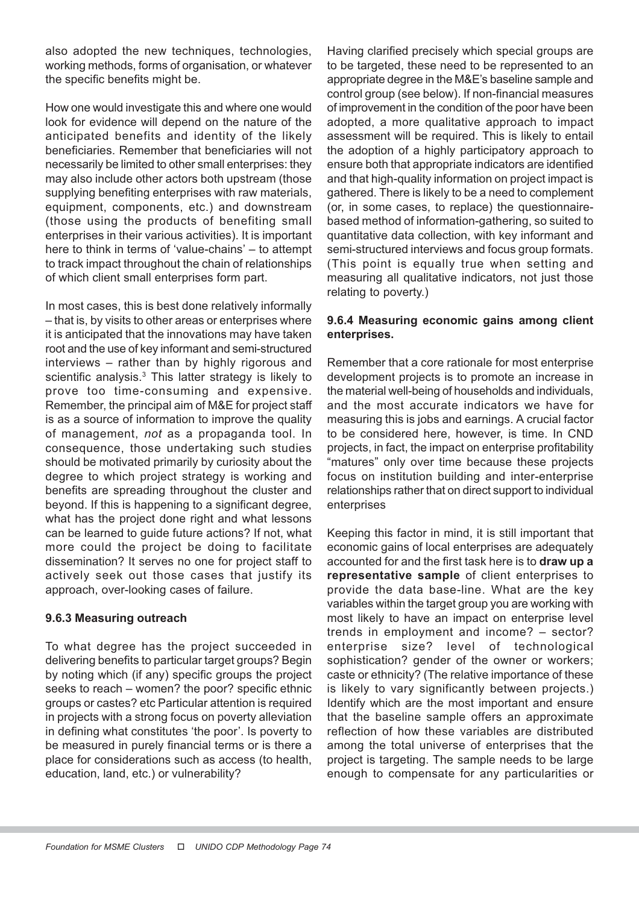also adopted the new techniques, technologies, working methods, forms of organisation, or whatever the specific benefits might be.

How one would investigate this and where one would look for evidence will depend on the nature of the anticipated benefits and identity of the likely beneficiaries. Remember that beneficiaries will not necessarily be limited to other small enterprises: they may also include other actors both upstream (those supplying benefiting enterprises with raw materials, equipment, components, etc.) and downstream (those using the products of benefiting small enterprises in their various activities). It is important here to think in terms of 'value-chains' – to attempt to track impact throughout the chain of relationships of which client small enterprises form part.

In most cases, this is best done relatively informally – that is, by visits to other areas or enterprises where it is anticipated that the innovations may have taken root and the use of key informant and semi-structured interviews – rather than by highly rigorous and scientific analysis.[3] This latter strategy is likely to prove too time-consuming and expensive. Remember, the principal aim of M&E for project staff is as a source of information to improve the quality of management, *not* as a propaganda tool. In consequence, those undertaking such studies should be motivated primarily by curiosity about the degree to which project strategy is working and benefits are spreading throughout the cluster and beyond. If this is happening to a significant degree, what has the project done right and what lessons can be learned to guide future actions? If not, what more could the project be doing to facilitate dissemination? It serves no one for project staff to actively seek out those cases that justify its approach, over-looking cases of failure.

### 9.6.3 Measuring outreach

To what degree has the project succeeded in delivering benefits to particular target groups? Begin by noting which (if any) specific groups the project seeks to reach – women? the poor? specific ethnic groups or castes? etc Particular attention is required in projects with a strong focus on poverty alleviation in defining what constitutes 'the poor'. Is poverty to be measured in purely financial terms or is there a place for considerations such as access (to health, education, land, etc.) or vulnerability?

Having clarified precisely which special groups are to be targeted, these need to be represented to an appropriate degree in the M&E's baseline sample and control group (see below). If non-financial measures of improvement in the condition of the poor have been adopted, a more qualitative approach to impact assessment will be required. This is likely to entail the adoption of a highly participatory approach to ensure both that appropriate indicators are identified and that high-quality information on project impact is gathered. There is likely to be a need to complement (or, in some cases, to replace) the questionnaire-based method of information-gathering, so suited to quantitative data collection, with key informant and semi-structured interviews and focus group formats. (This point is equally true when setting and measuring all qualitative indicators, not just those relating to poverty.)

### 9.6.4 Measuring economic gains among client enterprises.

Remember that a core rationale for most enterprise development projects is to promote an increase in the material well-being of households and individuals, and the most accurate indicators we have for measuring this is jobs and earnings. A crucial factor to be considered here, however, is time. In CND projects, in fact, the impact on enterprise profitability "matures" only over time because these projects focus on institution building and inter-enterprise relationships rather that on direct support to individual enterprises

Keeping this factor in mind, it is still important that economic gains of local enterprises are adequately accounted for and the first task here is to **draw up a representative sample** of client enterprises to provide the data base-line. What are the key variables within the target group you are working with most likely to have an impact on enterprise level trends in employment and income? – sector? enterprise size? level of technological sophistication? gender of the owner or workers; caste or ethnicity? (The relative importance of these is likely to vary significantly between projects.) Identify which are the most important and ensure that the baseline sample offers an approximate reflection of how these variables are distributed among the total universe of enterprises that the project is targeting. The sample needs to be large enough to compensate for any particularities or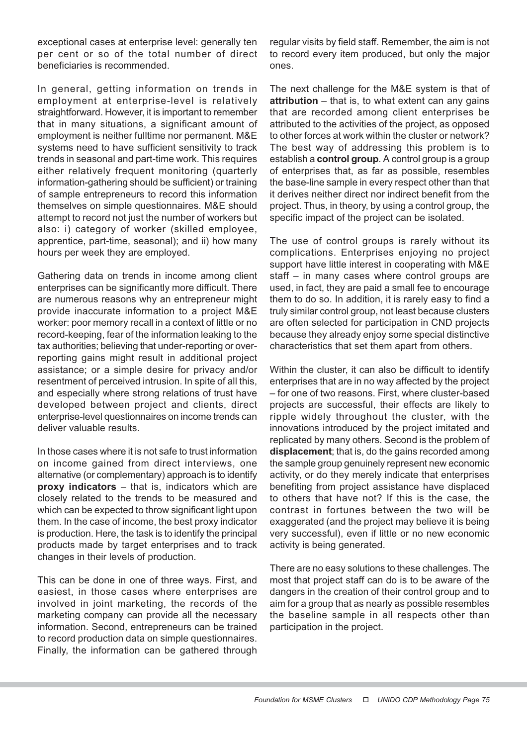exceptional cases at enterprise level: generally ten per cent or so of the total number of direct beneficiaries is recommended.

In general, getting information on trends in employment at enterprise-level is relatively straightforward. However, it is important to remember that in many situations, a significant amount of employment is neither fulltime nor permanent. M&E systems need to have sufficient sensitivity to track trends in seasonal and part-time work. This requires either relatively frequent monitoring (quarterly information-gathering should be sufficient) or training of sample entrepreneurs to record this information themselves on simple questionnaires. M&E should attempt to record not just the number of workers but also: i) category of worker (skilled employee, apprentice, part-time, seasonal); and ii) how many hours per week they are employed.

Gathering data on trends in income among client enterprises can be significantly more difficult. There are numerous reasons why an entrepreneur might provide inaccurate information to a project M&E worker: poor memory recall in a context of little or no record-keeping, fear of the information leaking to the tax authorities; believing that under-reporting or over-reporting gains might result in additional project assistance; or a simple desire for privacy and/or resentment of perceived intrusion. In spite of all this, and especially where strong relations of trust have developed between project and clients, direct enterprise-level questionnaires on income trends can deliver valuable results.

In those cases where it is not safe to trust information on income gained from direct interviews, one alternative (or complementary) approach is to identify **proxy indicators** – that is, indicators which are closely related to the trends to be measured and which can be expected to throw significant light upon them. In the case of income, the best proxy indicator is production. Here, the task is to identify the principal products made by target enterprises and to track changes in their levels of production.

This can be done in one of three ways. First, and easiest, in those cases where enterprises are involved in joint marketing, the records of the marketing company can provide all the necessary information. Second, entrepreneurs can be trained to record production data on simple questionnaires. Finally, the information can be gathered through regular visits by field staff. Remember, the aim is not to record every item produced, but only the major ones.

The next challenge for the M&E system is that of **attribution** – that is, to what extent can any gains that are recorded among client enterprises be attributed to the activities of the project, as opposed to other forces at work within the cluster or network? The best way of addressing this problem is to establish a **control group**. A control group is a group of enterprises that, as far as possible, resembles the base-line sample in every respect other than that it derives neither direct nor indirect benefit from the project. Thus, in theory, by using a control group, the specific impact of the project can be isolated.

The use of control groups is rarely without its complications. Enterprises enjoying no project support have little interest in cooperating with M&E staff – in many cases where control groups are used, in fact, they are paid a small fee to encourage them to do so. In addition, it is rarely easy to find a truly similar control group, not least because clusters are often selected for participation in CND projects because they already enjoy some special distinctive characteristics that set them apart from others.

Within the cluster, it can also be difficult to identify enterprises that are in no way affected by the project – for one of two reasons. First, where cluster-based projects are successful, their effects are likely to ripple widely throughout the cluster, with the innovations introduced by the project imitated and replicated by many others. Second is the problem of **displacement**; that is, do the gains recorded among the sample group genuinely represent new economic activity, or do they merely indicate that enterprises benefiting from project assistance have displaced to others that have not? If this is the case, the contrast in fortunes between the two will be exaggerated (and the project may believe it is being very successful), even if little or no new economic activity is being generated.

There are no easy solutions to these challenges. The most that project staff can do is to be aware of the dangers in the creation of their control group and to aim for a group that as nearly as possible resembles the baseline sample in all respects other than participation in the project.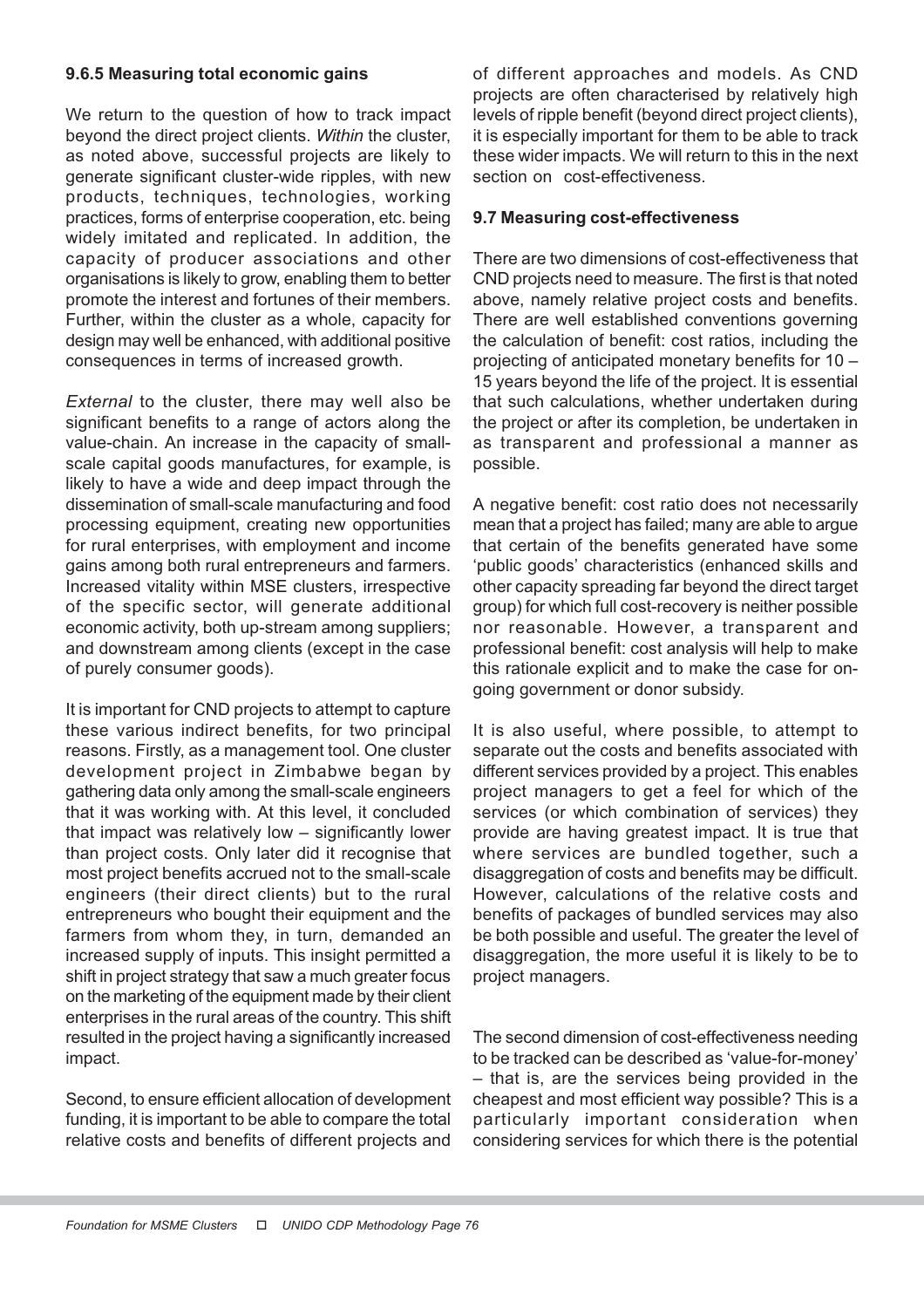### 9.6.5 Measuring total economic gains

We return to the question of how to track impact beyond the direct project clients. *Within* the cluster, as noted above, successful projects are likely to generate significant cluster-wide ripples, with new products, techniques, technologies, working practices, forms of enterprise cooperation, etc. being widely imitated and replicated. In addition, the capacity of producer associations and other organisations is likely to grow, enabling them to better promote the interest and fortunes of their members. Further, within the cluster as a whole, capacity for design may well be enhanced, with additional positive consequences in terms of increased growth.

*External* to the cluster, there may well also be significant benefits to a range of actors along the value-chain. An increase in the capacity of small-scale capital goods manufactures, for example, is likely to have a wide and deep impact through the dissemination of small-scale manufacturing and food processing equipment, creating new opportunities for rural enterprises, with employment and income gains among both rural entrepreneurs and farmers. Increased vitality within MSE clusters, irrespective of the specific sector, will generate additional economic activity, both up-stream among suppliers; and downstream among clients (except in the case of purely consumer goods).

It is important for CND projects to attempt to capture these various indirect benefits, for two principal reasons. Firstly, as a management tool. One cluster development project in Zimbabwe began by gathering data only among the small-scale engineers that it was working with. At this level, it concluded that impact was relatively low – significantly lower than project costs. Only later did it recognise that most project benefits accrued not to the small-scale engineers (their direct clients) but to the rural entrepreneurs who bought their equipment and the farmers from whom they, in turn, demanded an increased supply of inputs. This insight permitted a shift in project strategy that saw a much greater focus on the marketing of the equipment made by their client enterprises in the rural areas of the country. This shift resulted in the project having a significantly increased impact.

Second, to ensure efficient allocation of development funding, it is important to be able to compare the total relative costs and benefits of different projects and of different approaches and models. As CND projects are often characterised by relatively high levels of ripple benefit (beyond direct project clients), it is especially important for them to be able to track these wider impacts. We will return to this in the next section on cost-effectiveness.

### 9.7 Measuring cost-effectiveness

There are two dimensions of cost-effectiveness that CND projects need to measure. The first is that noted above, namely relative project costs and benefits. There are well established conventions governing the calculation of benefit: cost ratios, including the projecting of anticipated monetary benefits for 10 – 15 years beyond the life of the project. It is essential that such calculations, whether undertaken during the project or after its completion, be undertaken in as transparent and professional a manner as possible.

A negative benefit: cost ratio does not necessarily mean that a project has failed; many are able to argue that certain of the benefits generated have some 'public goods' characteristics (enhanced skills and other capacity spreading far beyond the direct target group) for which full cost-recovery is neither possible nor reasonable. However, a transparent and professional benefit: cost analysis will help to make this rationale explicit and to make the case for on-going government or donor subsidy.

It is also useful, where possible, to attempt to separate out the costs and benefits associated with different services provided by a project. This enables project managers to get a feel for which of the services (or which combination of services) they provide are having greatest impact. It is true that where services are bundled together, such a disaggregation of costs and benefits may be difficult. However, calculations of the relative costs and benefits of packages of bundled services may also be both possible and useful. The greater the level of disaggregation, the more useful it is likely to be to project managers.

The second dimension of cost-effectiveness needing to be tracked can be described as 'value-for-money' – that is, are the services being provided in the cheapest and most efficient way possible? This is a particularly important consideration when considering services for which there is the potential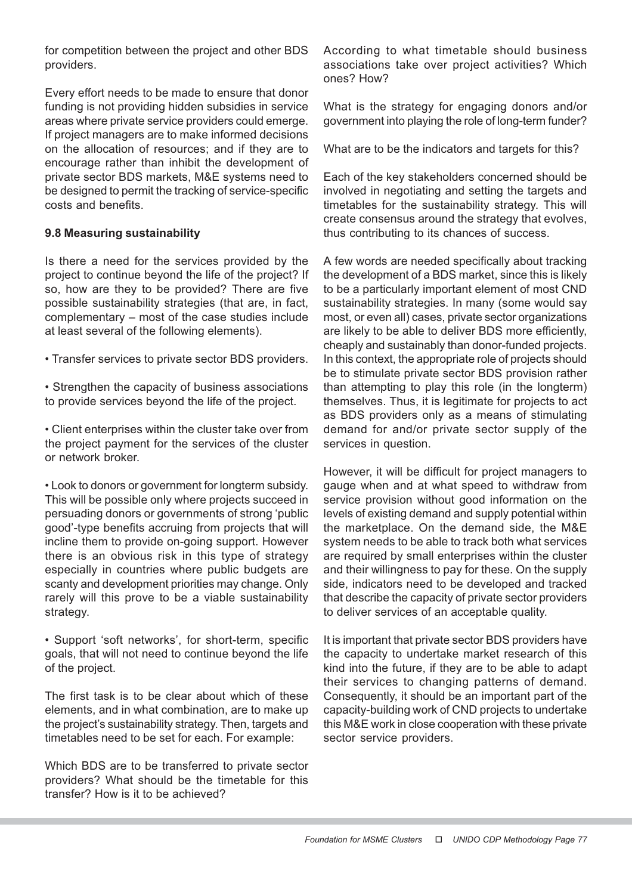for competition between the project and other BDS providers.

Every effort needs to be made to ensure that donor funding is not providing hidden subsidies in service areas where private service providers could emerge. If project managers are to make informed decisions on the allocation of resources; and if they are to encourage rather than inhibit the development of private sector BDS markets, M&E systems need to be designed to permit the tracking of service-specific costs and benefits.

**9.8 Measuring sustainability**

Is there a need for the services provided by the project to continue beyond the life of the project? If so, how are they to be provided? There are five possible sustainability strategies (that are, in fact, complementary – most of the case studies include at least several of the following elements).

- Transfer services to private sector BDS providers.

- Strengthen the capacity of business associations to provide services beyond the life of the project.

- Client enterprises within the cluster take over from the project payment for the services of the cluster or network broker.

- Look to donors or government for longterm subsidy. This will be possible only where projects succeed in persuading donors or governments of strong 'public good'-type benefits accruing from projects that will incline them to provide on-going support. However there is an obvious risk in this type of strategy especially in countries where public budgets are scanty and development priorities may change. Only rarely will this prove to be a viable sustainability strategy.

- Support 'soft networks', for short-term, specific goals, that will not need to continue beyond the life of the project.

The first task is to be clear about which of these elements, and in what combination, are to make up the project's sustainability strategy. Then, targets and timetables need to be set for each. For example:

Which BDS are to be transferred to private sector providers? What should be the timetable for this transfer? How is it to be achieved?

According to what timetable should business associations take over project activities? Which ones? How?

What is the strategy for engaging donors and/or government into playing the role of long-term funder?

What are to be the indicators and targets for this?

Each of the key stakeholders concerned should be involved in negotiating and setting the targets and timetables for the sustainability strategy. This will create consensus around the strategy that evolves, thus contributing to its chances of success.

A few words are needed specifically about tracking the development of a BDS market, since this is likely to be a particularly important element of most CND sustainability strategies. In many (some would say most, or even all) cases, private sector organizations are likely to be able to deliver BDS more efficiently, cheaply and sustainably than donor-funded projects. In this context, the appropriate role of projects should be to stimulate private sector BDS provision rather than attempting to play this role (in the longterm) themselves. Thus, it is legitimate for projects to act as BDS providers only as a means of stimulating demand for and/or private sector supply of the services in question.

However, it will be difficult for project managers to gauge when and at what speed to withdraw from service provision without good information on the levels of existing demand and supply potential within the marketplace. On the demand side, the M&E system needs to be able to track both what services are required by small enterprises within the cluster and their willingness to pay for these. On the supply side, indicators need to be developed and tracked that describe the capacity of private sector providers to deliver services of an acceptable quality.

It is important that private sector BDS providers have the capacity to undertake market research of this kind into the future, if they are to be able to adapt their services to changing patterns of demand. Consequently, it should be an important part of the capacity-building work of CND projects to undertake this M&E work in close cooperation with these private sector service providers.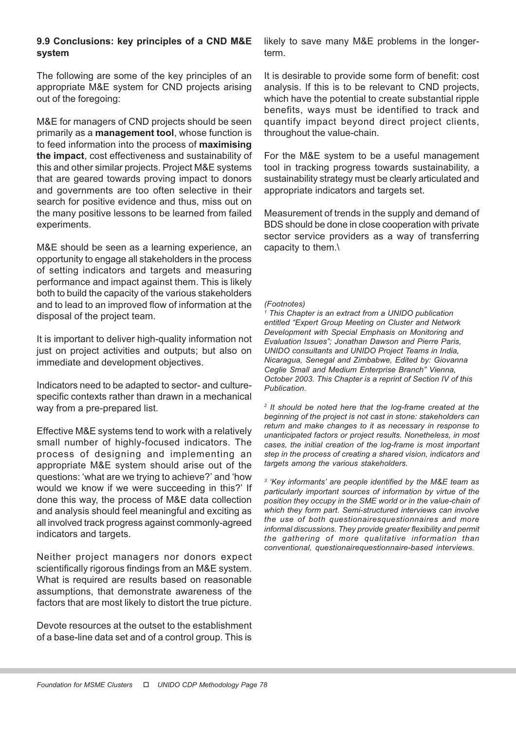### 9.9 Conclusions: key principles of a CND M&E system

The following are some of the key principles of an appropriate M&E system for CND projects arising out of the foregoing:

M&E for managers of CND projects should be seen primarily as a **management tool**, whose function is to feed information into the process of **maximising the impact**, cost effectiveness and sustainability of this and other similar projects. Project M&E systems that are geared towards proving impact to donors and governments are too often selective in their search for positive evidence and thus, miss out on the many positive lessons to be learned from failed experiments.

M&E should be seen as a learning experience, an opportunity to engage all stakeholders in the process of setting indicators and targets and measuring performance and impact against them. This is likely both to build the capacity of the various stakeholders and to lead to an improved flow of information at the disposal of the project team.

It is important to deliver high-quality information not just on project activities and outputs; but also on immediate and development objectives.

Indicators need to be adapted to sector- and culture-specific contexts rather than drawn in a mechanical way from a pre-prepared list.

Effective M&E systems tend to work with a relatively small number of highly-focused indicators. The process of designing and implementing an appropriate M&E system should arise out of the questions: 'what are we trying to achieve?' and 'how would we know if we were succeeding in this?' If done this way, the process of M&E data collection and analysis should feel meaningful and exciting as all involved track progress against commonly-agreed indicators and targets.

Neither project managers nor donors expect scientifically rigorous findings from an M&E system. What is required are results based on reasonable assumptions, that demonstrate awareness of the factors that are most likely to distort the true picture.

Devote resources at the outset to the establishment of a base-line data set and of a control group. This is likely to save many M&E problems in the longer-term.

It is desirable to provide some form of benefit: cost analysis. If this is to be relevant to CND projects, which have the potential to create substantial ripple benefits, ways must be identified to track and quantify impact beyond direct project clients, throughout the value-chain.

For the M&E system to be a useful management tool in tracking progress towards sustainability, a sustainability strategy must be clearly articulated and appropriate indicators and targets set.

Measurement of trends in the supply and demand of BDS should be done in close cooperation with private sector service providers as a way of transferring capacity to them.\

*(Footnotes)*

*[1] This Chapter is an extract from a UNIDO publication entitled "Expert Group Meeting on Cluster and Network Development with Special Emphasis on Monitoring and Evaluation Issues"; Jonathan Dawson and Pierre Paris, UNIDO consultants and UNIDO Project Teams in India, Nicaragua, Senegal and Zimbabwe, Edited by: Giovanna Ceglie Small and Medium Enterprise Branch" Vienna, October 2003. This Chapter is a reprint of Section IV of this Publication.*

*[2] It should be noted here that the log-frame created at the beginning of the project is not cast in stone: stakeholders can return and make changes to it as necessary in response to unanticipated factors or project results. Nonetheless, in most cases, the initial creation of the log-frame is most important step in the process of creating a shared vision, indicators and targets among the various stakeholders.*

*[3] 'Key informants' are people identified by the M&E team as particularly important sources of information by virtue of the position they occupy in the SME world or in the value-chain of which they form part. Semi-structured interviews can involve the use of both questionairesquestionnaires and more informal discussions. They provide greater flexibility and permit the gathering of more qualitative information than conventional, questionairequestionnaire-based interviews.*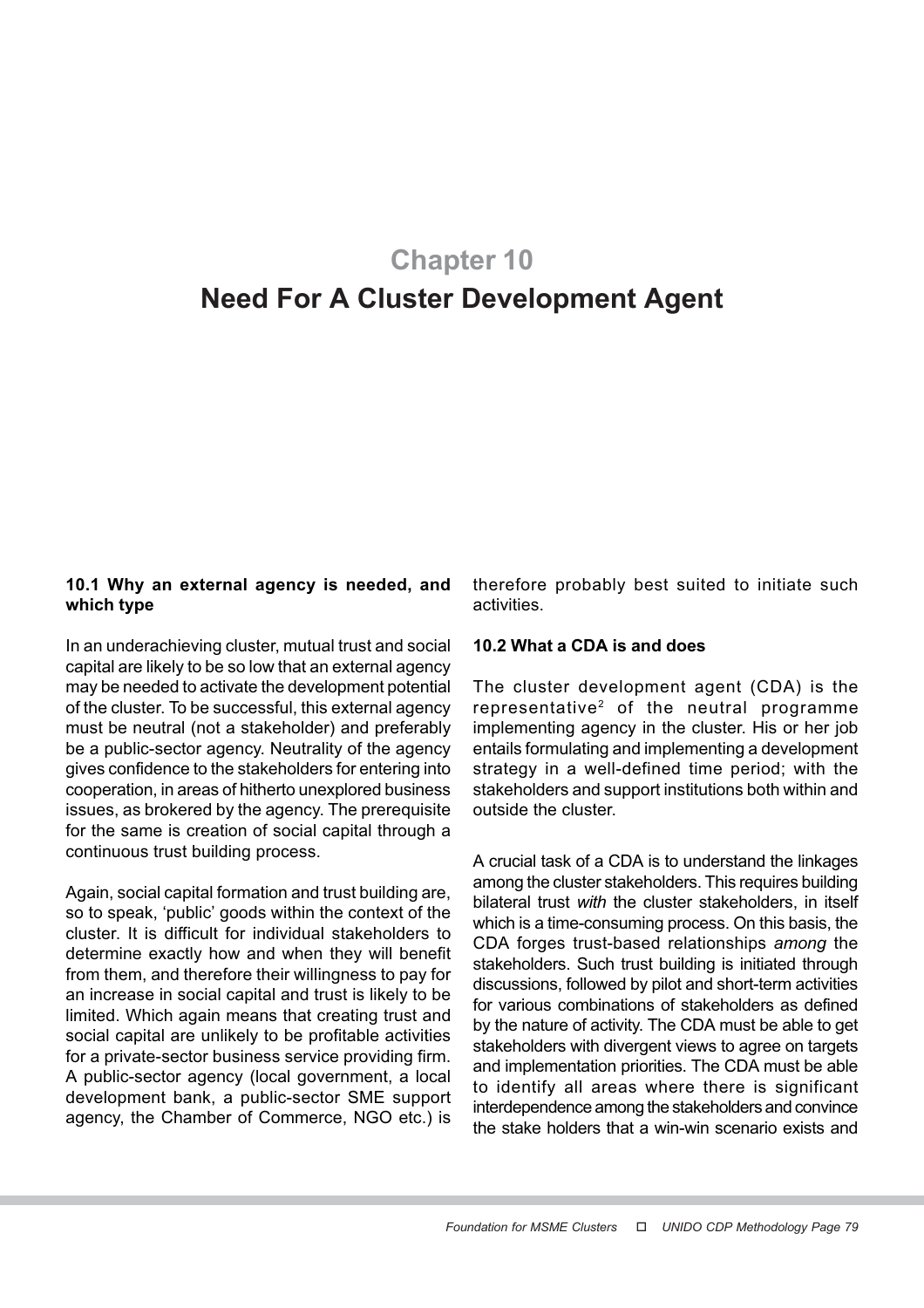# Chapter 10

# Need For A Cluster Development Agent

### 10.1 Why an external agency is needed, and which type

In an underachieving cluster, mutual trust and social capital are likely to be so low that an external agency may be needed to activate the development potential of the cluster. To be successful, this external agency must be neutral (not a stakeholder) and preferably be a public-sector agency. Neutrality of the agency gives confidence to the stakeholders for entering into cooperation, in areas of hitherto unexplored business issues, as brokered by the agency. The prerequisite for the same is creation of social capital through a continuous trust building process.

Again, social capital formation and trust building are, so to speak, 'public' goods within the context of the cluster. It is difficult for individual stakeholders to determine exactly how and when they will benefit from them, and therefore their willingness to pay for an increase in social capital and trust is likely to be limited. Which again means that creating trust and social capital are unlikely to be profitable activities for a private-sector business service providing firm. A public-sector agency (local government, a local development bank, a public-sector SME support agency, the Chamber of Commerce, NGO etc.) is therefore probably best suited to initiate such activities.

### 10.2 What a CDA is and does

The cluster development agent (CDA) is the representative[2] of the neutral programme implementing agency in the cluster. His or her job entails formulating and implementing a development strategy in a well-defined time period; with the stakeholders and support institutions both within and outside the cluster.

A crucial task of a CDA is to understand the linkages among the cluster stakeholders. This requires building bilateral trust *with* the cluster stakeholders, in itself which is a time-consuming process. On this basis, the CDA forges trust-based relationships *among* the stakeholders. Such trust building is initiated through discussions, followed by pilot and short-term activities for various combinations of stakeholders as defined by the nature of activity. The CDA must be able to get stakeholders with divergent views to agree on targets and implementation priorities. The CDA must be able to identify all areas where there is significant interdependence among the stakeholders and convince the stake holders that a win-win scenario exists and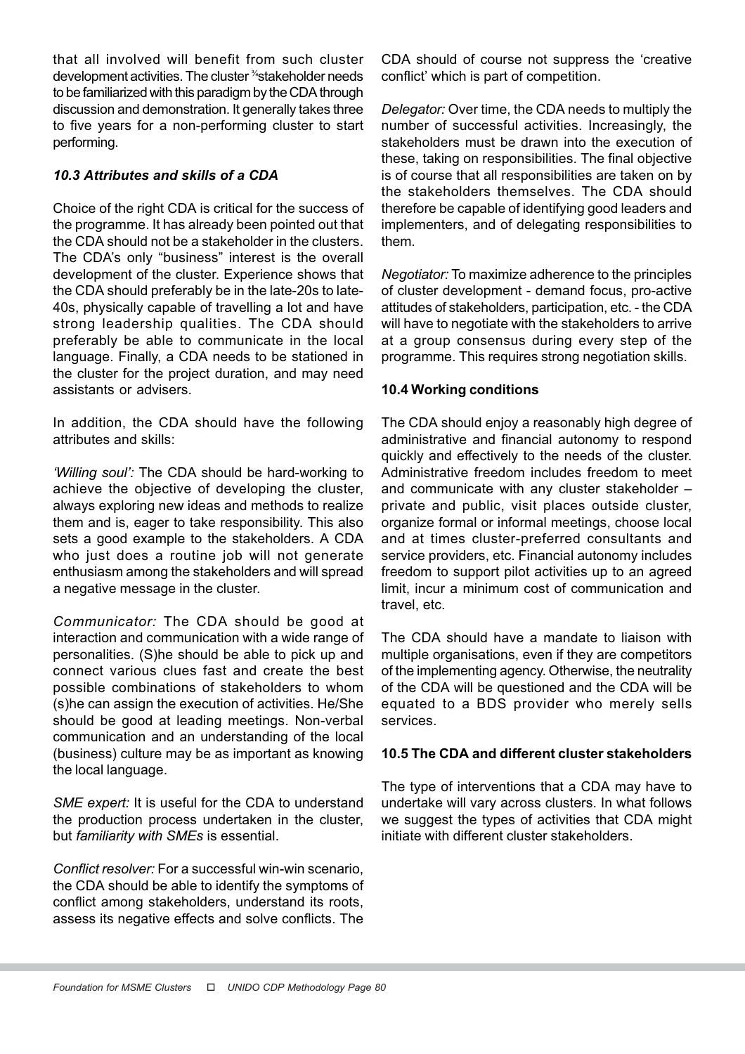that all involved will benefit from such cluster development activities. The cluster ¾stakeholder needs to be familiarized with this paradigm by the CDA through discussion and demonstration. It generally takes three to five years for a non-performing cluster to start performing.

### *10.3 Attributes and skills of a CDA*

Choice of the right CDA is critical for the success of the programme. It has already been pointed out that the CDA should not be a stakeholder in the clusters. The CDA's only "business" interest is the overall development of the cluster. Experience shows that the CDA should preferably be in the late-20s to late-40s, physically capable of travelling a lot and have strong leadership qualities. The CDA should preferably be able to communicate in the local language. Finally, a CDA needs to be stationed in the cluster for the project duration, and may need assistants or advisers.

In addition, the CDA should have the following attributes and skills:

*'Willing soul':* The CDA should be hard-working to achieve the objective of developing the cluster, always exploring new ideas and methods to realize them and is, eager to take responsibility. This also sets a good example to the stakeholders. A CDA who just does a routine job will not generate enthusiasm among the stakeholders and will spread a negative message in the cluster.

*Communicator:* The CDA should be good at interaction and communication with a wide range of personalities. (S)he should be able to pick up and connect various clues fast and create the best possible combinations of stakeholders to whom (s)he can assign the execution of activities. He/She should be good at leading meetings. Non-verbal communication and an understanding of the local (business) culture may be as important as knowing the local language.

*SME expert:* It is useful for the CDA to understand the production process undertaken in the cluster, but *familiarity with SMEs* is essential.

*Conflict resolver:* For a successful win-win scenario, the CDA should be able to identify the symptoms of conflict among stakeholders, understand its roots, assess its negative effects and solve conflicts. The CDA should of course not suppress the 'creative conflict' which is part of competition.

*Delegator:* Over time, the CDA needs to multiply the number of successful activities. Increasingly, the stakeholders must be drawn into the execution of these, taking on responsibilities. The final objective is of course that all responsibilities are taken on by the stakeholders themselves. The CDA should therefore be capable of identifying good leaders and implementers, and of delegating responsibilities to them.

*Negotiator:* To maximize adherence to the principles of cluster development - demand focus, pro-active attitudes of stakeholders, participation, etc. - the CDA will have to negotiate with the stakeholders to arrive at a group consensus during every step of the programme. This requires strong negotiation skills.

### **10.4 Working conditions**

The CDA should enjoy a reasonably high degree of administrative and financial autonomy to respond quickly and effectively to the needs of the cluster. Administrative freedom includes freedom to meet and communicate with any cluster stakeholder – private and public, visit places outside cluster, organize formal or informal meetings, choose local and at times cluster-preferred consultants and service providers, etc. Financial autonomy includes freedom to support pilot activities up to an agreed limit, incur a minimum cost of communication and travel, etc.

The CDA should have a mandate to liaison with multiple organisations, even if they are competitors of the implementing agency. Otherwise, the neutrality of the CDA will be questioned and the CDA will be equated to a BDS provider who merely sells services.

### **10.5 The CDA and different cluster stakeholders**

The type of interventions that a CDA may have to undertake will vary across clusters. In what follows we suggest the types of activities that CDA might initiate with different cluster stakeholders.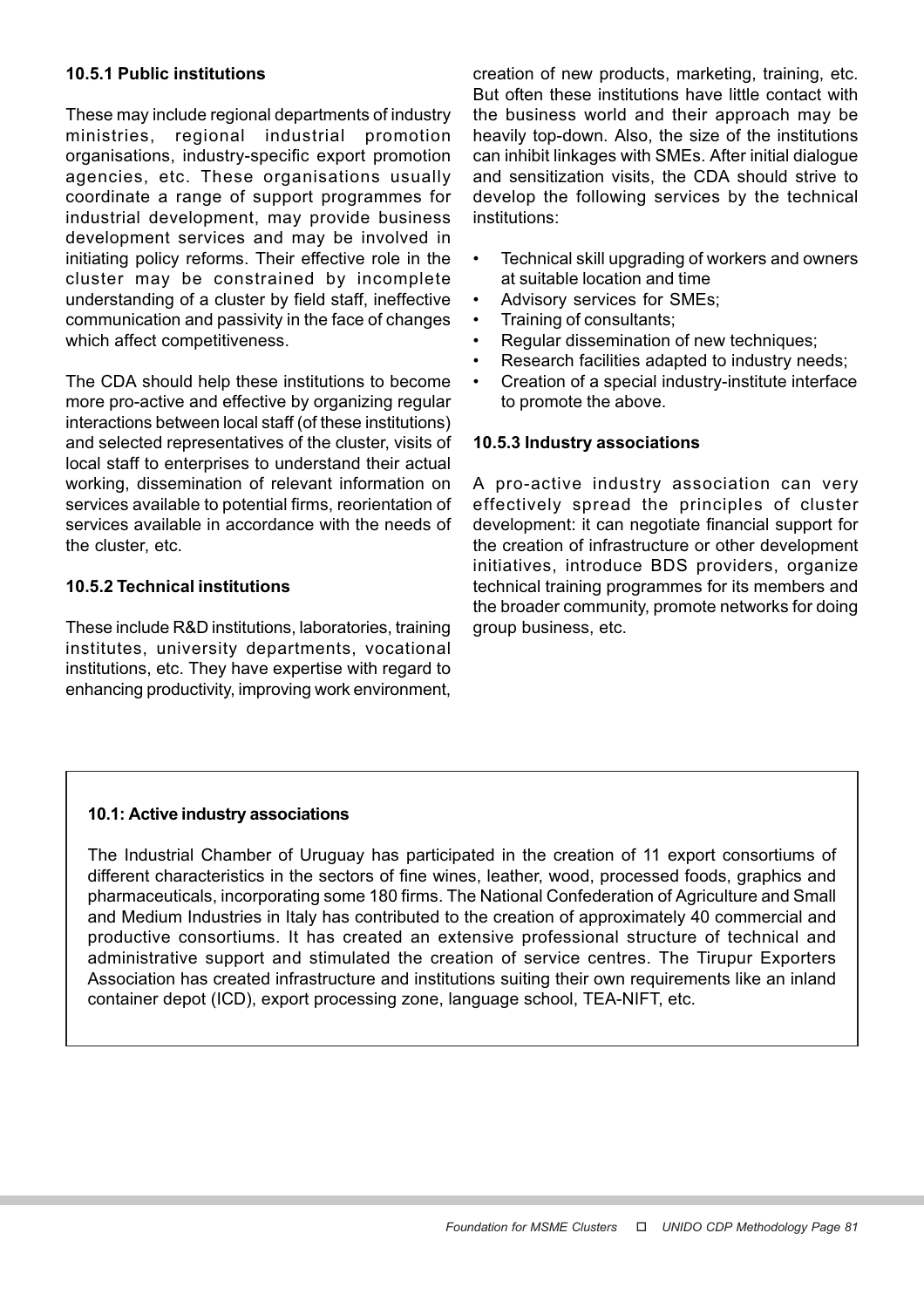### 10.5.1 Public institutions

These may include regional departments of industry ministries, regional industrial promotion organisations, industry-specific export promotion agencies, etc. These organisations usually coordinate a range of support programmes for industrial development, may provide business development services and may be involved in initiating policy reforms. Their effective role in the cluster may be constrained by incomplete understanding of a cluster by field staff, ineffective communication and passivity in the face of changes which affect competitiveness.

The CDA should help these institutions to become more pro-active and effective by organizing regular interactions between local staff (of these institutions) and selected representatives of the cluster, visits of local staff to enterprises to understand their actual working, dissemination of relevant information on services available to potential firms, reorientation of services available in accordance with the needs of the cluster, etc.

### 10.5.2 Technical institutions

These include R&D institutions, laboratories, training institutes, university departments, vocational institutions, etc. They have expertise with regard to enhancing productivity, improving work environment, creation of new products, marketing, training, etc. But often these institutions have little contact with the business world and their approach may be heavily top-down. Also, the size of the institutions can inhibit linkages with SMEs. After initial dialogue and sensitization visits, the CDA should strive to develop the following services by the technical institutions:

- Technical skill upgrading of workers and owners at suitable location and time
- Advisory services for SMEs;
- Training of consultants;
- Regular dissemination of new techniques;
- Research facilities adapted to industry needs;
- Creation of a special industry-institute interface to promote the above.

### 10.5.3 Industry associations

A pro-active industry association can very effectively spread the principles of cluster development: it can negotiate financial support for the creation of infrastructure or other development initiatives, introduce BDS providers, organize technical training programmes for its members and the broader community, promote networks for doing group business, etc.

**10.1: Active industry associations**

The Industrial Chamber of Uruguay has participated in the creation of 11 export consortiums of different characteristics in the sectors of fine wines, leather, wood, processed foods, graphics and pharmaceuticals, incorporating some 180 firms. The National Confederation of Agriculture and Small and Medium Industries in Italy has contributed to the creation of approximately 40 commercial and productive consortiums. It has created an extensive professional structure of technical and administrative support and stimulated the creation of service centres. The Tirupur Exporters Association has created infrastructure and institutions suiting their own requirements like an inland container depot (ICD), export processing zone, language school, TEA-NIFT, etc.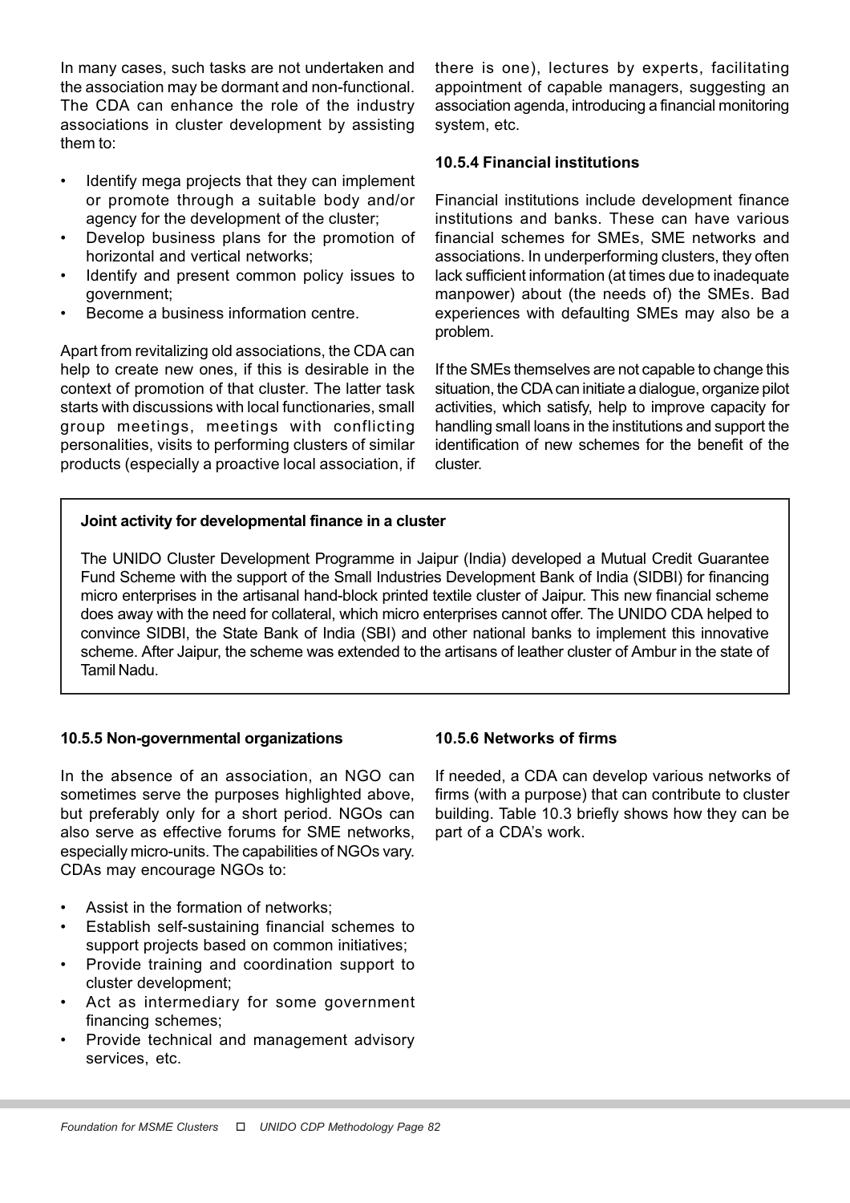In many cases, such tasks are not undertaken and the association may be dormant and non-functional. The CDA can enhance the role of the industry associations in cluster development by assisting them to:

- Identify mega projects that they can implement or promote through a suitable body and/or agency for the development of the cluster;
- Develop business plans for the promotion of horizontal and vertical networks;
- Identify and present common policy issues to government;
- Become a business information centre.

Apart from revitalizing old associations, the CDA can help to create new ones, if this is desirable in the context of promotion of that cluster. The latter task starts with discussions with local functionaries, small group meetings, meetings with conflicting personalities, visits to performing clusters of similar products (especially a proactive local association, if there is one), lectures by experts, facilitating appointment of capable managers, suggesting an association agenda, introducing a financial monitoring system, etc.

### 10.5.4 Financial institutions

Financial institutions include development finance institutions and banks. These can have various financial schemes for SMEs, SME networks and associations. In underperforming clusters, they often lack sufficient information (at times due to inadequate manpower) about (the needs of) the SMEs. Bad experiences with defaulting SMEs may also be a problem.

If the SMEs themselves are not capable to change this situation, the CDA can initiate a dialogue, organize pilot activities, which satisfy, help to improve capacity for handling small loans in the institutions and support the identification of new schemes for the benefit of the cluster.

**Joint activity for developmental finance in a cluster**

The UNIDO Cluster Development Programme in Jaipur (India) developed a Mutual Credit Guarantee Fund Scheme with the support of the Small Industries Development Bank of India (SIDBI) for financing micro enterprises in the artisanal hand-block printed textile cluster of Jaipur. This new financial scheme does away with the need for collateral, which micro enterprises cannot offer. The UNIDO CDA helped to convince SIDBI, the State Bank of India (SBI) and other national banks to implement this innovative scheme. After Jaipur, the scheme was extended to the artisans of leather cluster of Ambur in the state of Tamil Nadu.

### 10.5.5 Non-governmental organizations

In the absence of an association, an NGO can sometimes serve the purposes highlighted above, but preferably only for a short period. NGOs can also serve as effective forums for SME networks, especially micro-units. The capabilities of NGOs vary. CDAs may encourage NGOs to:

- Assist in the formation of networks;
- Establish self-sustaining financial schemes to support projects based on common initiatives;
- Provide training and coordination support to cluster development;
- Act as intermediary for some government financing schemes;
- Provide technical and management advisory services, etc.

### 10.5.6 Networks of firms

If needed, a CDA can develop various networks of firms (with a purpose) that can contribute to cluster building. Table 10.3 briefly shows how they can be part of a CDA's work.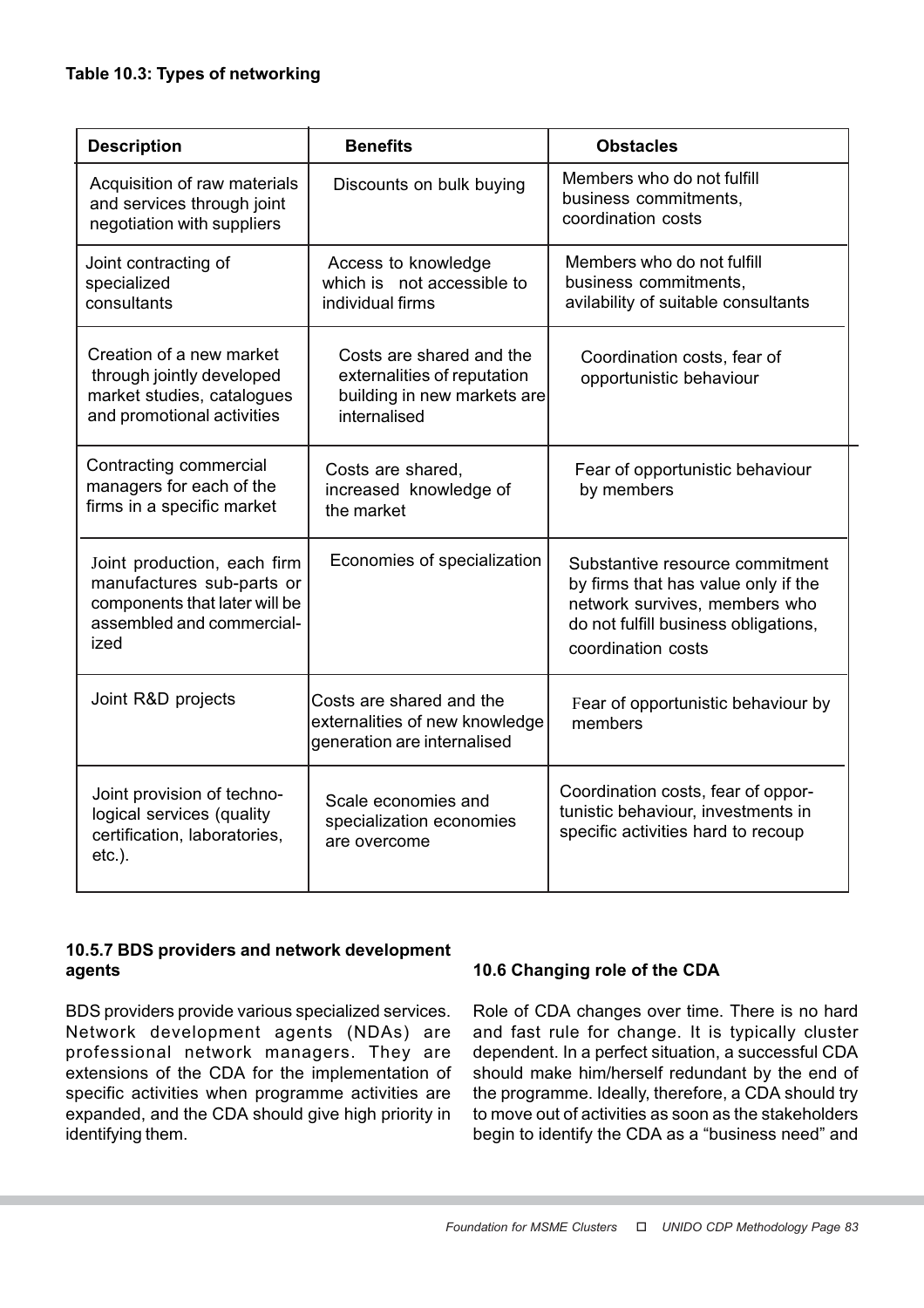**Table 10.3: Types of networking**

| Description | Benefits | Obstacles |
|---|---|---|
| Acquisition of raw materials and services through joint negotiation with suppliers | Discounts on bulk buying | Members who do not fulfill business commitments, coordination costs |
| Joint contracting of specialized consultants | Access to knowledge which is not accessible to individual firms | Members who do not fulfill business commitments, avilability of suitable consultants |
| Creation of a new market through jointly developed market studies, catalogues and promotional activities | Costs are shared and the externalities of reputation building in new markets are internalised | Coordination costs, fear of opportunistic behaviour |
| Contracting commercial managers for each of the firms in a specific market | Costs are shared, increased knowledge of the market | Fear of opportunistic behaviour by members |
| Joint production, each firm manufactures sub-parts or components that later will be assembled and commercial-ized | Economies of specialization | Substantive resource commitment by firms that has value only if the network survives, members who do not fulfill business obligations, coordination costs |
| Joint R&D projects | Costs are shared and the externalities of new knowledge generation are internalised | Fear of opportunistic behaviour by members |
| Joint provision of techno-logical services (quality certification, laboratories, etc.). | Scale economies and specialization economies are overcome | Coordination costs, fear of oppor-tunistic behaviour, investments in specific activities hard to recoup |

**10.5.7 BDS providers and network development agents**

BDS providers provide various specialized services. Network development agents (NDAs) are professional network managers. They are extensions of the CDA for the implementation of specific activities when programme activities are expanded, and the CDA should give high priority in identifying them.

**10.6 Changing role of the CDA**

Role of CDA changes over time. There is no hard and fast rule for change. It is typically cluster dependent. In a perfect situation, a successful CDA should make him/herself redundant by the end of the programme. Ideally, therefore, a CDA should try to move out of activities as soon as the stakeholders begin to identify the CDA as a "business need" and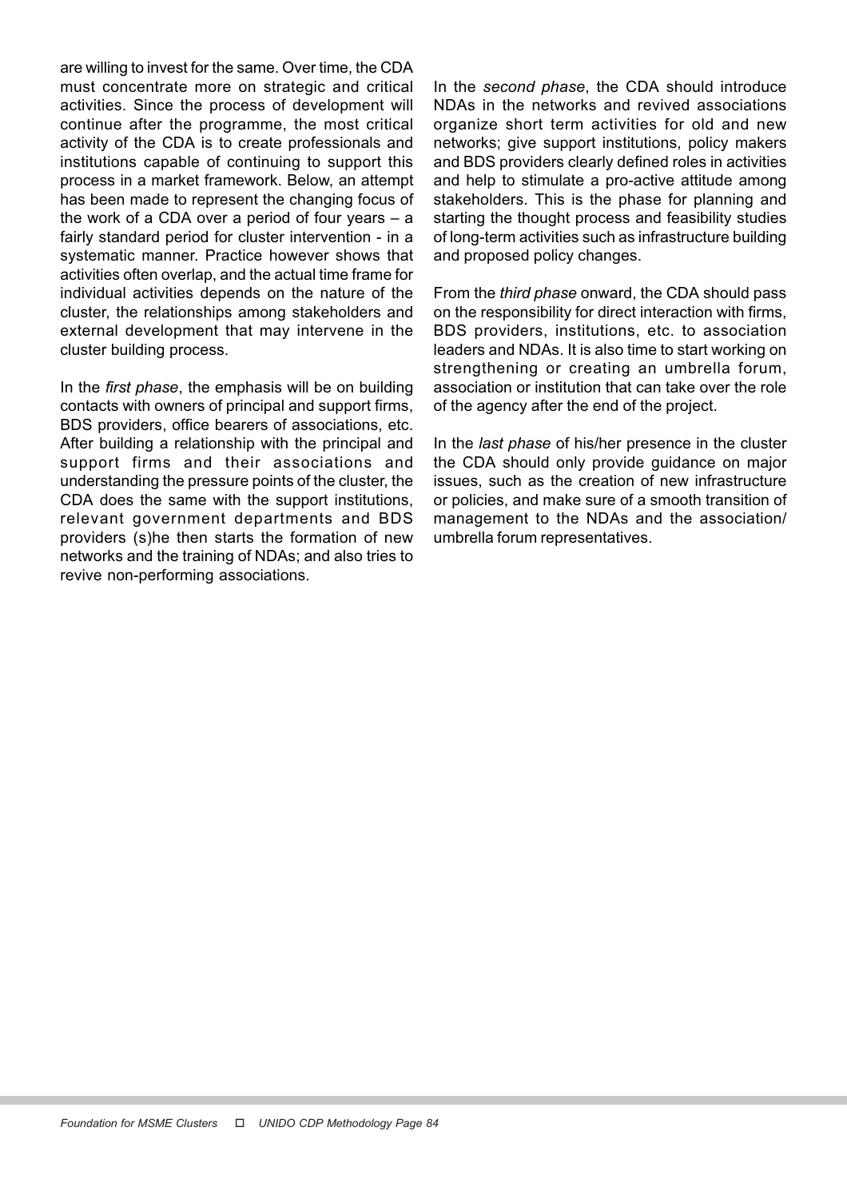are willing to invest for the same. Over time, the CDA must concentrate more on strategic and critical activities. Since the process of development will continue after the programme, the most critical activity of the CDA is to create professionals and institutions capable of continuing to support this process in a market framework. Below, an attempt has been made to represent the changing focus of the work of a CDA over a period of four years – a fairly standard period for cluster intervention - in a systematic manner. Practice however shows that activities often overlap, and the actual time frame for individual activities depends on the nature of the cluster, the relationships among stakeholders and external development that may intervene in the cluster building process.

In the *first phase*, the emphasis will be on building contacts with owners of principal and support firms, BDS providers, office bearers of associations, etc. After building a relationship with the principal and support firms and their associations and understanding the pressure points of the cluster, the CDA does the same with the support institutions, relevant government departments and BDS providers (s)he then starts the formation of new networks and the training of NDAs; and also tries to revive non-performing associations.

In the *second phase*, the CDA should introduce NDAs in the networks and revived associations organize short term activities for old and new networks; give support institutions, policy makers and BDS providers clearly defined roles in activities and help to stimulate a pro-active attitude among stakeholders. This is the phase for planning and starting the thought process and feasibility studies of long-term activities such as infrastructure building and proposed policy changes.

From the *third phase* onward, the CDA should pass on the responsibility for direct interaction with firms, BDS providers, institutions, etc. to association leaders and NDAs. It is also time to start working on strengthening or creating an umbrella forum, association or institution that can take over the role of the agency after the end of the project.

In the *last phase* of his/her presence in the cluster the CDA should only provide guidance on major issues, such as the creation of new infrastructure or policies, and make sure of a smooth transition of management to the NDAs and the association/ umbrella forum representatives.